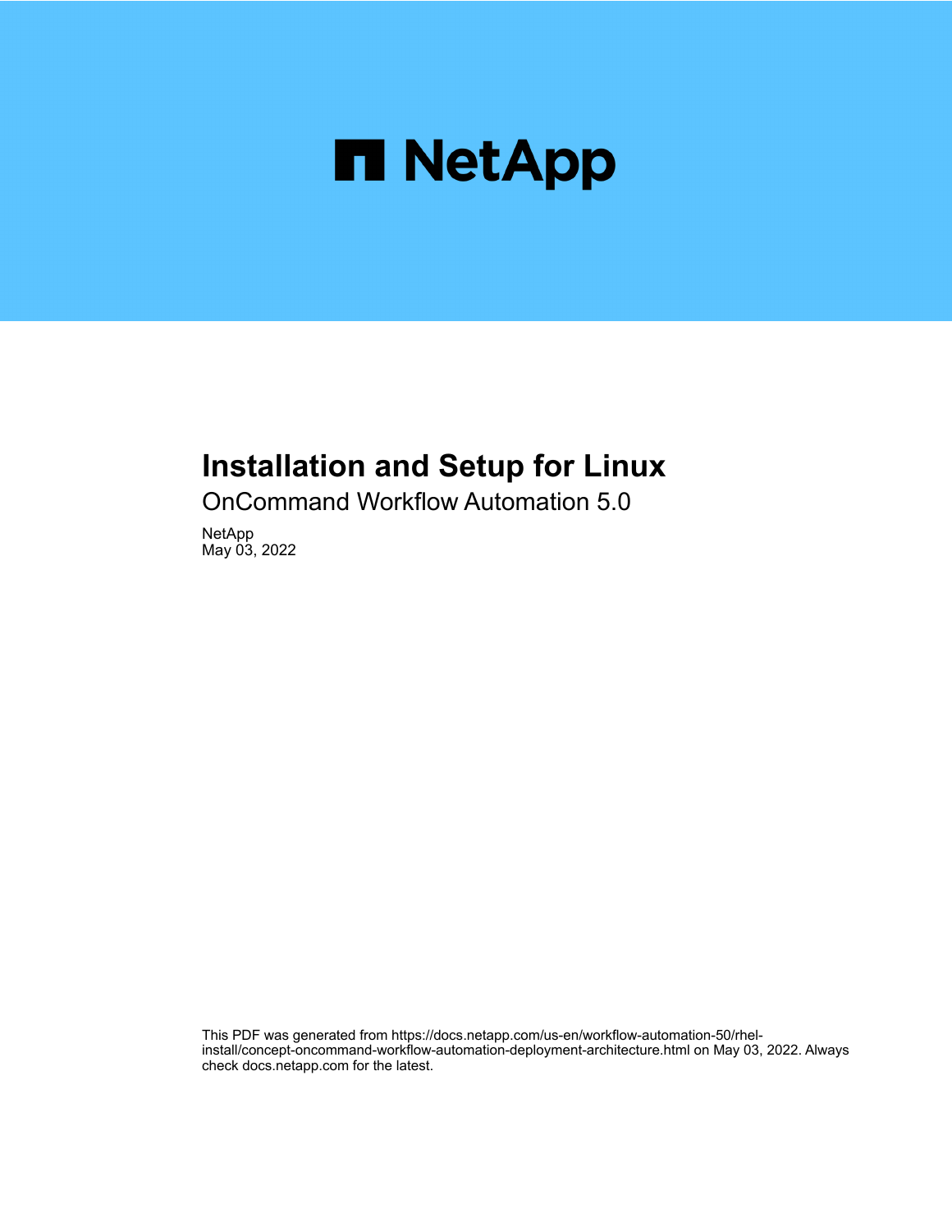# Installation and Setup for Linux

OnCommand Workflow Automation 5.0

NetApp
May 03, 2022

This PDF was generated from https://docs.netapp.com/us-en/workflow-automation-50/rhel-install/concept-oncommand-workflow-automation-deployment-architecture.html on May 03, 2022. Always check docs.netapp.com for the latest.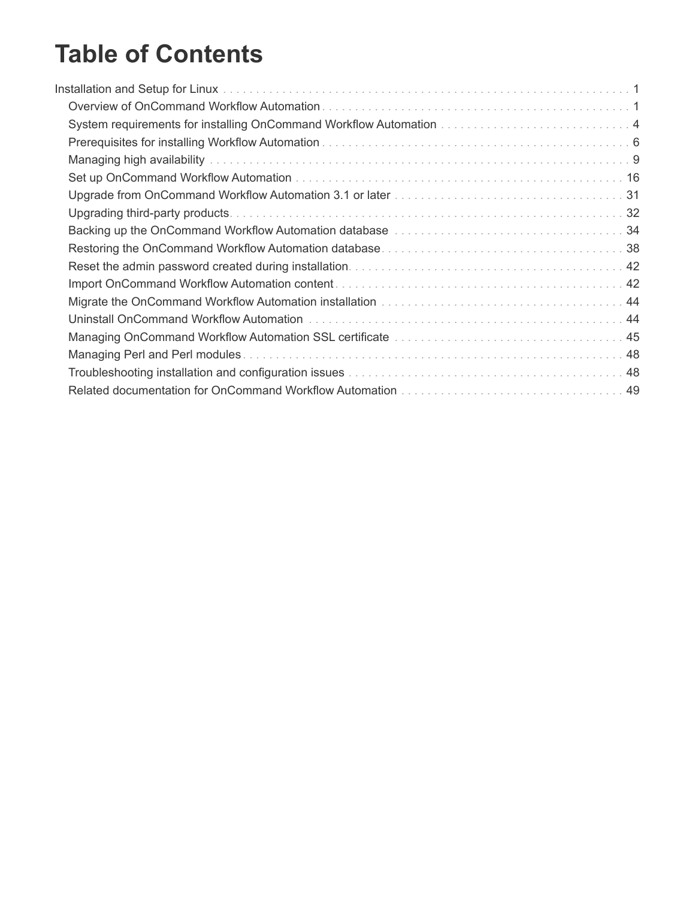# Table of Contents

Installation and Setup for Linux . . . . . . . . . . . . . . . . . . . . . . . . . . . . . . . . . . . . . . . . . . . . . . . . . . . . . . . . . . . . . . 1
- Overview of OnCommand Workflow Automation . . . . . . . . . . . . . . . . . . . . . . . . . . . . . . . . . . . . . . . . . . . . . . . 1
- System requirements for installing OnCommand Workflow Automation . . . . . . . . . . . . . . . . . . . . . . . . . . . . . 4
- Prerequisites for installing Workflow Automation . . . . . . . . . . . . . . . . . . . . . . . . . . . . . . . . . . . . . . . . . . . . . . . 6
- Managing high availability . . . . . . . . . . . . . . . . . . . . . . . . . . . . . . . . . . . . . . . . . . . . . . . . . . . . . . . . . . . . . . . 9
- Set up OnCommand Workflow Automation . . . . . . . . . . . . . . . . . . . . . . . . . . . . . . . . . . . . . . . . . . . . . . . . . . 16
- Upgrade from OnCommand Workflow Automation 3.1 or later . . . . . . . . . . . . . . . . . . . . . . . . . . . . . . . . . . . 31
- Upgrading third-party products. . . . . . . . . . . . . . . . . . . . . . . . . . . . . . . . . . . . . . . . . . . . . . . . . . . . . . . . . . . 32
- Backing up the OnCommand Workflow Automation database . . . . . . . . . . . . . . . . . . . . . . . . . . . . . . . . . . . 34
- Restoring the OnCommand Workflow Automation database. . . . . . . . . . . . . . . . . . . . . . . . . . . . . . . . . . . . . 38
- Reset the admin password created during installation. . . . . . . . . . . . . . . . . . . . . . . . . . . . . . . . . . . . . . . . . . 42
- Import OnCommand Workflow Automation content . . . . . . . . . . . . . . . . . . . . . . . . . . . . . . . . . . . . . . . . . . . . 42
- Migrate the OnCommand Workflow Automation installation . . . . . . . . . . . . . . . . . . . . . . . . . . . . . . . . . . . . . 44
- Uninstall OnCommand Workflow Automation . . . . . . . . . . . . . . . . . . . . . . . . . . . . . . . . . . . . . . . . . . . . . . . . . 44
- Managing OnCommand Workflow Automation SSL certificate . . . . . . . . . . . . . . . . . . . . . . . . . . . . . . . . . . . 45
- Managing Perl and Perl modules . . . . . . . . . . . . . . . . . . . . . . . . . . . . . . . . . . . . . . . . . . . . . . . . . . . . . . . . . . 48
- Troubleshooting installation and configuration issues . . . . . . . . . . . . . . . . . . . . . . . . . . . . . . . . . . . . . . . . . . . 48
- Related documentation for OnCommand Workflow Automation . . . . . . . . . . . . . . . . . . . . . . . . . . . . . . . . . . 49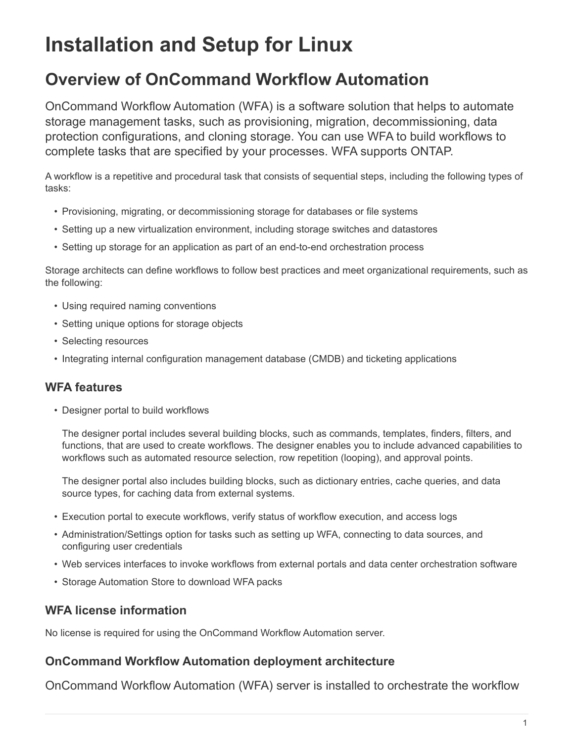# Installation and Setup for Linux

## Overview of OnCommand Workflow Automation

OnCommand Workflow Automation (WFA) is a software solution that helps to automate storage management tasks, such as provisioning, migration, decommissioning, data protection configurations, and cloning storage. You can use WFA to build workflows to complete tasks that are specified by your processes. WFA supports ONTAP.

A workflow is a repetitive and procedural task that consists of sequential steps, including the following types of tasks:

- Provisioning, migrating, or decommissioning storage for databases or file systems
- Setting up a new virtualization environment, including storage switches and datastores
- Setting up storage for an application as part of an end-to-end orchestration process

Storage architects can define workflows to follow best practices and meet organizational requirements, such as the following:

- Using required naming conventions
- Setting unique options for storage objects
- Selecting resources
- Integrating internal configuration management database (CMDB) and ticketing applications

### WFA features

- Designer portal to build workflows

  The designer portal includes several building blocks, such as commands, templates, finders, filters, and functions, that are used to create workflows. The designer enables you to include advanced capabilities to workflows such as automated resource selection, row repetition (looping), and approval points.

  The designer portal also includes building blocks, such as dictionary entries, cache queries, and data source types, for caching data from external systems.

- Execution portal to execute workflows, verify status of workflow execution, and access logs
- Administration/Settings option for tasks such as setting up WFA, connecting to data sources, and configuring user credentials
- Web services interfaces to invoke workflows from external portals and data center orchestration software
- Storage Automation Store to download WFA packs

### WFA license information

No license is required for using the OnCommand Workflow Automation server.

### OnCommand Workflow Automation deployment architecture

OnCommand Workflow Automation (WFA) server is installed to orchestrate the workflow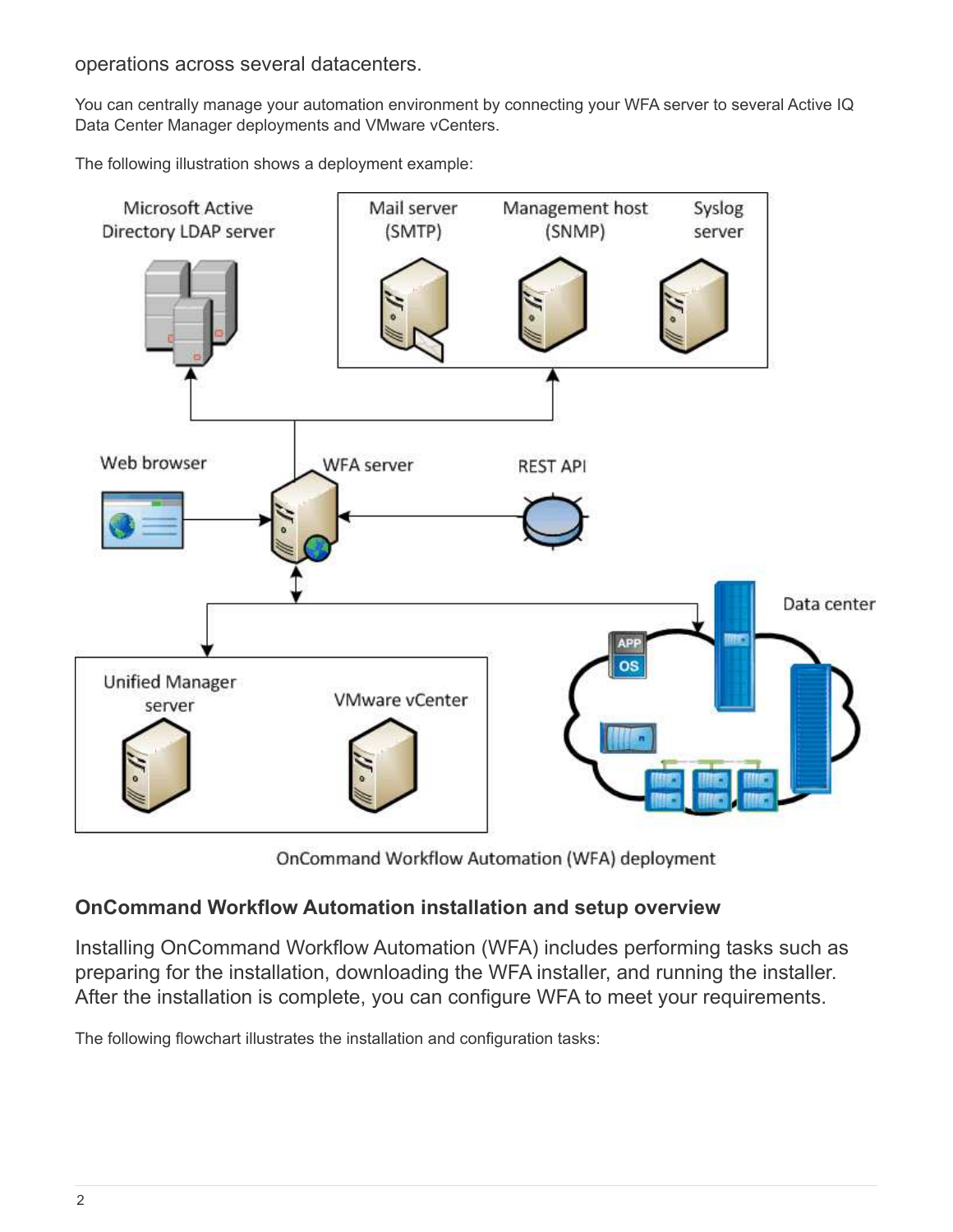operations across several datacenters.

You can centrally manage your automation environment by connecting your WFA server to several Active IQ Data Center Manager deployments and VMware vCenters.

The following illustration shows a deployment example:

Microsoft Active Directory LDAP server

Mail server (SMTP)

Management host (SNMP)

Syslog server

Web browser

WFA server

REST API

Data center

APP

OS

Unified Manager server

VMware vCenter

OnCommand Workflow Automation (WFA) deployment

## OnCommand Workflow Automation installation and setup overview

Installing OnCommand Workflow Automation (WFA) includes performing tasks such as preparing for the installation, downloading the WFA installer, and running the installer. After the installation is complete, you can configure WFA to meet your requirements.

The following flowchart illustrates the installation and configuration tasks: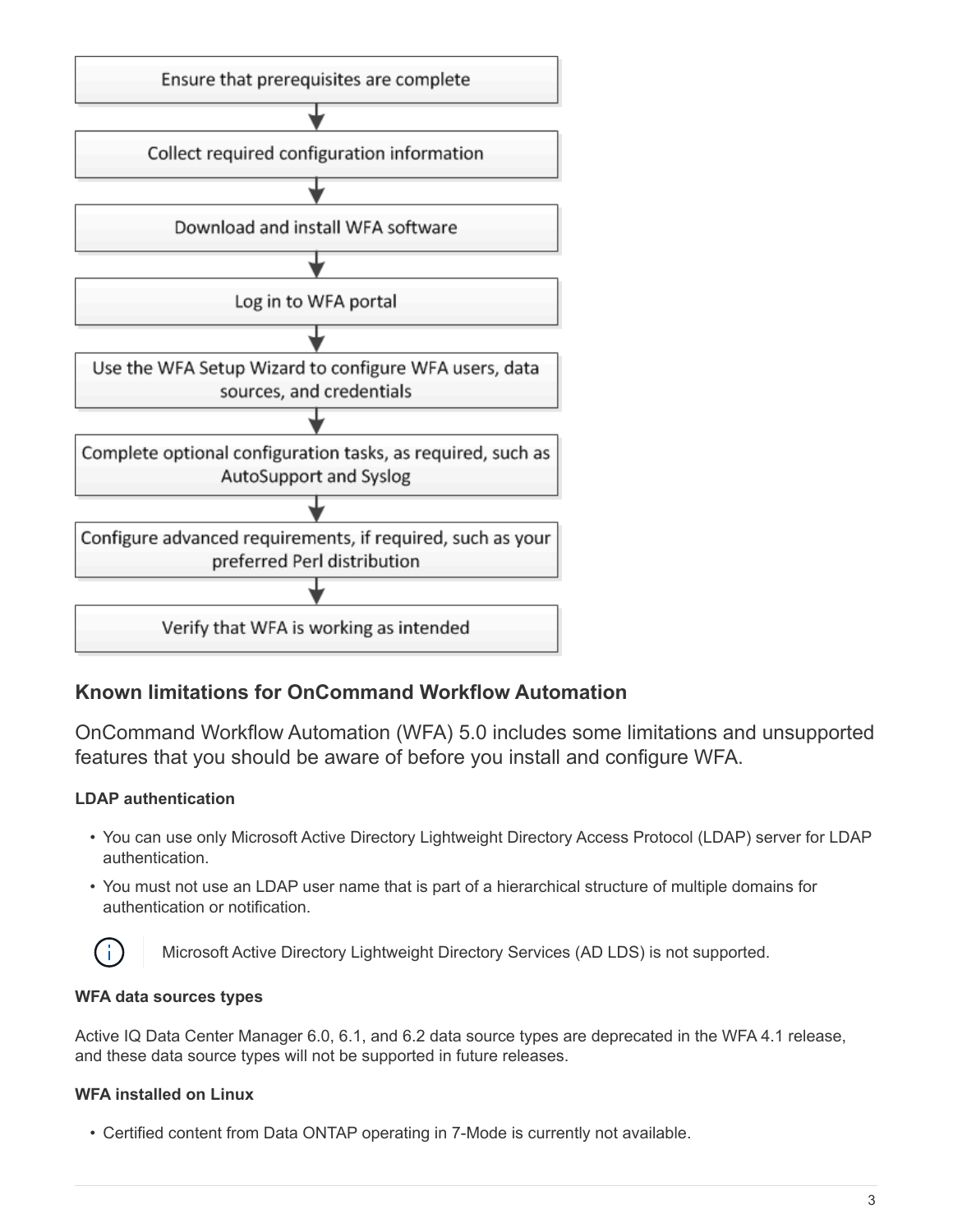Ensure that prerequisites are complete

Collect required configuration information

Download and install WFA software

Log in to WFA portal

Use the WFA Setup Wizard to configure WFA users, data sources, and credentials

Complete optional configuration tasks, as required, such as AutoSupport and Syslog

Configure advanced requirements, if required, such as your preferred Perl distribution

Verify that WFA is working as intended

## Known limitations for OnCommand Workflow Automation

OnCommand Workflow Automation (WFA) 5.0 includes some limitations and unsupported features that you should be aware of before you install and configure WFA.

#### LDAP authentication

- You can use only Microsoft Active Directory Lightweight Directory Access Protocol (LDAP) server for LDAP authentication.
- You must not use an LDAP user name that is part of a hierarchical structure of multiple domains for authentication or notification.

Microsoft Active Directory Lightweight Directory Services (AD LDS) is not supported.

#### WFA data sources types

Active IQ Data Center Manager 6.0, 6.1, and 6.2 data source types are deprecated in the WFA 4.1 release, and these data source types will not be supported in future releases.

#### WFA installed on Linux

- Certified content from Data ONTAP operating in 7-Mode is currently not available.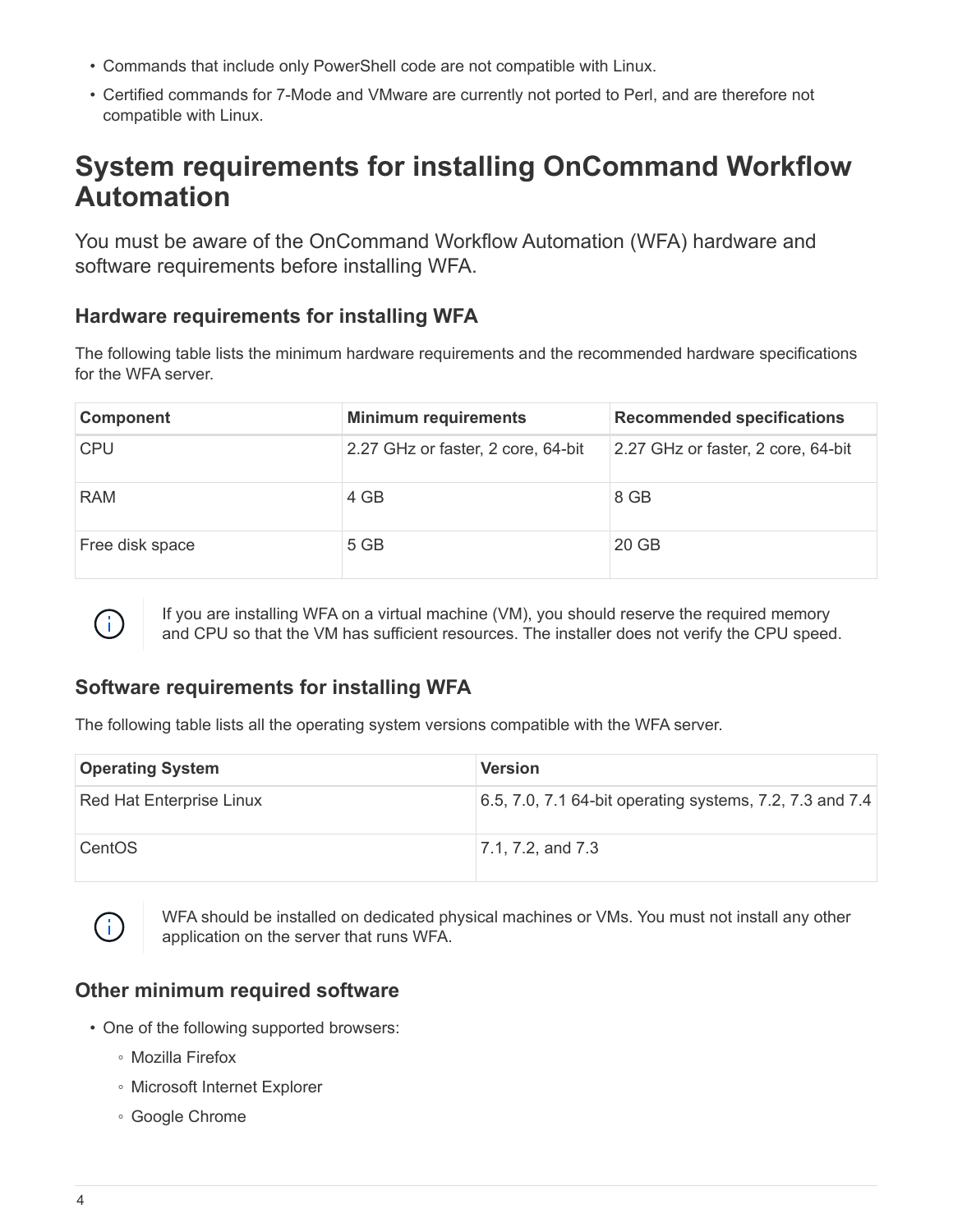- Commands that include only PowerShell code are not compatible with Linux.
- Certified commands for 7-Mode and VMware are currently not ported to Perl, and are therefore not compatible with Linux.

# System requirements for installing OnCommand Workflow Automation

You must be aware of the OnCommand Workflow Automation (WFA) hardware and software requirements before installing WFA.

## Hardware requirements for installing WFA

The following table lists the minimum hardware requirements and the recommended hardware specifications for the WFA server.

| Component | Minimum requirements | Recommended specifications |
| --- | --- | --- |
| CPU | 2.27 GHz or faster, 2 core, 64-bit | 2.27 GHz or faster, 2 core, 64-bit |
| RAM | 4 GB | 8 GB |
| Free disk space | 5 GB | 20 GB |

If you are installing WFA on a virtual machine (VM), you should reserve the required memory and CPU so that the VM has sufficient resources. The installer does not verify the CPU speed.

## Software requirements for installing WFA

The following table lists all the operating system versions compatible with the WFA server.

| Operating System | Version |
| --- | --- |
| Red Hat Enterprise Linux | 6.5, 7.0, 7.1 64-bit operating systems, 7.2, 7.3 and 7.4 |
| CentOS | 7.1, 7.2, and 7.3 |

WFA should be installed on dedicated physical machines or VMs. You must not install any other application on the server that runs WFA.

## Other minimum required software

- One of the following supported browsers:
  - Mozilla Firefox
  - Microsoft Internet Explorer
  - Google Chrome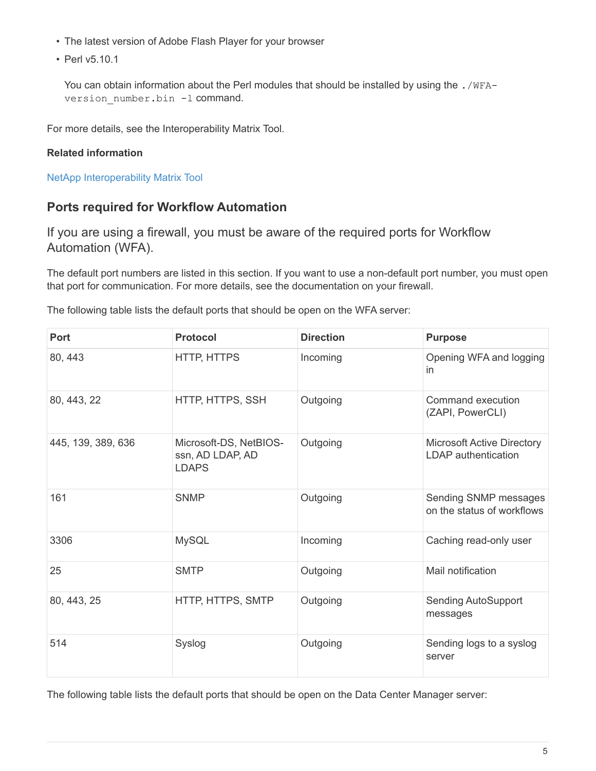- The latest version of Adobe Flash Player for your browser
- Perl v5.10.1

  You can obtain information about the Perl modules that should be installed by using the `./WFA-version_number.bin -l` command.

For more details, see the Interoperability Matrix Tool.

**Related information**

NetApp Interoperability Matrix Tool

## Ports required for Workflow Automation

If you are using a firewall, you must be aware of the required ports for Workflow Automation (WFA).

The default port numbers are listed in this section. If you want to use a non-default port number, you must open that port for communication. For more details, see the documentation on your firewall.

The following table lists the default ports that should be open on the WFA server:

| Port | Protocol | Direction | Purpose |
| --- | --- | --- | --- |
| 80, 443 | HTTP, HTTPS | Incoming | Opening WFA and logging in |
| 80, 443, 22 | HTTP, HTTPS, SSH | Outgoing | Command execution (ZAPI, PowerCLI) |
| 445, 139, 389, 636 | Microsoft-DS, NetBIOS-ssn, AD LDAP, AD LDAPS | Outgoing | Microsoft Active Directory LDAP authentication |
| 161 | SNMP | Outgoing | Sending SNMP messages on the status of workflows |
| 3306 | MySQL | Incoming | Caching read-only user |
| 25 | SMTP | Outgoing | Mail notification |
| 80, 443, 25 | HTTP, HTTPS, SMTP | Outgoing | Sending AutoSupport messages |
| 514 | Syslog | Outgoing | Sending logs to a syslog server |

The following table lists the default ports that should be open on the Data Center Manager server: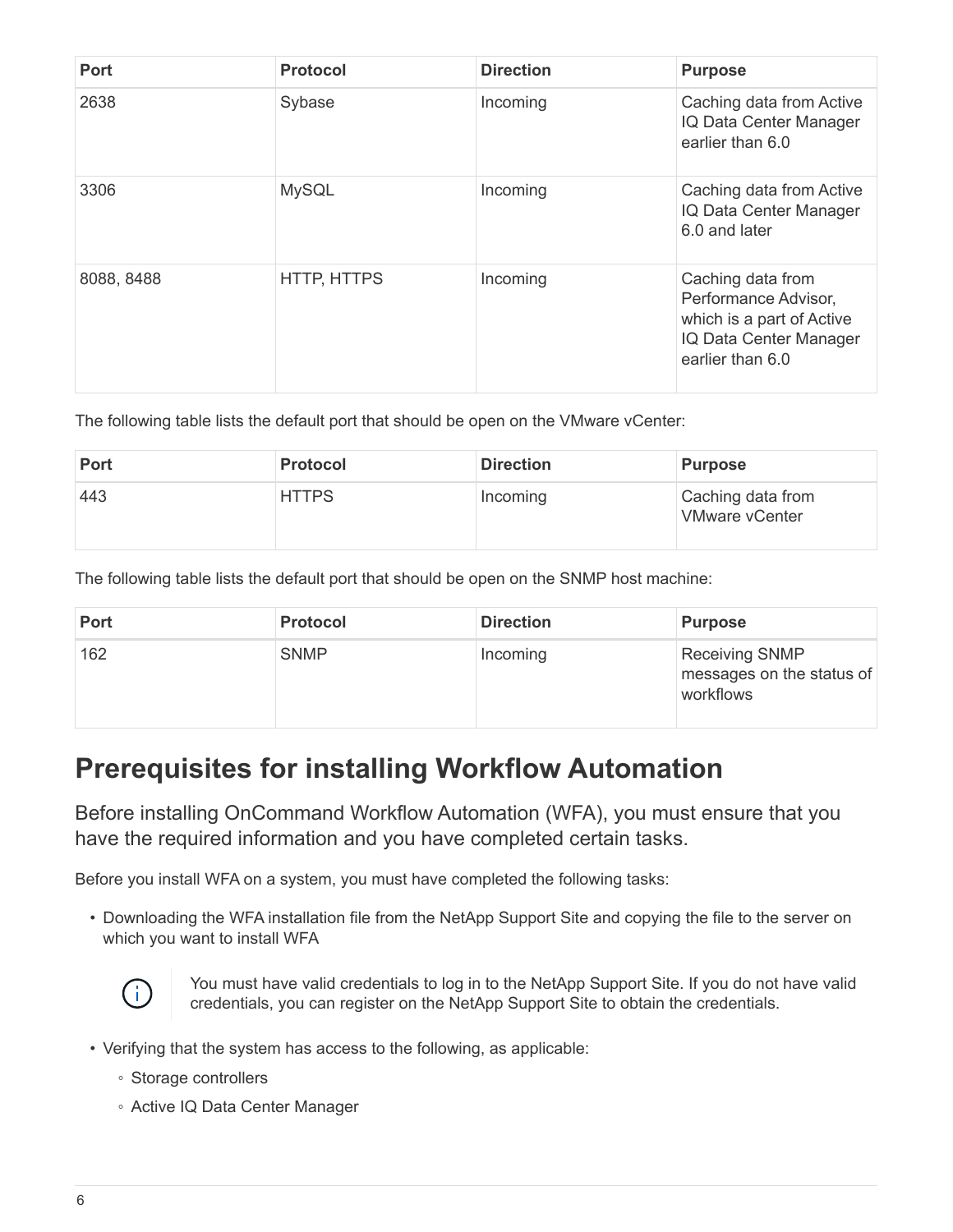| Port | Protocol | Direction | Purpose |
| --- | --- | --- | --- |
| 2638 | Sybase | Incoming | Caching data from Active IQ Data Center Manager earlier than 6.0 |
| 3306 | MySQL | Incoming | Caching data from Active IQ Data Center Manager 6.0 and later |
| 8088, 8488 | HTTP, HTTPS | Incoming | Caching data from Performance Advisor, which is a part of Active IQ Data Center Manager earlier than 6.0 |

The following table lists the default port that should be open on the VMware vCenter:

| Port | Protocol | Direction | Purpose |
| --- | --- | --- | --- |
| 443 | HTTPS | Incoming | Caching data from VMware vCenter |

The following table lists the default port that should be open on the SNMP host machine:

| Port | Protocol | Direction | Purpose |
| --- | --- | --- | --- |
| 162 | SNMP | Incoming | Receiving SNMP messages on the status of workflows |

# Prerequisites for installing Workflow Automation

Before installing OnCommand Workflow Automation (WFA), you must ensure that you have the required information and you have completed certain tasks.

Before you install WFA on a system, you must have completed the following tasks:

- Downloading the WFA installation file from the NetApp Support Site and copying the file to the server on which you want to install WFA

  > You must have valid credentials to log in to the NetApp Support Site. If you do not have valid credentials, you can register on the NetApp Support Site to obtain the credentials.

- Verifying that the system has access to the following, as applicable:
  - Storage controllers
  - Active IQ Data Center Manager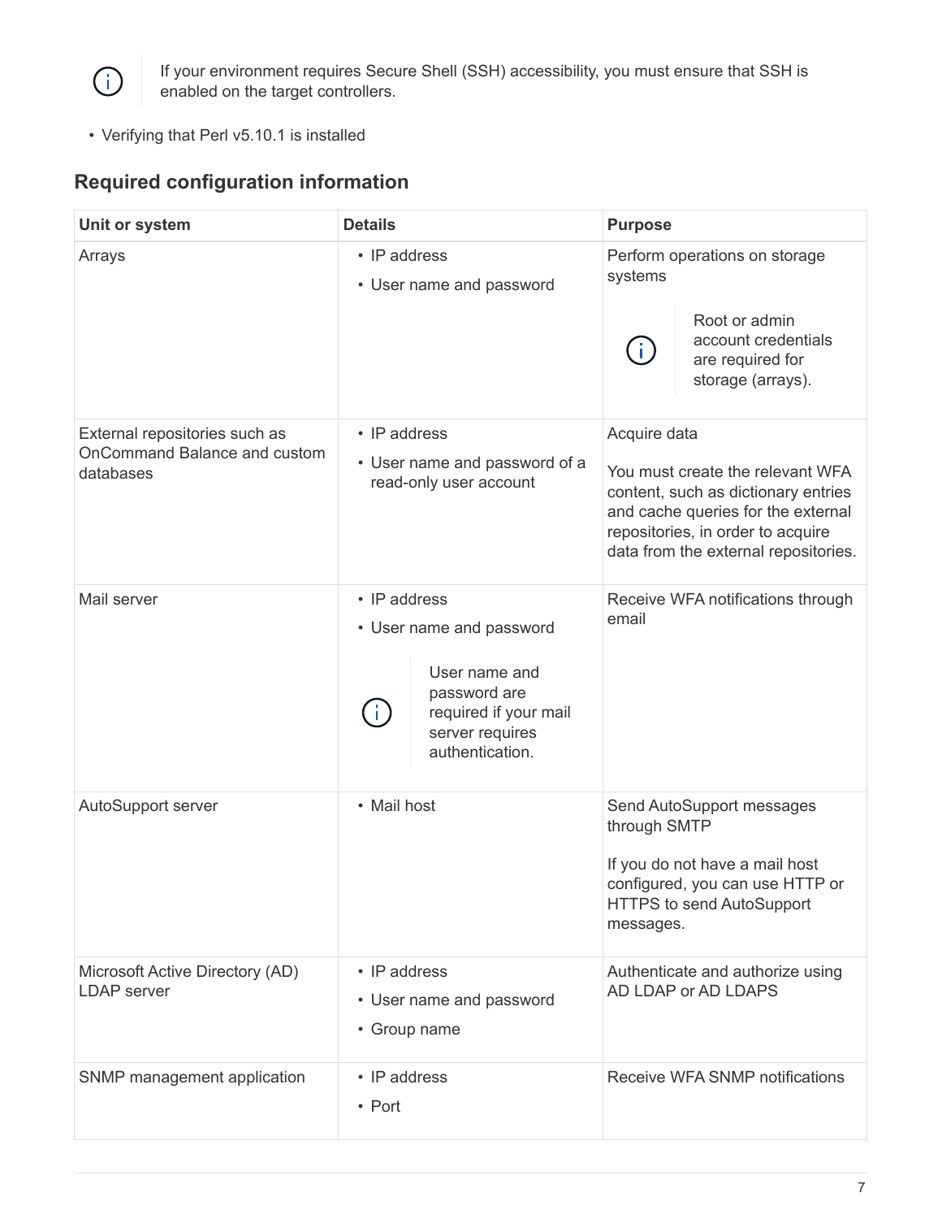> ⓘ If your environment requires Secure Shell (SSH) accessibility, you must ensure that SSH is enabled on the target controllers.

- Verifying that Perl v5.10.1 is installed

## Required configuration information

| Unit or system | Details | Purpose |
| --- | --- | --- |
| Arrays | • IP address<br>• User name and password | Perform operations on storage systems<br><br>ⓘ Root or admin account credentials are required for storage (arrays). |
| External repositories such as OnCommand Balance and custom databases | • IP address<br>• User name and password of a read-only user account | Acquire data<br><br>You must create the relevant WFA content, such as dictionary entries and cache queries for the external repositories, in order to acquire data from the external repositories. |
| Mail server | • IP address<br>• User name and password<br><br>ⓘ User name and password are required if your mail server requires authentication. | Receive WFA notifications through email |
| AutoSupport server | • Mail host | Send AutoSupport messages through SMTP<br><br>If you do not have a mail host configured, you can use HTTP or HTTPS to send AutoSupport messages. |
| Microsoft Active Directory (AD) LDAP server | • IP address<br>• User name and password<br>• Group name | Authenticate and authorize using AD LDAP or AD LDAPS |
| SNMP management application | • IP address<br>• Port | Receive WFA SNMP notifications |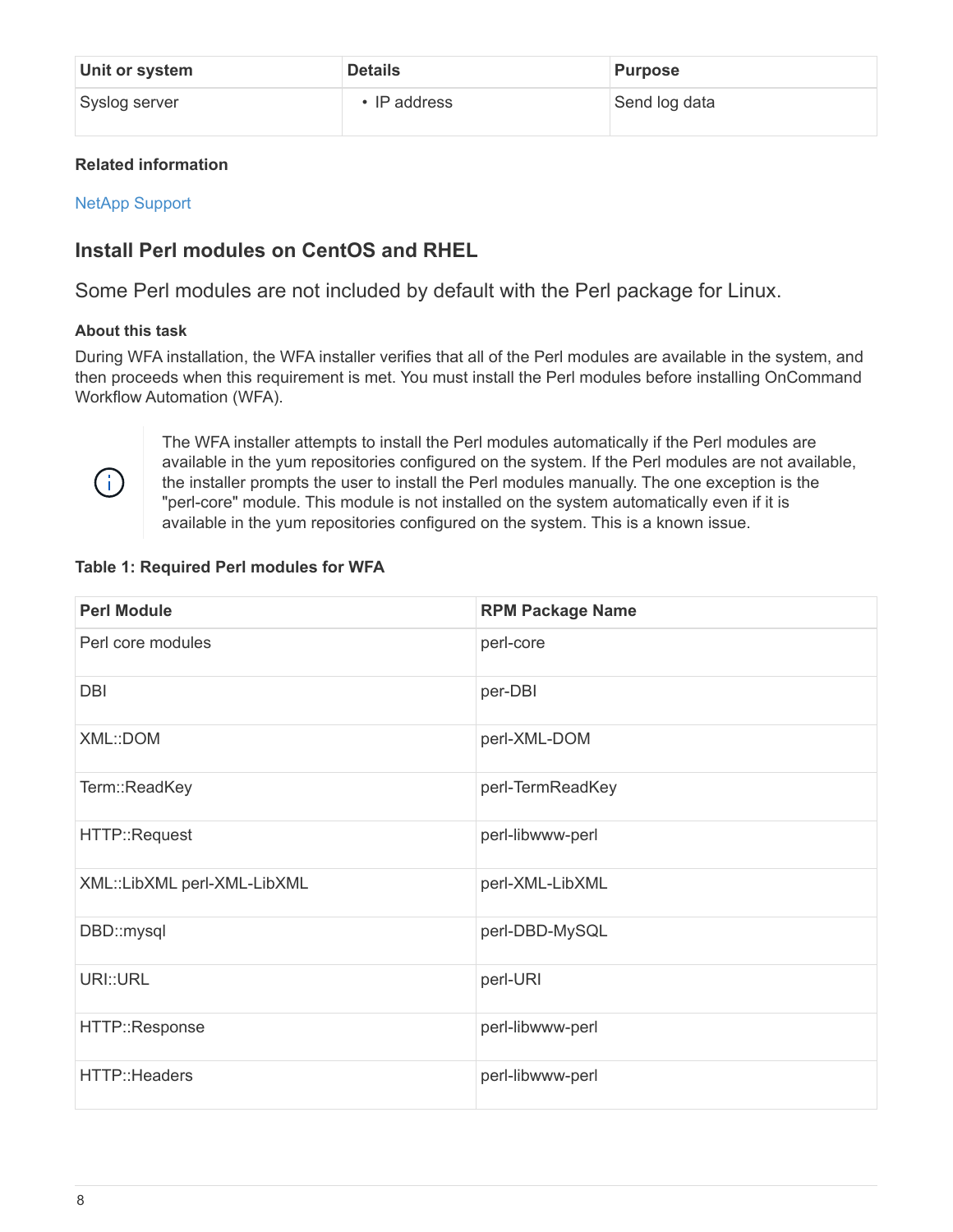| Unit or system | Details | Purpose |
| --- | --- | --- |
| Syslog server | • IP address | Send log data |

**Related information**

NetApp Support

## Install Perl modules on CentOS and RHEL

Some Perl modules are not included by default with the Perl package for Linux.

**About this task**

During WFA installation, the WFA installer verifies that all of the Perl modules are available in the system, and then proceeds when this requirement is met. You must install the Perl modules before installing OnCommand Workflow Automation (WFA).

> The WFA installer attempts to install the Perl modules automatically if the Perl modules are available in the yum repositories configured on the system. If the Perl modules are not available, the installer prompts the user to install the Perl modules manually. The one exception is the "perl-core" module. This module is not installed on the system automatically even if it is available in the yum repositories configured on the system. This is a known issue.

**Table 1: Required Perl modules for WFA**

| Perl Module | RPM Package Name |
| --- | --- |
| Perl core modules | perl-core |
| DBI | per-DBI |
| XML::DOM | perl-XML-DOM |
| Term::ReadKey | perl-TermReadKey |
| HTTP::Request | perl-libwww-perl |
| XML::LibXML perl-XML-LibXML | perl-XML-LibXML |
| DBD::mysql | perl-DBD-MySQL |
| URI::URL | perl-URI |
| HTTP::Response | perl-libwww-perl |
| HTTP::Headers | perl-libwww-perl |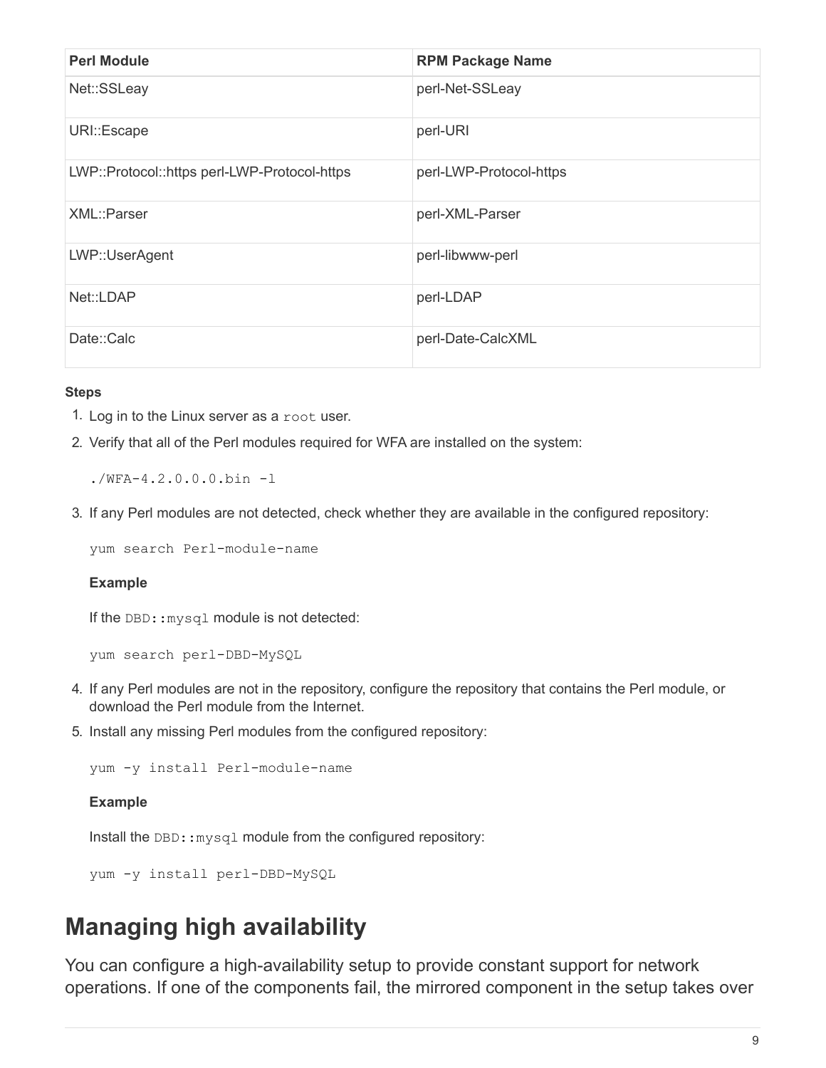| Perl Module | RPM Package Name |
| --- | --- |
| Net::SSLeay | perl-Net-SSLeay |
| URI::Escape | perl-URI |
| LWP::Protocol::https perl-LWP-Protocol-https | perl-LWP-Protocol-https |
| XML::Parser | perl-XML-Parser |
| LWP::UserAgent | perl-libwww-perl |
| Net::LDAP | perl-LDAP |
| Date::Calc | perl-Date-CalcXML |

**Steps**

1. Log in to the Linux server as a `root` user.
2. Verify that all of the Perl modules required for WFA are installed on the system:

   ```
   ./WFA-4.2.0.0.0.bin -l
   ```

3. If any Perl modules are not detected, check whether they are available in the configured repository:

   ```
   yum search Perl-module-name
   ```

   **Example**

   If the `DBD::mysql` module is not detected:

   ```
   yum search perl-DBD-MySQL
   ```

4. If any Perl modules are not in the repository, configure the repository that contains the Perl module, or download the Perl module from the Internet.
5. Install any missing Perl modules from the configured repository:

   ```
   yum -y install Perl-module-name
   ```

   **Example**

   Install the `DBD::mysql` module from the configured repository:

   ```
   yum -y install perl-DBD-MySQL
   ```

# Managing high availability

You can configure a high-availability setup to provide constant support for network operations. If one of the components fail, the mirrored component in the setup takes over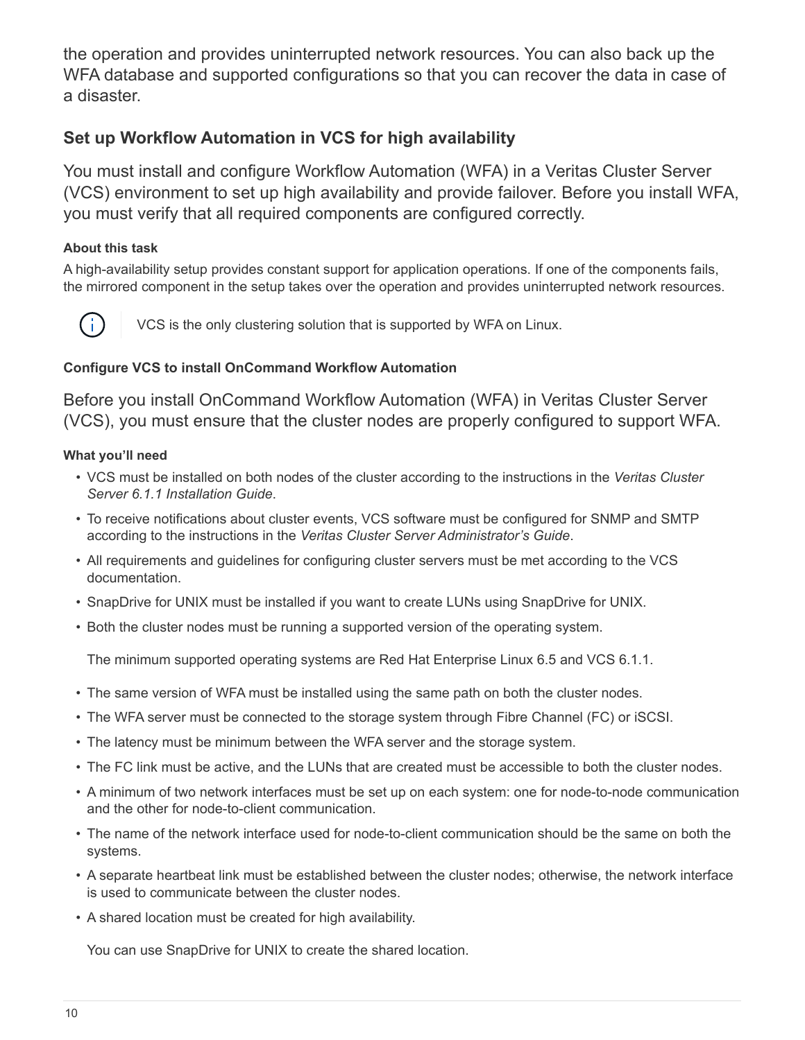the operation and provides uninterrupted network resources. You can also back up the WFA database and supported configurations so that you can recover the data in case of a disaster.

## Set up Workflow Automation in VCS for high availability

You must install and configure Workflow Automation (WFA) in a Veritas Cluster Server (VCS) environment to set up high availability and provide failover. Before you install WFA, you must verify that all required components are configured correctly.

#### About this task

A high-availability setup provides constant support for application operations. If one of the components fails, the mirrored component in the setup takes over the operation and provides uninterrupted network resources.

> VCS is the only clustering solution that is supported by WFA on Linux.

### Configure VCS to install OnCommand Workflow Automation

Before you install OnCommand Workflow Automation (WFA) in Veritas Cluster Server (VCS), you must ensure that the cluster nodes are properly configured to support WFA.

#### What you'll need

- VCS must be installed on both nodes of the cluster according to the instructions in the *Veritas Cluster Server 6.1.1 Installation Guide*.
- To receive notifications about cluster events, VCS software must be configured for SNMP and SMTP according to the instructions in the *Veritas Cluster Server Administrator's Guide*.
- All requirements and guidelines for configuring cluster servers must be met according to the VCS documentation.
- SnapDrive for UNIX must be installed if you want to create LUNs using SnapDrive for UNIX.
- Both the cluster nodes must be running a supported version of the operating system.

  The minimum supported operating systems are Red Hat Enterprise Linux 6.5 and VCS 6.1.1.
- The same version of WFA must be installed using the same path on both the cluster nodes.
- The WFA server must be connected to the storage system through Fibre Channel (FC) or iSCSI.
- The latency must be minimum between the WFA server and the storage system.
- The FC link must be active, and the LUNs that are created must be accessible to both the cluster nodes.
- A minimum of two network interfaces must be set up on each system: one for node-to-node communication and the other for node-to-client communication.
- The name of the network interface used for node-to-client communication should be the same on both the systems.
- A separate heartbeat link must be established between the cluster nodes; otherwise, the network interface is used to communicate between the cluster nodes.
- A shared location must be created for high availability.

  You can use SnapDrive for UNIX to create the shared location.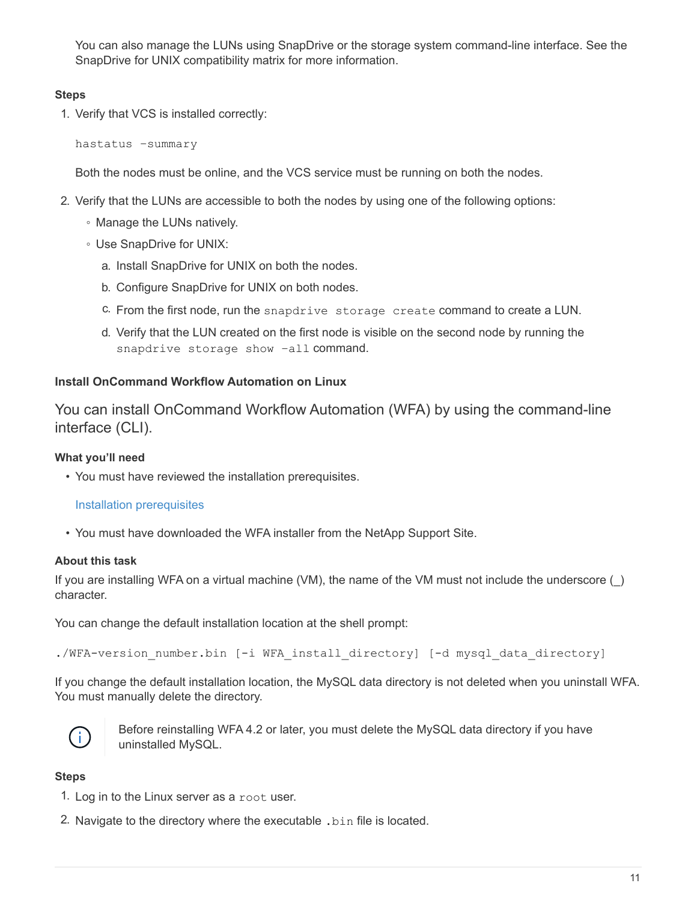You can also manage the LUNs using SnapDrive or the storage system command-line interface. See the SnapDrive for UNIX compatibility matrix for more information.

#### Steps

1. Verify that VCS is installed correctly:

   ```
   hastatus -summary
   ```

   Both the nodes must be online, and the VCS service must be running on both the nodes.

2. Verify that the LUNs are accessible to both the nodes by using one of the following options:
   - Manage the LUNs natively.
   - Use SnapDrive for UNIX:
     a. Install SnapDrive for UNIX on both the nodes.
     b. Configure SnapDrive for UNIX on both nodes.
     c. From the first node, run the `snapdrive storage create` command to create a LUN.
     d. Verify that the LUN created on the first node is visible on the second node by running the `snapdrive storage show -all` command.

### Install OnCommand Workflow Automation on Linux

You can install OnCommand Workflow Automation (WFA) by using the command-line interface (CLI).

#### What you'll need

- You must have reviewed the installation prerequisites.

  Installation prerequisites

- You must have downloaded the WFA installer from the NetApp Support Site.

#### About this task

If you are installing WFA on a virtual machine (VM), the name of the VM must not include the underscore (_) character.

You can change the default installation location at the shell prompt:

```
./WFA-version_number.bin [-i WFA_install_directory] [-d mysql_data_directory]
```

If you change the default installation location, the MySQL data directory is not deleted when you uninstall WFA. You must manually delete the directory.

> Before reinstalling WFA 4.2 or later, you must delete the MySQL data directory if you have uninstalled MySQL.

#### Steps

1. Log in to the Linux server as a `root` user.
2. Navigate to the directory where the executable `.bin` file is located.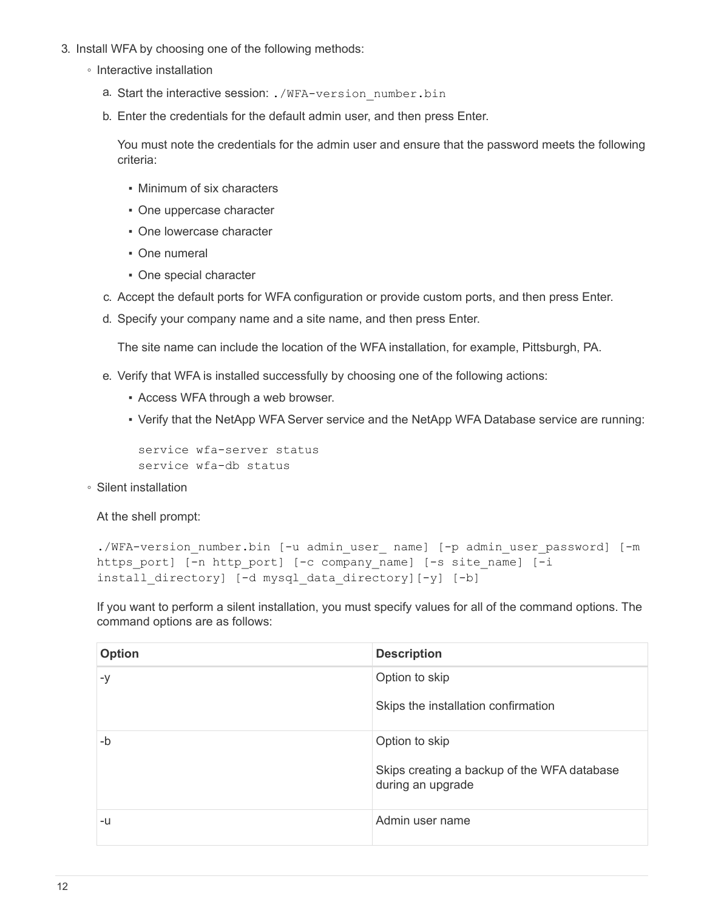3. Install WFA by choosing one of the following methods:
    - Interactive installation
        a. Start the interactive session: `./WFA-version_number.bin`
        b. Enter the credentials for the default admin user, and then press Enter.

           You must note the credentials for the admin user and ensure that the password meets the following criteria:

            - Minimum of six characters
            - One uppercase character
            - One lowercase character
            - One numeral
            - One special character
        c. Accept the default ports for WFA configuration or provide custom ports, and then press Enter.
        d. Specify your company name and a site name, and then press Enter.

           The site name can include the location of the WFA installation, for example, Pittsburgh, PA.
        e. Verify that WFA is installed successfully by choosing one of the following actions:
            - Access WFA through a web browser.
            - Verify that the NetApp WFA Server service and the NetApp WFA Database service are running:

```
service wfa-server status
service wfa-db status
```

    - Silent installation

      At the shell prompt:

```
./WFA-version_number.bin [-u admin_user_ name] [-p admin_user_password] [-m
https_port] [-n http_port] [-c company_name] [-s site_name] [-i
install_directory] [-d mysql_data_directory][-y] [-b]
```

      If you want to perform a silent installation, you must specify values for all of the command options. The command options are as follows:

| Option | Description |
| --- | --- |
| -y | Option to skip<br><br>Skips the installation confirmation |
| -b | Option to skip<br><br>Skips creating a backup of the WFA database during an upgrade |
| -u | Admin user name |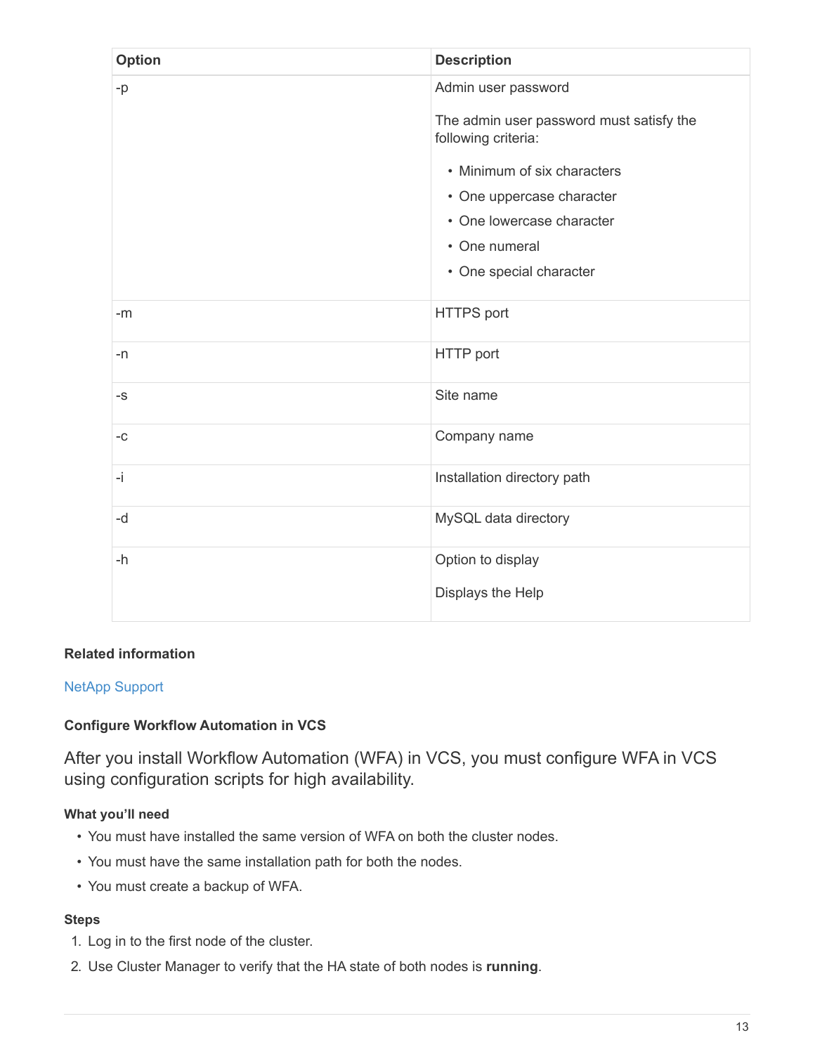| Option | Description |
| --- | --- |
| -p | Admin user password<br><br>The admin user password must satisfy the following criteria:<br><br>• Minimum of six characters<br>• One uppercase character<br>• One lowercase character<br>• One numeral<br>• One special character |
| -m | HTTPS port |
| -n | HTTP port |
| -s | Site name |
| -c | Company name |
| -i | Installation directory path |
| -d | MySQL data directory |
| -h | Option to display<br><br>Displays the Help |

**Related information**

NetApp Support

#### Configure Workflow Automation in VCS

After you install Workflow Automation (WFA) in VCS, you must configure WFA in VCS using configuration scripts for high availability.

**What you'll need**

- You must have installed the same version of WFA on both the cluster nodes.
- You must have the same installation path for both the nodes.
- You must create a backup of WFA.

**Steps**

1. Log in to the first node of the cluster.
2. Use Cluster Manager to verify that the HA state of both nodes is **running**.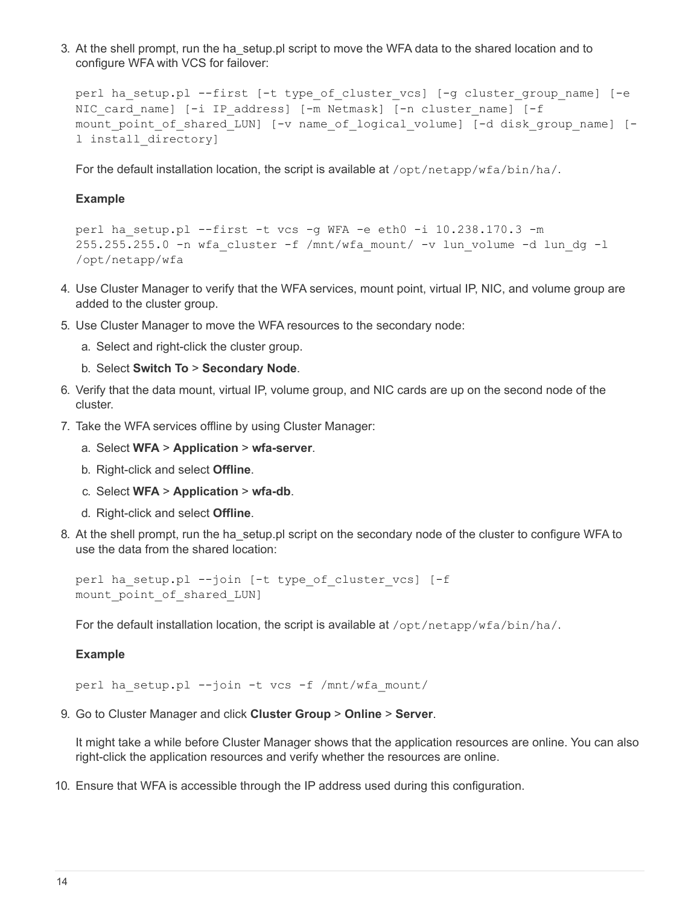3. At the shell prompt, run the ha_setup.pl script to move the WFA data to the shared location and to configure WFA with VCS for failover:

   ```
   perl ha_setup.pl --first [-t type_of_cluster_vcs] [-g cluster_group_name] [-e
   NIC_card_name] [-i IP_address] [-m Netmask] [-n cluster_name] [-f
   mount_point_of_shared_LUN] [-v name_of_logical_volume] [-d disk_group_name] [-
   l install_directory]
   ```

   For the default installation location, the script is available at `/opt/netapp/wfa/bin/ha/`.

   **Example**

   ```
   perl ha_setup.pl --first -t vcs -g WFA -e eth0 -i 10.238.170.3 -m
   255.255.255.0 -n wfa_cluster -f /mnt/wfa_mount/ -v lun_volume -d lun_dg -l
   /opt/netapp/wfa
   ```

4. Use Cluster Manager to verify that the WFA services, mount point, virtual IP, NIC, and volume group are added to the cluster group.
5. Use Cluster Manager to move the WFA resources to the secondary node:
   a. Select and right-click the cluster group.
   b. Select **Switch To** > **Secondary Node**.
6. Verify that the data mount, virtual IP, volume group, and NIC cards are up on the second node of the cluster.
7. Take the WFA services offline by using Cluster Manager:
   a. Select **WFA** > **Application** > **wfa-server**.
   b. Right-click and select **Offline**.
   c. Select **WFA** > **Application** > **wfa-db**.
   d. Right-click and select **Offline**.
8. At the shell prompt, run the ha_setup.pl script on the secondary node of the cluster to configure WFA to use the data from the shared location:

   ```
   perl ha_setup.pl --join [-t type_of_cluster_vcs] [-f
   mount_point_of_shared_LUN]
   ```

   For the default installation location, the script is available at `/opt/netapp/wfa/bin/ha/`.

   **Example**

   ```
   perl ha_setup.pl --join -t vcs -f /mnt/wfa_mount/
   ```

9. Go to Cluster Manager and click **Cluster Group** > **Online** > **Server**.

   It might take a while before Cluster Manager shows that the application resources are online. You can also right-click the application resources and verify whether the resources are online.

10. Ensure that WFA is accessible through the IP address used during this configuration.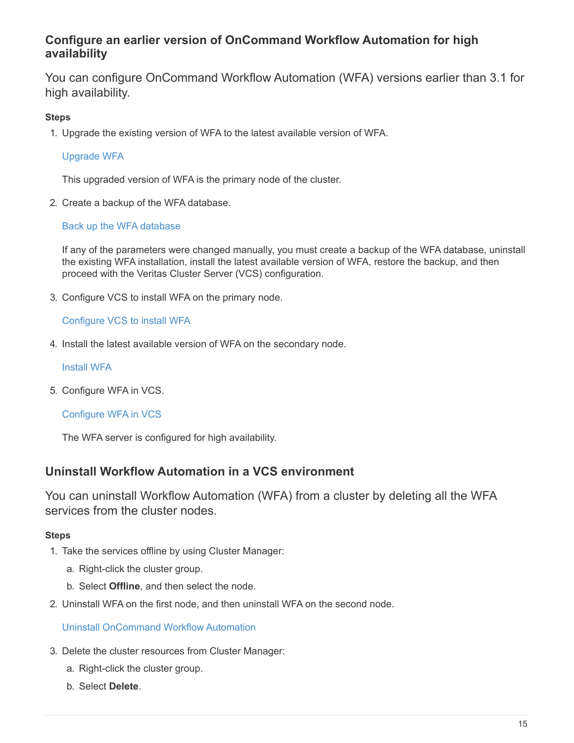### Configure an earlier version of OnCommand Workflow Automation for high availability

You can configure OnCommand Workflow Automation (WFA) versions earlier than 3.1 for high availability.

**Steps**

1. Upgrade the existing version of WFA to the latest available version of WFA.

   Upgrade WFA

   This upgraded version of WFA is the primary node of the cluster.

2. Create a backup of the WFA database.

   Back up the WFA database

   If any of the parameters were changed manually, you must create a backup of the WFA database, uninstall the existing WFA installation, install the latest available version of WFA, restore the backup, and then proceed with the Veritas Cluster Server (VCS) configuration.

3. Configure VCS to install WFA on the primary node.

   Configure VCS to install WFA

4. Install the latest available version of WFA on the secondary node.

   Install WFA

5. Configure WFA in VCS.

   Configure WFA in VCS

   The WFA server is configured for high availability.

### Uninstall Workflow Automation in a VCS environment

You can uninstall Workflow Automation (WFA) from a cluster by deleting all the WFA services from the cluster nodes.

**Steps**

1. Take the services offline by using Cluster Manager:
   a. Right-click the cluster group.
   b. Select **Offline**, and then select the node.
2. Uninstall WFA on the first node, and then uninstall WFA on the second node.

   Uninstall OnCommand Workflow Automation

3. Delete the cluster resources from Cluster Manager:
   a. Right-click the cluster group.
   b. Select **Delete**.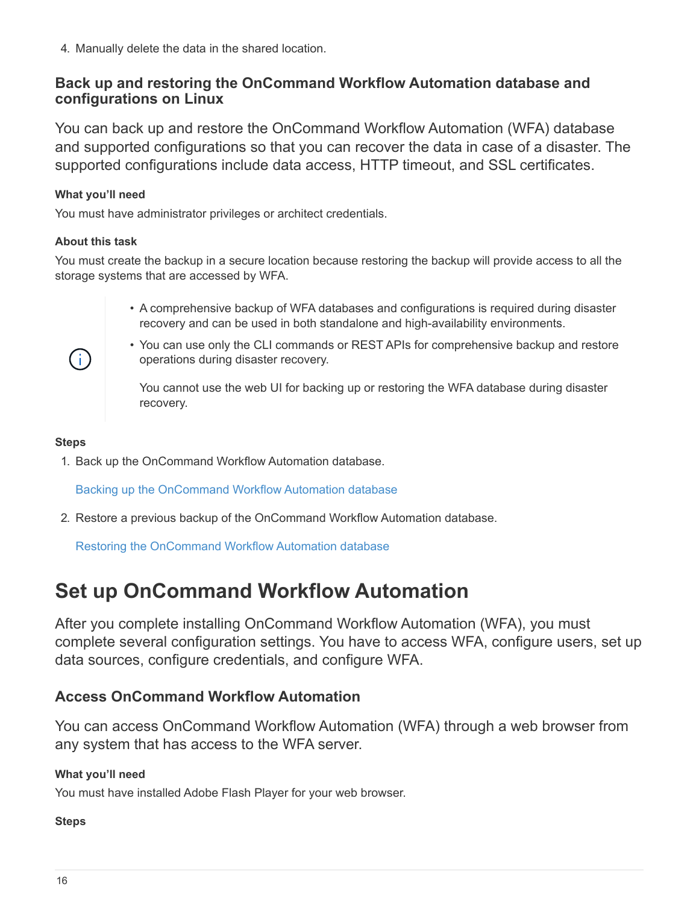4. Manually delete the data in the shared location.

## Back up and restoring the OnCommand Workflow Automation database and configurations on Linux

You can back up and restore the OnCommand Workflow Automation (WFA) database and supported configurations so that you can recover the data in case of a disaster. The supported configurations include data access, HTTP timeout, and SSL certificates.

#### What you'll need

You must have administrator privileges or architect credentials.

#### About this task

You must create the backup in a secure location because restoring the backup will provide access to all the storage systems that are accessed by WFA.

> - A comprehensive backup of WFA databases and configurations is required during disaster recovery and can be used in both standalone and high-availability environments.
> - You can use only the CLI commands or REST APIs for comprehensive backup and restore operations during disaster recovery.
>
>   You cannot use the web UI for backing up or restoring the WFA database during disaster recovery.

#### Steps

1. Back up the OnCommand Workflow Automation database.

   Backing up the OnCommand Workflow Automation database

2. Restore a previous backup of the OnCommand Workflow Automation database.

   Restoring the OnCommand Workflow Automation database

# Set up OnCommand Workflow Automation

After you complete installing OnCommand Workflow Automation (WFA), you must complete several configuration settings. You have to access WFA, configure users, set up data sources, configure credentials, and configure WFA.

## Access OnCommand Workflow Automation

You can access OnCommand Workflow Automation (WFA) through a web browser from any system that has access to the WFA server.

#### What you'll need

You must have installed Adobe Flash Player for your web browser.

#### Steps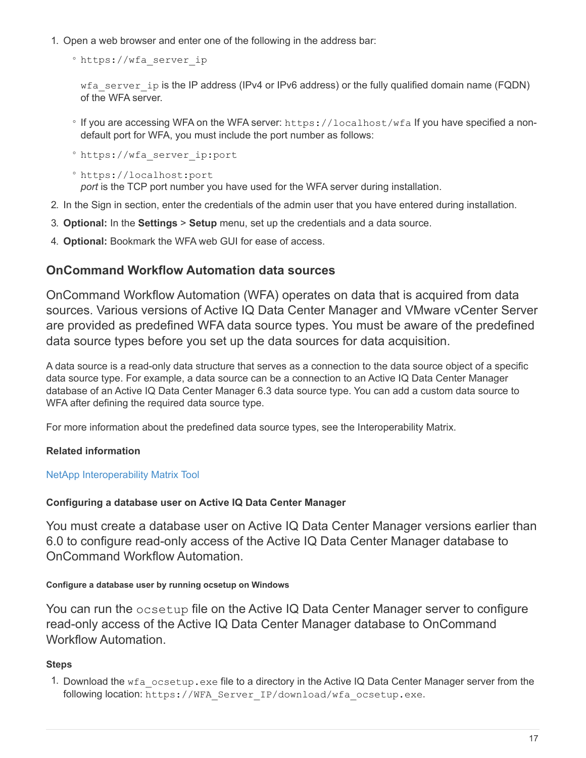1. Open a web browser and enter one of the following in the address bar:
   - `https://wfa_server_ip`

     `wfa_server_ip` is the IP address (IPv4 or IPv6 address) or the fully qualified domain name (FQDN) of the WFA server.

   - If you are accessing WFA on the WFA server: `https://localhost/wfa` If you have specified a non-default port for WFA, you must include the port number as follows:
   - `https://wfa_server_ip:port`
   - `https://localhost:port`
     *port* is the TCP port number you have used for the WFA server during installation.
2. In the Sign in section, enter the credentials of the admin user that you have entered during installation.
3. **Optional:** In the **Settings** > **Setup** menu, set up the credentials and a data source.
4. **Optional:** Bookmark the WFA web GUI for ease of access.

## OnCommand Workflow Automation data sources

OnCommand Workflow Automation (WFA) operates on data that is acquired from data sources. Various versions of Active IQ Data Center Manager and VMware vCenter Server are provided as predefined WFA data source types. You must be aware of the predefined data source types before you set up the data sources for data acquisition.

A data source is a read-only data structure that serves as a connection to the data source object of a specific data source type. For example, a data source can be a connection to an Active IQ Data Center Manager database of an Active IQ Data Center Manager 6.3 data source type. You can add a custom data source to WFA after defining the required data source type.

For more information about the predefined data source types, see the Interoperability Matrix.

**Related information**

NetApp Interoperability Matrix Tool

### Configuring a database user on Active IQ Data Center Manager

You must create a database user on Active IQ Data Center Manager versions earlier than 6.0 to configure read-only access of the Active IQ Data Center Manager database to OnCommand Workflow Automation.

#### Configure a database user by running ocsetup on Windows

You can run the `ocsetup` file on the Active IQ Data Center Manager server to configure read-only access of the Active IQ Data Center Manager database to OnCommand Workflow Automation.

**Steps**

1. Download the `wfa_ocsetup.exe` file to a directory in the Active IQ Data Center Manager server from the following location: `https://WFA_Server_IP/download/wfa_ocsetup.exe`.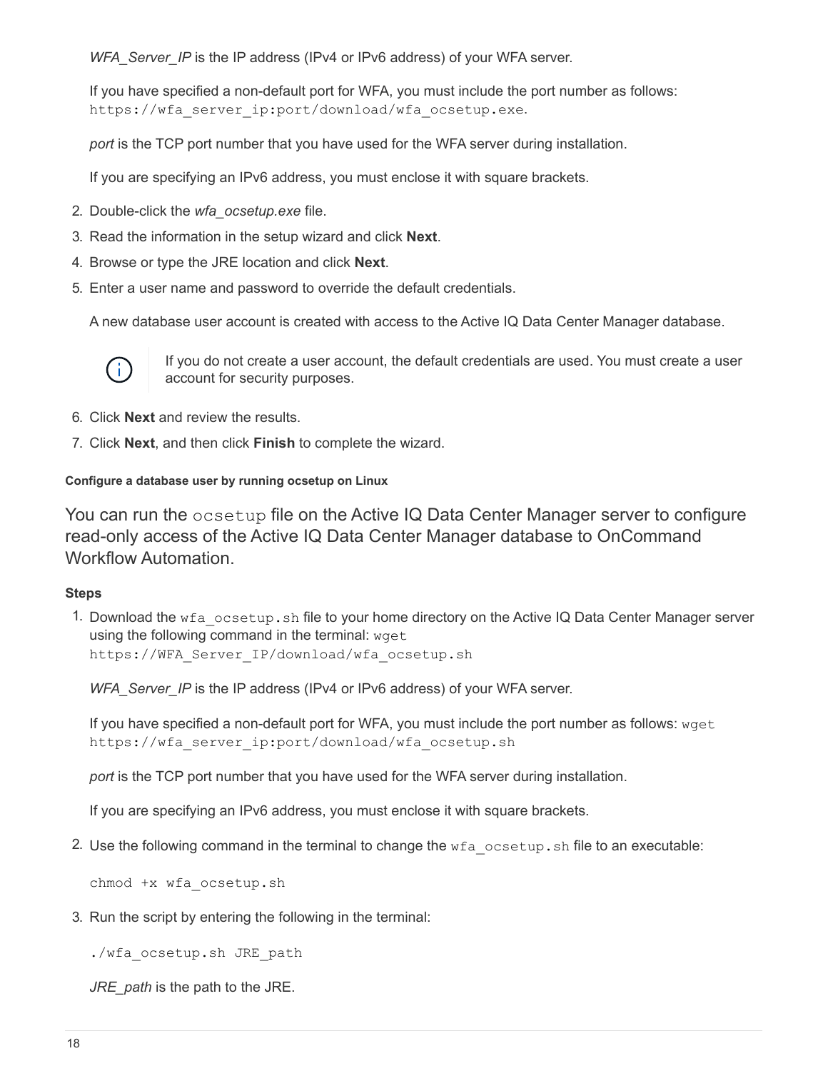*WFA_Server_IP* is the IP address (IPv4 or IPv6 address) of your WFA server.

If you have specified a non-default port for WFA, you must include the port number as follows: `https://wfa_server_ip:port/download/wfa_ocsetup.exe`.

*port* is the TCP port number that you have used for the WFA server during installation.

If you are specifying an IPv6 address, you must enclose it with square brackets.

2. Double-click the *wfa_ocsetup.exe* file.
3. Read the information in the setup wizard and click **Next**.
4. Browse or type the JRE location and click **Next**.
5. Enter a user name and password to override the default credentials.

   A new database user account is created with access to the Active IQ Data Center Manager database.

   > If you do not create a user account, the default credentials are used. You must create a user account for security purposes.

6. Click **Next** and review the results.
7. Click **Next**, and then click **Finish** to complete the wizard.

#### Configure a database user by running ocsetup on Linux

You can run the `ocsetup` file on the Active IQ Data Center Manager server to configure read-only access of the Active IQ Data Center Manager database to OnCommand Workflow Automation.

**Steps**

1. Download the `wfa_ocsetup.sh` file to your home directory on the Active IQ Data Center Manager server using the following command in the terminal: `wget https://WFA_Server_IP/download/wfa_ocsetup.sh`

   *WFA_Server_IP* is the IP address (IPv4 or IPv6 address) of your WFA server.

   If you have specified a non-default port for WFA, you must include the port number as follows: `wget https://wfa_server_ip:port/download/wfa_ocsetup.sh`

   *port* is the TCP port number that you have used for the WFA server during installation.

   If you are specifying an IPv6 address, you must enclose it with square brackets.

2. Use the following command in the terminal to change the `wfa_ocsetup.sh` file to an executable:

   ```
   chmod +x wfa_ocsetup.sh
   ```

3. Run the script by entering the following in the terminal:

   ```
   ./wfa_ocsetup.sh JRE_path
   ```

   *JRE_path* is the path to the JRE.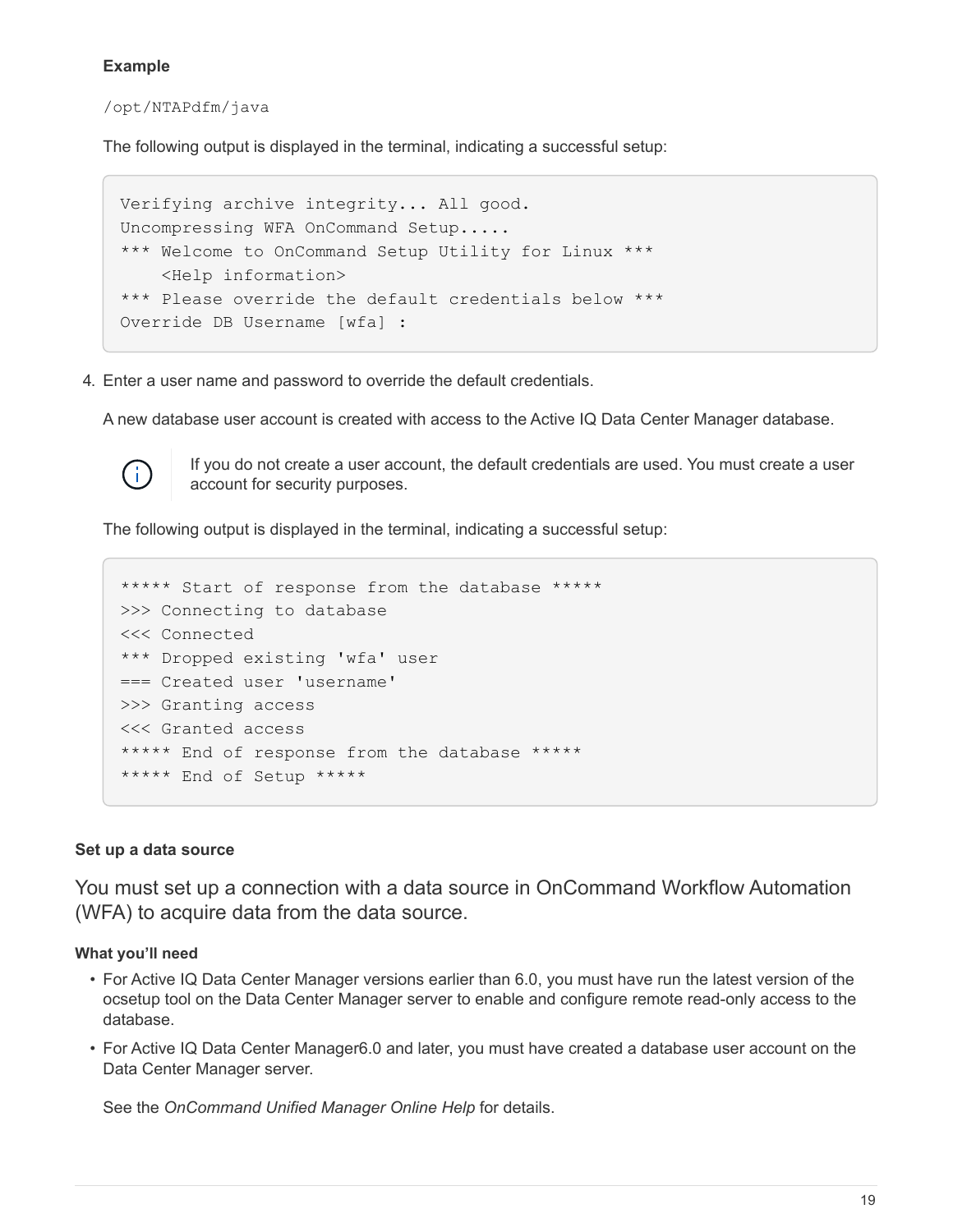**Example**

`/opt/NTAPdfm/java`

The following output is displayed in the terminal, indicating a successful setup:

```
Verifying archive integrity... All good.
Uncompressing WFA OnCommand Setup.....
*** Welcome to OnCommand Setup Utility for Linux ***
    <Help information>
*** Please override the default credentials below ***
Override DB Username [wfa] :
```

4. Enter a user name and password to override the default credentials.

   A new database user account is created with access to the Active IQ Data Center Manager database.

   > If you do not create a user account, the default credentials are used. You must create a user account for security purposes.

   The following output is displayed in the terminal, indicating a successful setup:

```
***** Start of response from the database *****
>>> Connecting to database
<<< Connected
*** Dropped existing 'wfa' user
=== Created user 'username'
>>> Granting access
<<< Granted access
***** End of response from the database *****
***** End of Setup *****
```

### Set up a data source

You must set up a connection with a data source in OnCommand Workflow Automation (WFA) to acquire data from the data source.

#### What you'll need

- For Active IQ Data Center Manager versions earlier than 6.0, you must have run the latest version of the ocsetup tool on the Data Center Manager server to enable and configure remote read-only access to the database.
- For Active IQ Data Center Manager6.0 and later, you must have created a database user account on the Data Center Manager server.

  See the *OnCommand Unified Manager Online Help* for details.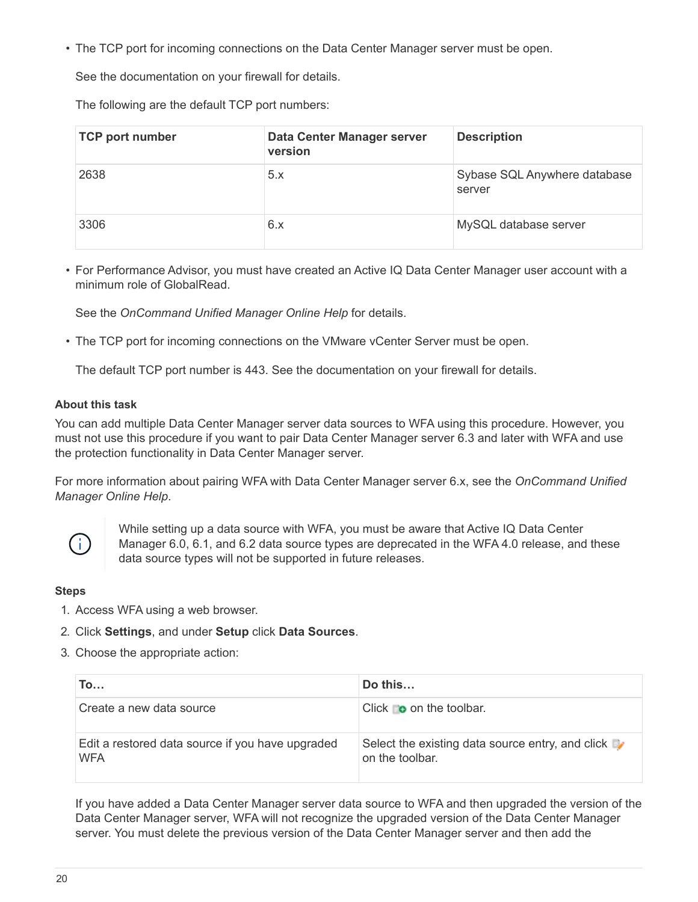- The TCP port for incoming connections on the Data Center Manager server must be open.

  See the documentation on your firewall for details.

  The following are the default TCP port numbers:

| TCP port number | Data Center Manager server version | Description |
|---|---|---|
| 2638 | 5.x | Sybase SQL Anywhere database server |
| 3306 | 6.x | MySQL database server |

- For Performance Advisor, you must have created an Active IQ Data Center Manager user account with a minimum role of GlobalRead.

  See the *OnCommand Unified Manager Online Help* for details.

- The TCP port for incoming connections on the VMware vCenter Server must be open.

  The default TCP port number is 443. See the documentation on your firewall for details.

#### About this task

You can add multiple Data Center Manager server data sources to WFA using this procedure. However, you must not use this procedure if you want to pair Data Center Manager server 6.3 and later with WFA and use the protection functionality in Data Center Manager server.

For more information about pairing WFA with Data Center Manager server 6.x, see the *OnCommand Unified Manager Online Help*.

> While setting up a data source with WFA, you must be aware that Active IQ Data Center Manager 6.0, 6.1, and 6.2 data source types are deprecated in the WFA 4.0 release, and these data source types will not be supported in future releases.

#### Steps

1. Access WFA using a web browser.
2. Click **Settings**, and under **Setup** click **Data Sources**.
3. Choose the appropriate action:

| To… | Do this… |
|---|---|
| Create a new data source | Click on the toolbar. |
| Edit a restored data source if you have upgraded WFA | Select the existing data source entry, and click on the toolbar. |

   If you have added a Data Center Manager server data source to WFA and then upgraded the version of the Data Center Manager server, WFA will not recognize the upgraded version of the Data Center Manager server. You must delete the previous version of the Data Center Manager server and then add the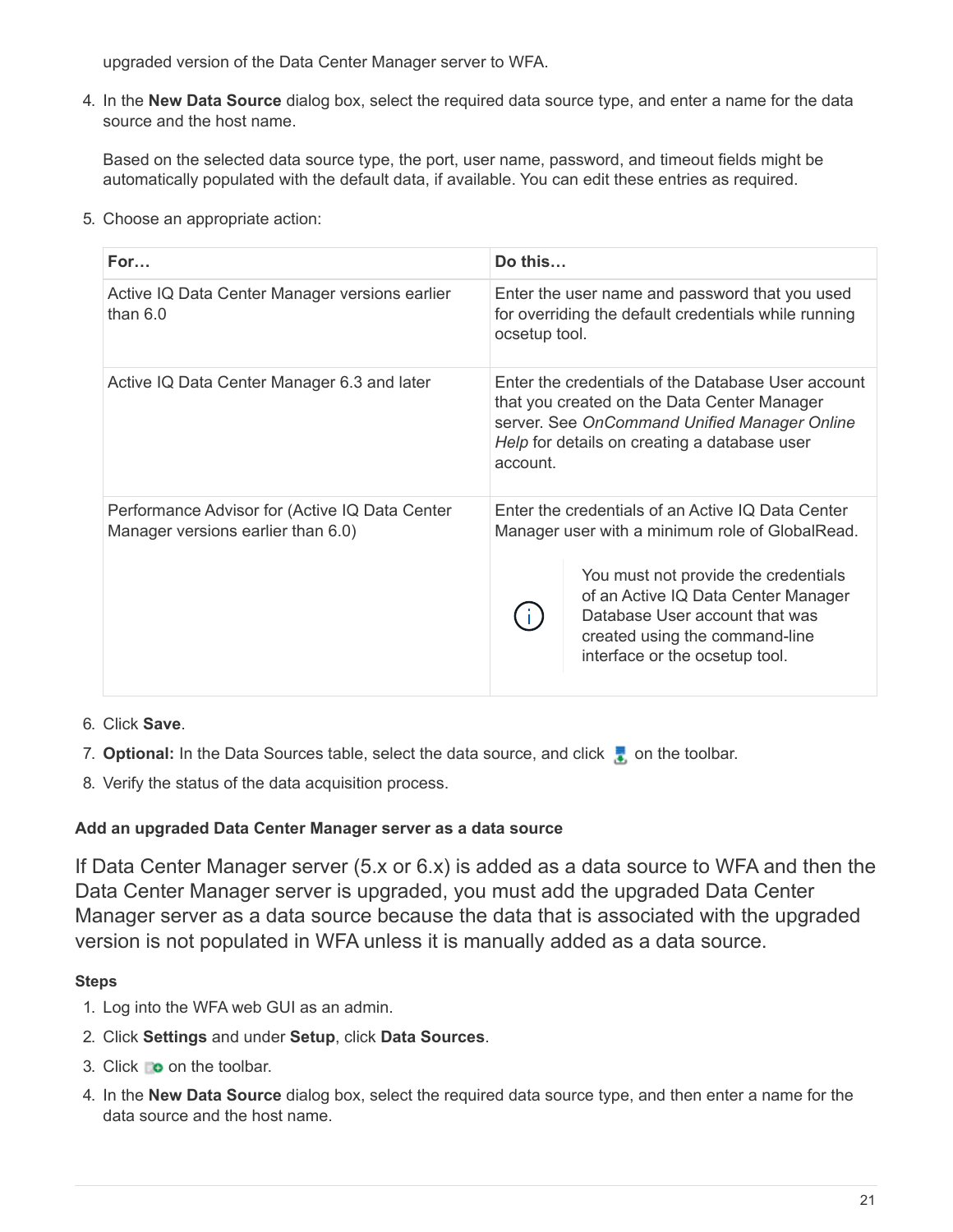upgraded version of the Data Center Manager server to WFA.

4. In the **New Data Source** dialog box, select the required data source type, and enter a name for the data source and the host name.

   Based on the selected data source type, the port, user name, password, and timeout fields might be automatically populated with the default data, if available. You can edit these entries as required.

5. Choose an appropriate action:

| For… | Do this… |
| --- | --- |
| Active IQ Data Center Manager versions earlier than 6.0 | Enter the user name and password that you used for overriding the default credentials while running ocsetup tool. |
| Active IQ Data Center Manager 6.3 and later | Enter the credentials of the Database User account that you created on the Data Center Manager server. See *OnCommand Unified Manager Online Help* for details on creating a database user account. |
| Performance Advisor for (Active IQ Data Center Manager versions earlier than 6.0) | Enter the credentials of an Active IQ Data Center Manager user with a minimum role of GlobalRead. You must not provide the credentials of an Active IQ Data Center Manager Database User account that was created using the command-line interface or the ocsetup tool. |

6. Click **Save**.
7. **Optional:** In the Data Sources table, select the data source, and click on the toolbar.
8. Verify the status of the data acquisition process.

#### Add an upgraded Data Center Manager server as a data source

If Data Center Manager server (5.x or 6.x) is added as a data source to WFA and then the Data Center Manager server is upgraded, you must add the upgraded Data Center Manager server as a data source because the data that is associated with the upgraded version is not populated in WFA unless it is manually added as a data source.

##### Steps

1. Log into the WFA web GUI as an admin.
2. Click **Settings** and under **Setup**, click **Data Sources**.
3. Click on the toolbar.
4. In the **New Data Source** dialog box, select the required data source type, and then enter a name for the data source and the host name.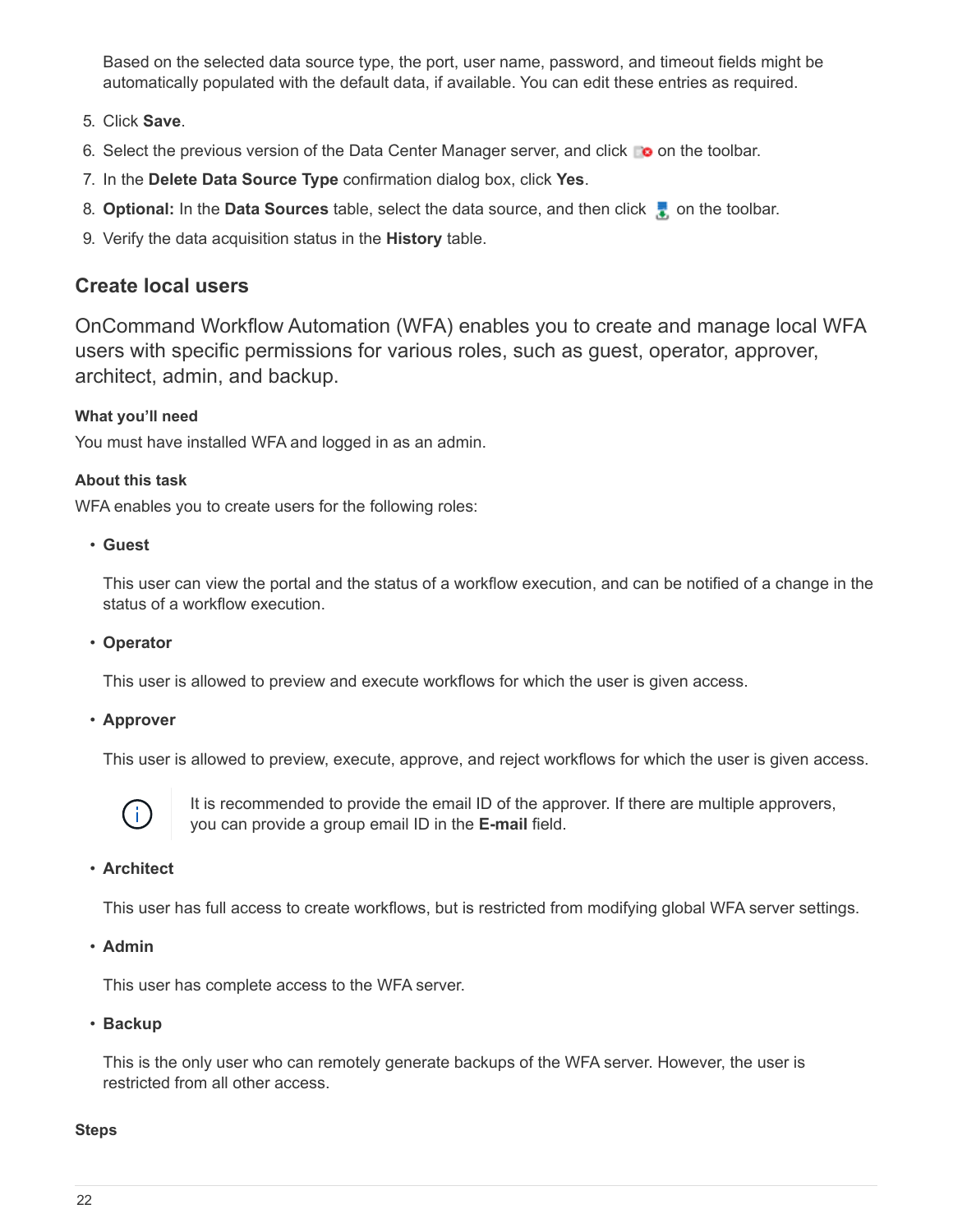Based on the selected data source type, the port, user name, password, and timeout fields might be automatically populated with the default data, if available. You can edit these entries as required.

5. Click **Save**.
6. Select the previous version of the Data Center Manager server, and click on the toolbar.
7. In the **Delete Data Source Type** confirmation dialog box, click **Yes**.
8. **Optional:** In the **Data Sources** table, select the data source, and then click on the toolbar.
9. Verify the data acquisition status in the **History** table.

## Create local users

OnCommand Workflow Automation (WFA) enables you to create and manage local WFA users with specific permissions for various roles, such as guest, operator, approver, architect, admin, and backup.

#### What you'll need

You must have installed WFA and logged in as an admin.

#### About this task

WFA enables you to create users for the following roles:

- **Guest**

  This user can view the portal and the status of a workflow execution, and can be notified of a change in the status of a workflow execution.

- **Operator**

  This user is allowed to preview and execute workflows for which the user is given access.

- **Approver**

  This user is allowed to preview, execute, approve, and reject workflows for which the user is given access.

  > It is recommended to provide the email ID of the approver. If there are multiple approvers, you can provide a group email ID in the **E-mail** field.

- **Architect**

  This user has full access to create workflows, but is restricted from modifying global WFA server settings.

- **Admin**

  This user has complete access to the WFA server.

- **Backup**

  This is the only user who can remotely generate backups of the WFA server. However, the user is restricted from all other access.

#### Steps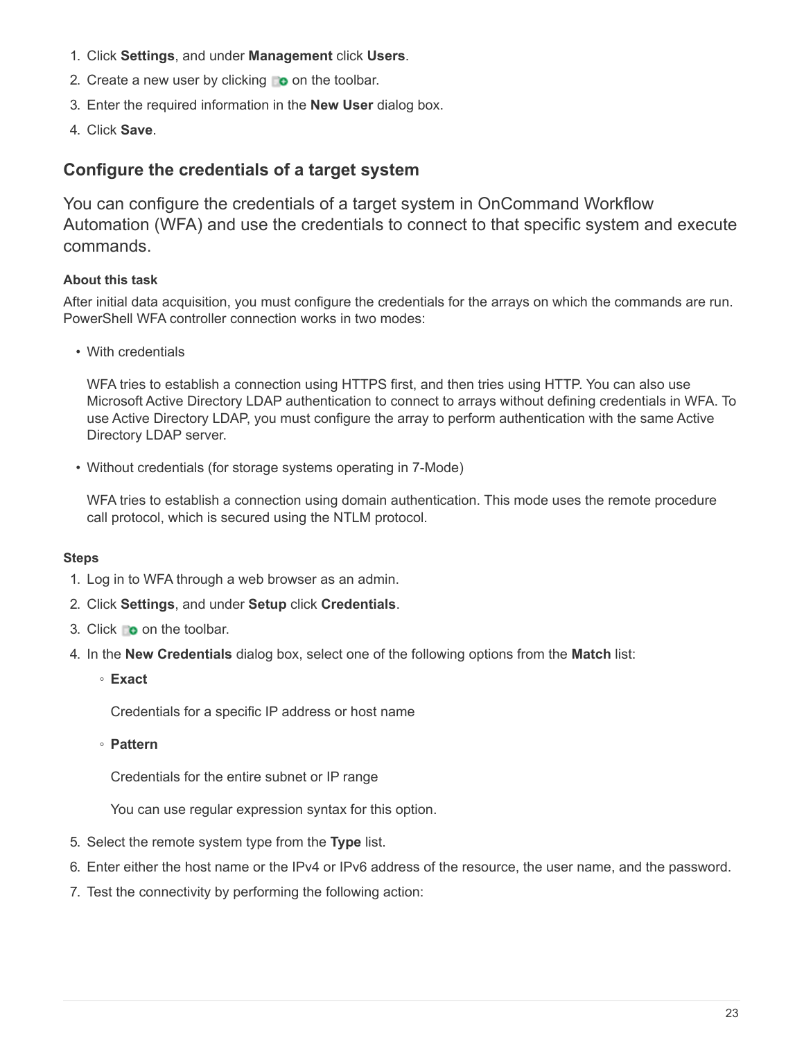1. Click **Settings**, and under **Management** click **Users**.
2. Create a new user by clicking on the toolbar.
3. Enter the required information in the **New User** dialog box.
4. Click **Save**.

## Configure the credentials of a target system

You can configure the credentials of a target system in OnCommand Workflow Automation (WFA) and use the credentials to connect to that specific system and execute commands.

#### About this task

After initial data acquisition, you must configure the credentials for the arrays on which the commands are run. PowerShell WFA controller connection works in two modes:

- With credentials

  WFA tries to establish a connection using HTTPS first, and then tries using HTTP. You can also use Microsoft Active Directory LDAP authentication to connect to arrays without defining credentials in WFA. To use Active Directory LDAP, you must configure the array to perform authentication with the same Active Directory LDAP server.

- Without credentials (for storage systems operating in 7-Mode)

  WFA tries to establish a connection using domain authentication. This mode uses the remote procedure call protocol, which is secured using the NTLM protocol.

#### Steps

1. Log in to WFA through a web browser as an admin.
2. Click **Settings**, and under **Setup** click **Credentials**.
3. Click on the toolbar.
4. In the **New Credentials** dialog box, select one of the following options from the **Match** list:
   - **Exact**

     Credentials for a specific IP address or host name

   - **Pattern**

     Credentials for the entire subnet or IP range

     You can use regular expression syntax for this option.
5. Select the remote system type from the **Type** list.
6. Enter either the host name or the IPv4 or IPv6 address of the resource, the user name, and the password.
7. Test the connectivity by performing the following action: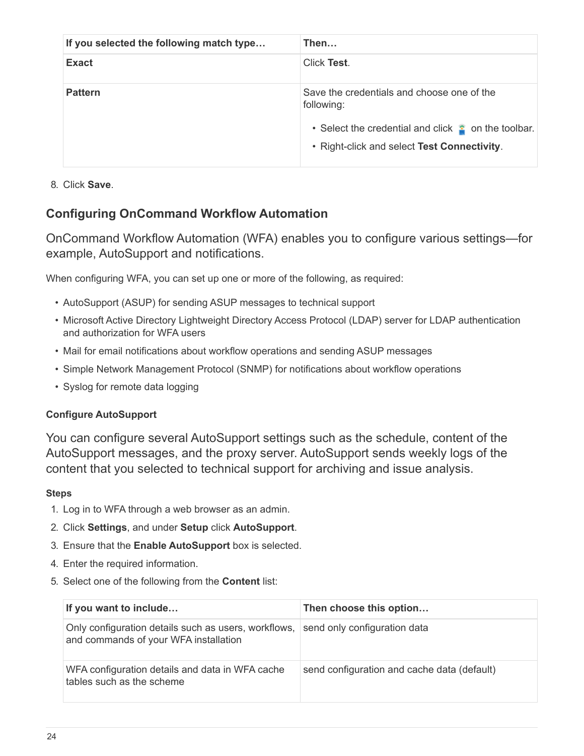| If you selected the following match type… | Then… |
| --- | --- |
| **Exact** | Click **Test**. |
| **Pattern** | Save the credentials and choose one of the following:<br>• Select the credential and click on the toolbar.<br>• Right-click and select **Test Connectivity**. |

8. Click **Save**.

## Configuring OnCommand Workflow Automation

OnCommand Workflow Automation (WFA) enables you to configure various settings—for example, AutoSupport and notifications.

When configuring WFA, you can set up one or more of the following, as required:

- AutoSupport (ASUP) for sending ASUP messages to technical support
- Microsoft Active Directory Lightweight Directory Access Protocol (LDAP) server for LDAP authentication and authorization for WFA users
- Mail for email notifications about workflow operations and sending ASUP messages
- Simple Network Management Protocol (SNMP) for notifications about workflow operations
- Syslog for remote data logging

### Configure AutoSupport

You can configure several AutoSupport settings such as the schedule, content of the AutoSupport messages, and the proxy server. AutoSupport sends weekly logs of the content that you selected to technical support for archiving and issue analysis.

**Steps**

1. Log in to WFA through a web browser as an admin.
2. Click **Settings**, and under **Setup** click **AutoSupport**.
3. Ensure that the **Enable AutoSupport** box is selected.
4. Enter the required information.
5. Select one of the following from the **Content** list:

| If you want to include… | Then choose this option… |
| --- | --- |
| Only configuration details such as users, workflows, and commands of your WFA installation | send only configuration data |
| WFA configuration details and data in WFA cache tables such as the scheme | send configuration and cache data (default) |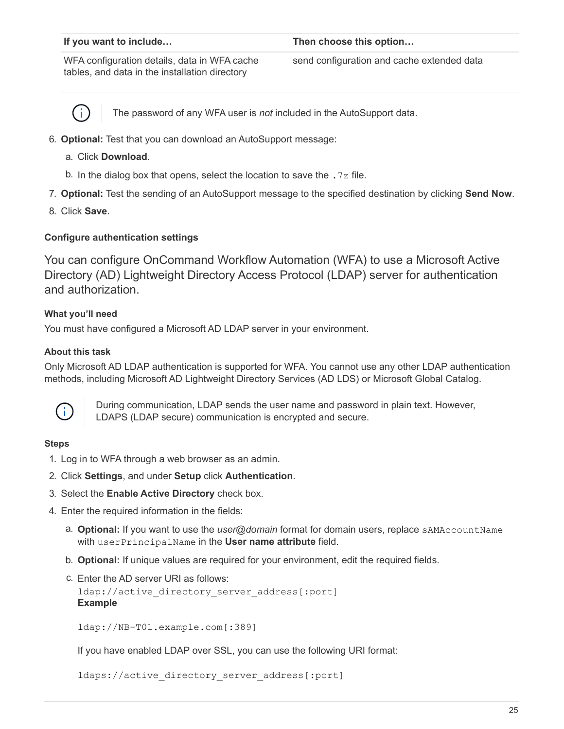| If you want to include… | Then choose this option… |
| --- | --- |
| WFA configuration details, data in WFA cache tables, and data in the installation directory | send configuration and cache extended data |

> The password of any WFA user is *not* included in the AutoSupport data.

6. **Optional:** Test that you can download an AutoSupport message:
   a. Click **Download**.
   b. In the dialog box that opens, select the location to save the `.7z` file.
7. **Optional:** Test the sending of an AutoSupport message to the specified destination by clicking **Send Now**.
8. Click **Save**.

### Configure authentication settings

You can configure OnCommand Workflow Automation (WFA) to use a Microsoft Active Directory (AD) Lightweight Directory Access Protocol (LDAP) server for authentication and authorization.

#### What you'll need

You must have configured a Microsoft AD LDAP server in your environment.

#### About this task

Only Microsoft AD LDAP authentication is supported for WFA. You cannot use any other LDAP authentication methods, including Microsoft AD Lightweight Directory Services (AD LDS) or Microsoft Global Catalog.

> During communication, LDAP sends the user name and password in plain text. However, LDAPS (LDAP secure) communication is encrypted and secure.

#### Steps

1. Log in to WFA through a web browser as an admin.
2. Click **Settings**, and under **Setup** click **Authentication**.
3. Select the **Enable Active Directory** check box.
4. Enter the required information in the fields:
   a. **Optional:** If you want to use the *user@domain* format for domain users, replace `sAMAccountName` with `userPrincipalName` in the **User name attribute** field.
   b. **Optional:** If unique values are required for your environment, edit the required fields.
   c. Enter the AD server URI as follows:
      `ldap://active_directory_server_address[:port]`
      **Example**

      ```
      ldap://NB-T01.example.com[:389]
      ```

      If you have enabled LDAP over SSL, you can use the following URI format:

      ```
      ldaps://active_directory_server_address[:port]
      ```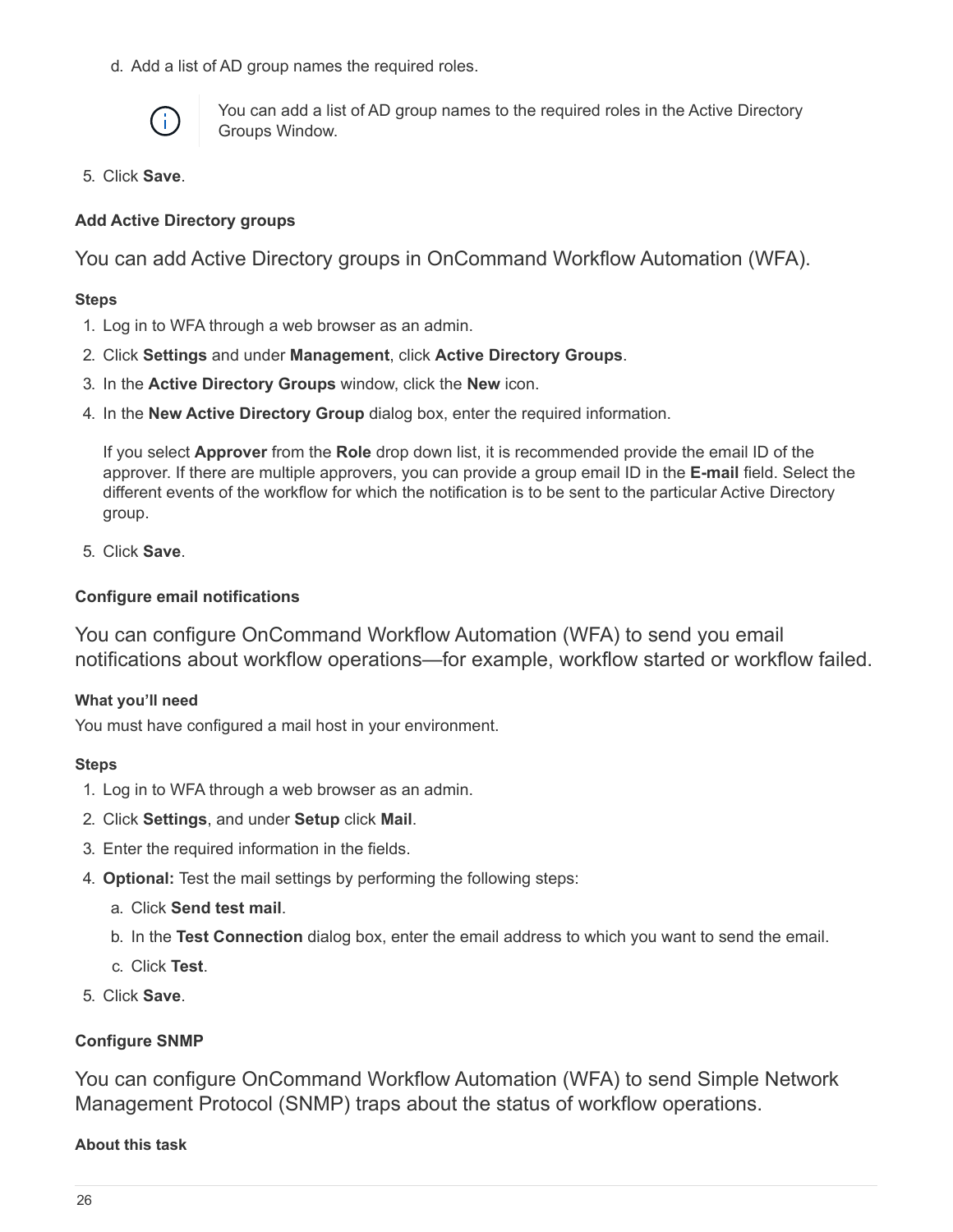d. Add a list of AD group names the required roles.

> You can add a list of AD group names to the required roles in the Active Directory Groups Window.

5. Click **Save**.

#### Add Active Directory groups

You can add Active Directory groups in OnCommand Workflow Automation (WFA).

##### Steps

1. Log in to WFA through a web browser as an admin.
2. Click **Settings** and under **Management**, click **Active Directory Groups**.
3. In the **Active Directory Groups** window, click the **New** icon.
4. In the **New Active Directory Group** dialog box, enter the required information.

   If you select **Approver** from the **Role** drop down list, it is recommended provide the email ID of the approver. If there are multiple approvers, you can provide a group email ID in the **E-mail** field. Select the different events of the workflow for which the notification is to be sent to the particular Active Directory group.

5. Click **Save**.

#### Configure email notifications

You can configure OnCommand Workflow Automation (WFA) to send you email notifications about workflow operations—for example, workflow started or workflow failed.

##### What you'll need

You must have configured a mail host in your environment.

##### Steps

1. Log in to WFA through a web browser as an admin.
2. Click **Settings**, and under **Setup** click **Mail**.
3. Enter the required information in the fields.
4. **Optional:** Test the mail settings by performing the following steps:
   a. Click **Send test mail**.
   b. In the **Test Connection** dialog box, enter the email address to which you want to send the email.
   c. Click **Test**.
5. Click **Save**.

#### Configure SNMP

You can configure OnCommand Workflow Automation (WFA) to send Simple Network Management Protocol (SNMP) traps about the status of workflow operations.

##### About this task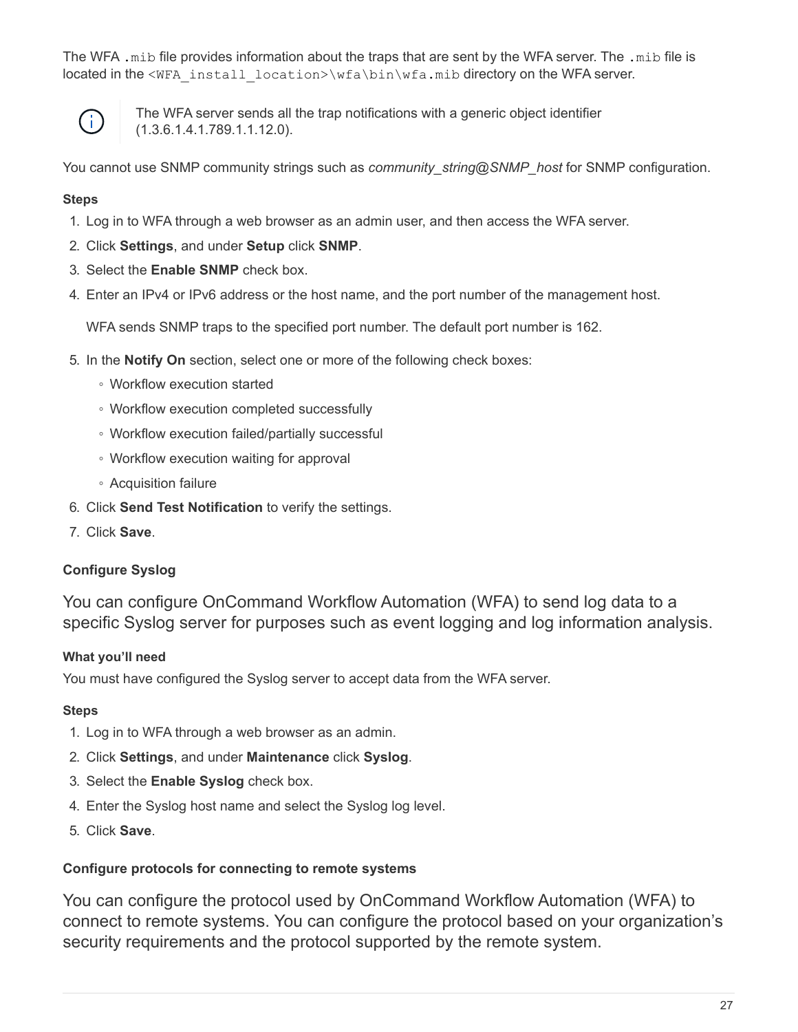The WFA `.mib` file provides information about the traps that are sent by the WFA server. The `.mib` file is located in the `<WFA_install_location>\wfa\bin\wfa.mib` directory on the WFA server.

> The WFA server sends all the trap notifications with a generic object identifier (1.3.6.1.4.1.789.1.1.12.0).

You cannot use SNMP community strings such as *community_string@SNMP_host* for SNMP configuration.

**Steps**

1. Log in to WFA through a web browser as an admin user, and then access the WFA server.
2. Click **Settings**, and under **Setup** click **SNMP**.
3. Select the **Enable SNMP** check box.
4. Enter an IPv4 or IPv6 address or the host name, and the port number of the management host.

   WFA sends SNMP traps to the specified port number. The default port number is 162.

5. In the **Notify On** section, select one or more of the following check boxes:
   - Workflow execution started
   - Workflow execution completed successfully
   - Workflow execution failed/partially successful
   - Workflow execution waiting for approval
   - Acquisition failure
6. Click **Send Test Notification** to verify the settings.
7. Click **Save**.

#### Configure Syslog

You can configure OnCommand Workflow Automation (WFA) to send log data to a specific Syslog server for purposes such as event logging and log information analysis.

**What you'll need**

You must have configured the Syslog server to accept data from the WFA server.

**Steps**

1. Log in to WFA through a web browser as an admin.
2. Click **Settings**, and under **Maintenance** click **Syslog**.
3. Select the **Enable Syslog** check box.
4. Enter the Syslog host name and select the Syslog log level.
5. Click **Save**.

#### Configure protocols for connecting to remote systems

You can configure the protocol used by OnCommand Workflow Automation (WFA) to connect to remote systems. You can configure the protocol based on your organization's security requirements and the protocol supported by the remote system.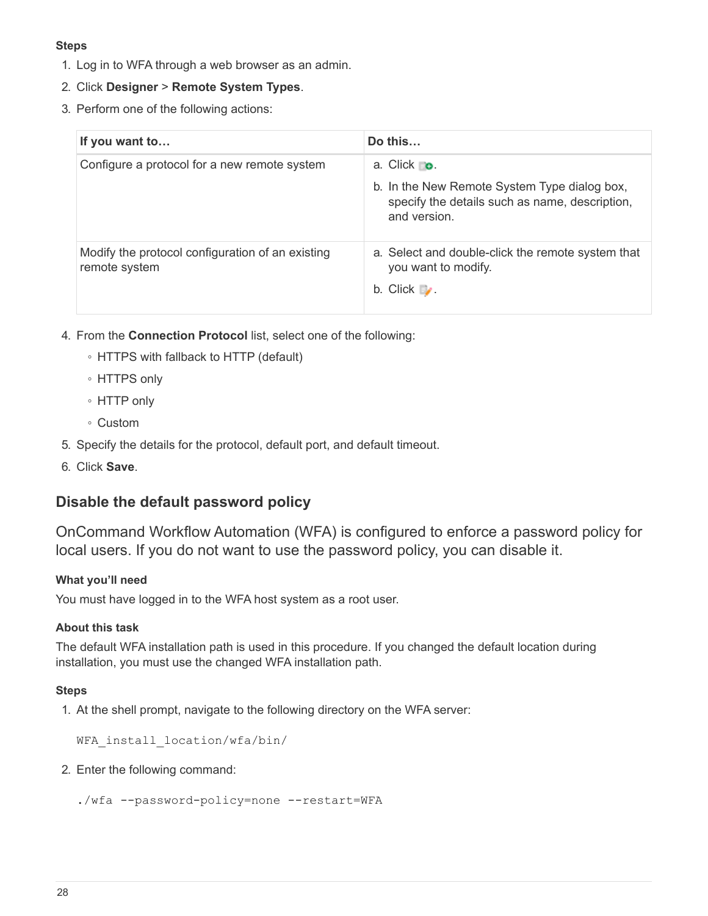**Steps**

1. Log in to WFA through a web browser as an admin.
2. Click **Designer** > **Remote System Types**.
3. Perform one of the following actions:

| If you want to… | Do this… |
| --- | --- |
| Configure a protocol for a new remote system | a. Click . <br> b. In the New Remote System Type dialog box, specify the details such as name, description, and version. |
| Modify the protocol configuration of an existing remote system | a. Select and double-click the remote system that you want to modify. <br> b. Click . |

4. From the **Connection Protocol** list, select one of the following:
   - HTTPS with fallback to HTTP (default)
   - HTTPS only
   - HTTP only
   - Custom
5. Specify the details for the protocol, default port, and default timeout.
6. Click **Save**.

## Disable the default password policy

OnCommand Workflow Automation (WFA) is configured to enforce a password policy for local users. If you do not want to use the password policy, you can disable it.

**What you'll need**

You must have logged in to the WFA host system as a root user.

**About this task**

The default WFA installation path is used in this procedure. If you changed the default location during installation, you must use the changed WFA installation path.

**Steps**

1. At the shell prompt, navigate to the following directory on the WFA server:

```
WFA_install_location/wfa/bin/
```

2. Enter the following command:

```
./wfa --password-policy=none --restart=WFA
```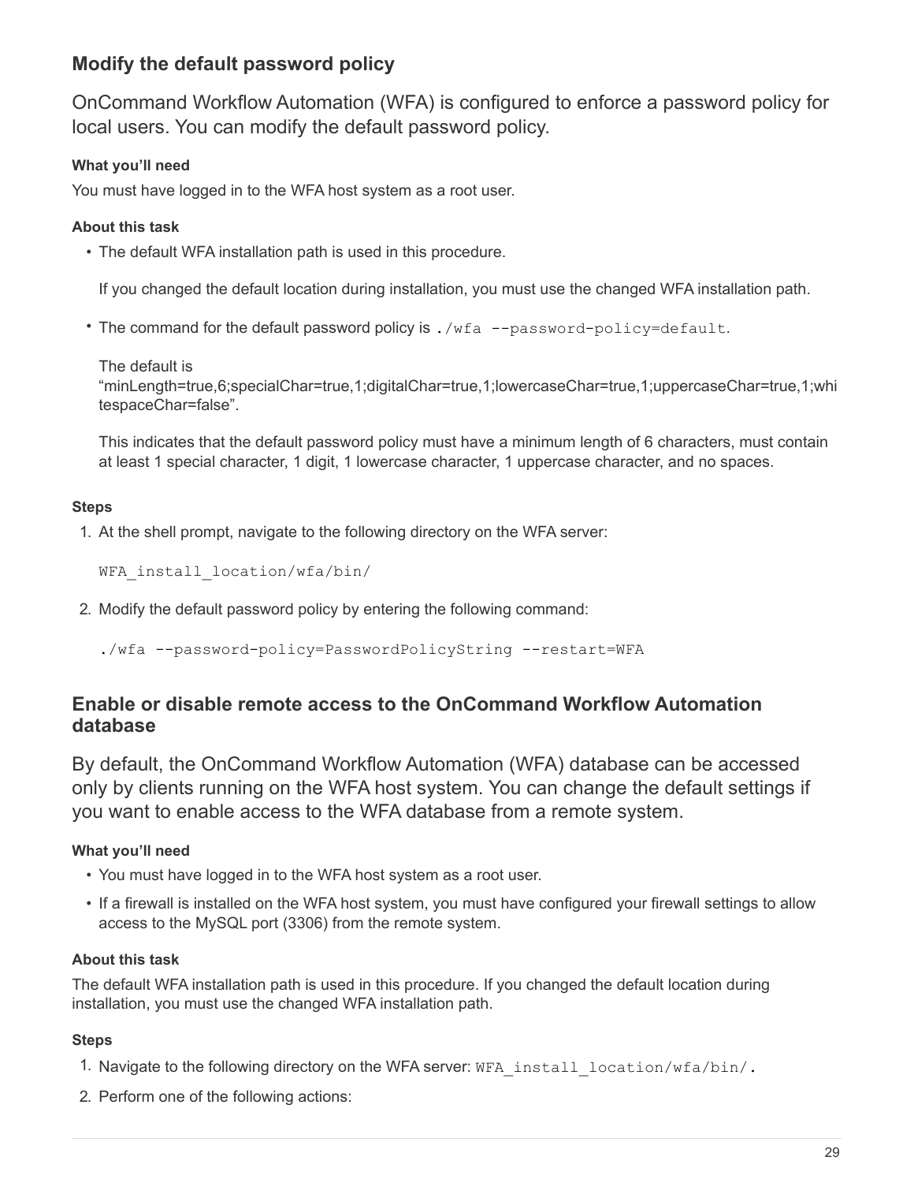## Modify the default password policy

OnCommand Workflow Automation (WFA) is configured to enforce a password policy for local users. You can modify the default password policy.

#### What you'll need

You must have logged in to the WFA host system as a root user.

#### About this task

- The default WFA installation path is used in this procedure.

  If you changed the default location during installation, you must use the changed WFA installation path.

- The command for the default password policy is `./wfa --password-policy=default`.

  The default is "minLength=true,6;specialChar=true,1;digitalChar=true,1;lowercaseChar=true,1;uppercaseChar=true,1;whitespaceChar=false".

  This indicates that the default password policy must have a minimum length of 6 characters, must contain at least 1 special character, 1 digit, 1 lowercase character, 1 uppercase character, and no spaces.

#### Steps

1. At the shell prompt, navigate to the following directory on the WFA server:

   ```
   WFA_install_location/wfa/bin/
   ```

2. Modify the default password policy by entering the following command:

   ```
   ./wfa --password-policy=PasswordPolicyString --restart=WFA
   ```

## Enable or disable remote access to the OnCommand Workflow Automation database

By default, the OnCommand Workflow Automation (WFA) database can be accessed only by clients running on the WFA host system. You can change the default settings if you want to enable access to the WFA database from a remote system.

#### What you'll need

- You must have logged in to the WFA host system as a root user.
- If a firewall is installed on the WFA host system, you must have configured your firewall settings to allow access to the MySQL port (3306) from the remote system.

#### About this task

The default WFA installation path is used in this procedure. If you changed the default location during installation, you must use the changed WFA installation path.

#### Steps

1. Navigate to the following directory on the WFA server: `WFA_install_location/wfa/bin/`.
2. Perform one of the following actions: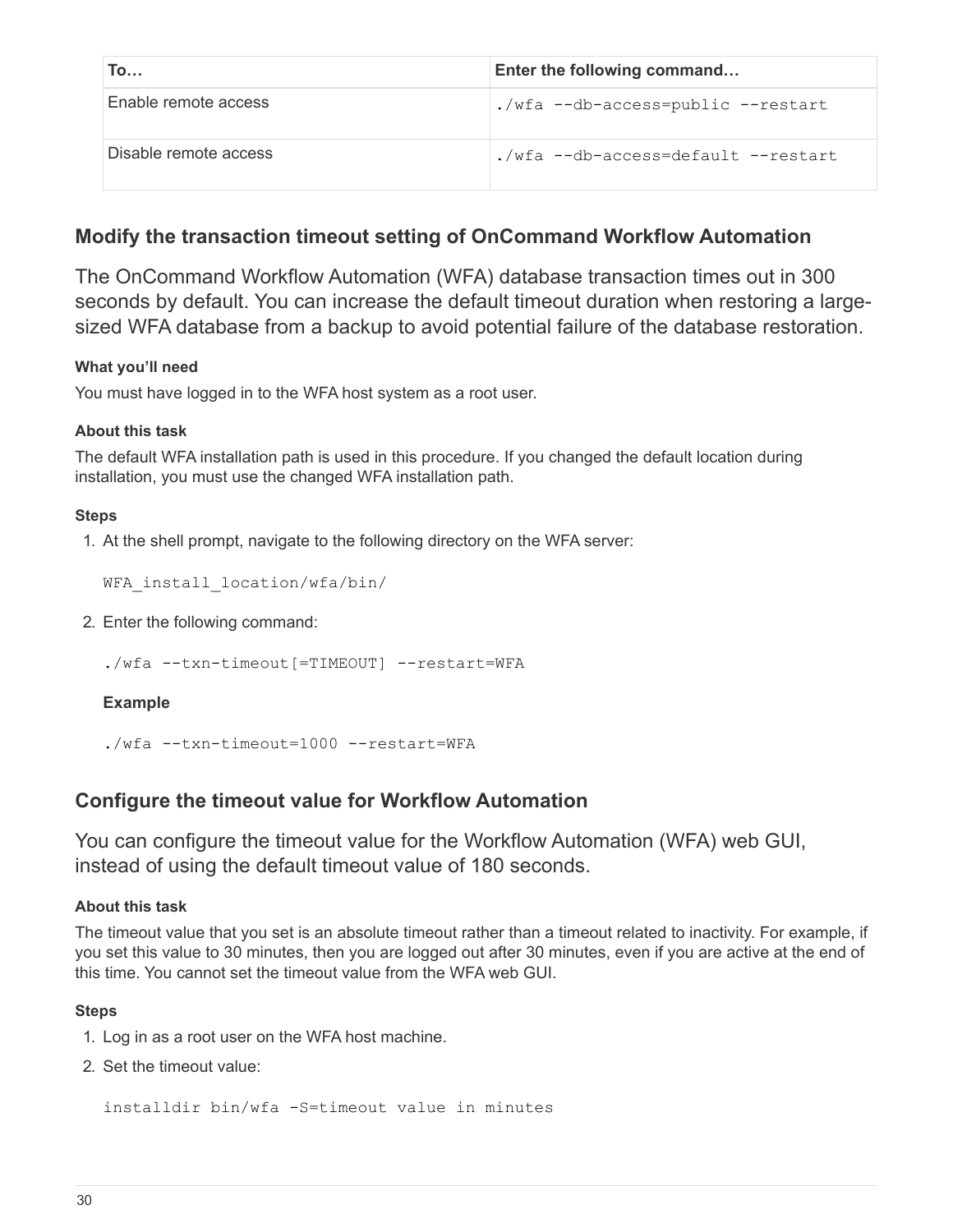| To… | Enter the following command… |
| --- | --- |
| Enable remote access | `./wfa --db-access=public --restart` |
| Disable remote access | `./wfa --db-access=default --restart` |

## Modify the transaction timeout setting of OnCommand Workflow Automation

The OnCommand Workflow Automation (WFA) database transaction times out in 300 seconds by default. You can increase the default timeout duration when restoring a large-sized WFA database from a backup to avoid potential failure of the database restoration.

#### What you'll need

You must have logged in to the WFA host system as a root user.

#### About this task

The default WFA installation path is used in this procedure. If you changed the default location during installation, you must use the changed WFA installation path.

#### Steps

1. At the shell prompt, navigate to the following directory on the WFA server:

   ```
   WFA_install_location/wfa/bin/
   ```

2. Enter the following command:

   ```
   ./wfa --txn-timeout[=TIMEOUT] --restart=WFA
   ```

   **Example**

   ```
   ./wfa --txn-timeout=1000 --restart=WFA
   ```

## Configure the timeout value for Workflow Automation

You can configure the timeout value for the Workflow Automation (WFA) web GUI, instead of using the default timeout value of 180 seconds.

#### About this task

The timeout value that you set is an absolute timeout rather than a timeout related to inactivity. For example, if you set this value to 30 minutes, then you are logged out after 30 minutes, even if you are active at the end of this time. You cannot set the timeout value from the WFA web GUI.

#### Steps

1. Log in as a root user on the WFA host machine.
2. Set the timeout value:

   ```
   installdir bin/wfa -S=timeout value in minutes
   ```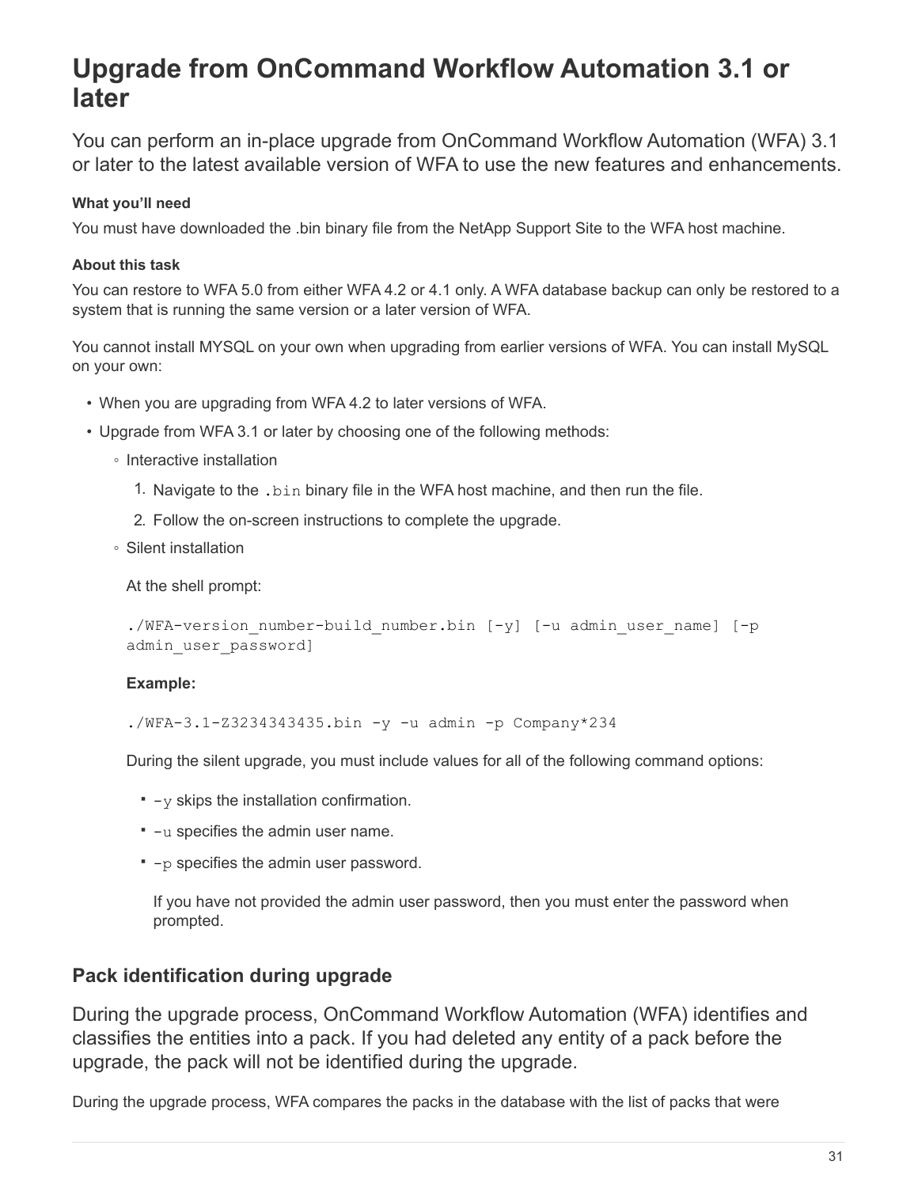# Upgrade from OnCommand Workflow Automation 3.1 or later

You can perform an in-place upgrade from OnCommand Workflow Automation (WFA) 3.1 or later to the latest available version of WFA to use the new features and enhancements.

**What you'll need**

You must have downloaded the .bin binary file from the NetApp Support Site to the WFA host machine.

**About this task**

You can restore to WFA 5.0 from either WFA 4.2 or 4.1 only. A WFA database backup can only be restored to a system that is running the same version or a later version of WFA.

You cannot install MYSQL on your own when upgrading from earlier versions of WFA. You can install MySQL on your own:

- When you are upgrading from WFA 4.2 to later versions of WFA.
- Upgrade from WFA 3.1 or later by choosing one of the following methods:
  - Interactive installation
    1. Navigate to the `.bin` binary file in the WFA host machine, and then run the file.
    2. Follow the on-screen instructions to complete the upgrade.
  - Silent installation

    At the shell prompt:

    ```
    ./WFA-version_number-build_number.bin [-y] [-u admin_user_name] [-p admin_user_password]
    ```

    **Example:**

    ```
    ./WFA-3.1-Z3234343435.bin -y -u admin -p Company*234
    ```

    During the silent upgrade, you must include values for all of the following command options:

    - `-y` skips the installation confirmation.
    - `-u` specifies the admin user name.
    - `-p` specifies the admin user password.

      If you have not provided the admin user password, then you must enter the password when prompted.

## Pack identification during upgrade

During the upgrade process, OnCommand Workflow Automation (WFA) identifies and classifies the entities into a pack. If you had deleted any entity of a pack before the upgrade, the pack will not be identified during the upgrade.

During the upgrade process, WFA compares the packs in the database with the list of packs that were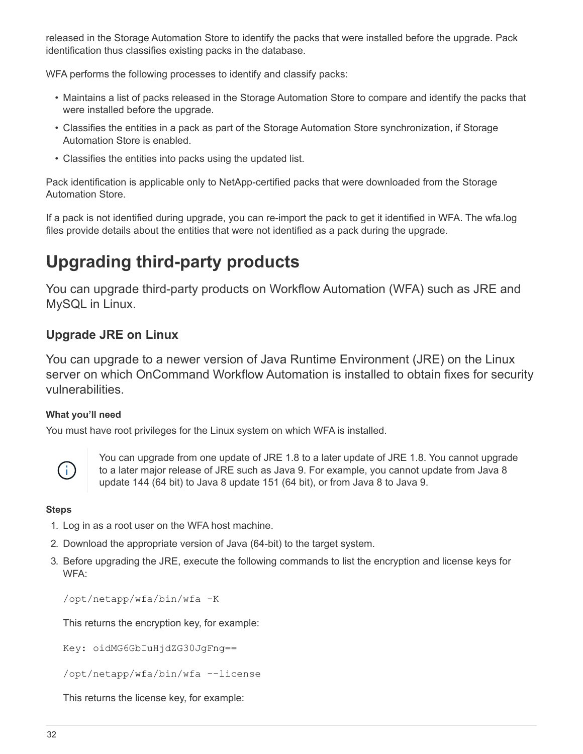released in the Storage Automation Store to identify the packs that were installed before the upgrade. Pack identification thus classifies existing packs in the database.

WFA performs the following processes to identify and classify packs:

- Maintains a list of packs released in the Storage Automation Store to compare and identify the packs that were installed before the upgrade.
- Classifies the entities in a pack as part of the Storage Automation Store synchronization, if Storage Automation Store is enabled.
- Classifies the entities into packs using the updated list.

Pack identification is applicable only to NetApp-certified packs that were downloaded from the Storage Automation Store.

If a pack is not identified during upgrade, you can re-import the pack to get it identified in WFA. The wfa.log files provide details about the entities that were not identified as a pack during the upgrade.

# Upgrading third-party products

You can upgrade third-party products on Workflow Automation (WFA) such as JRE and MySQL in Linux.

## Upgrade JRE on Linux

You can upgrade to a newer version of Java Runtime Environment (JRE) on the Linux server on which OnCommand Workflow Automation is installed to obtain fixes for security vulnerabilities.

#### What you'll need

You must have root privileges for the Linux system on which WFA is installed.

> You can upgrade from one update of JRE 1.8 to a later update of JRE 1.8. You cannot upgrade to a later major release of JRE such as Java 9. For example, you cannot update from Java 8 update 144 (64 bit) to Java 8 update 151 (64 bit), or from Java 8 to Java 9.

#### Steps

1. Log in as a root user on the WFA host machine.
2. Download the appropriate version of Java (64-bit) to the target system.
3. Before upgrading the JRE, execute the following commands to list the encryption and license keys for WFA:

   ```
   /opt/netapp/wfa/bin/wfa -K
   ```

   This returns the encryption key, for example:

   ```
   Key: oidMG6GbIuHjdZG30JgFng==
   ```

   ```
   /opt/netapp/wfa/bin/wfa --license
   ```

   This returns the license key, for example: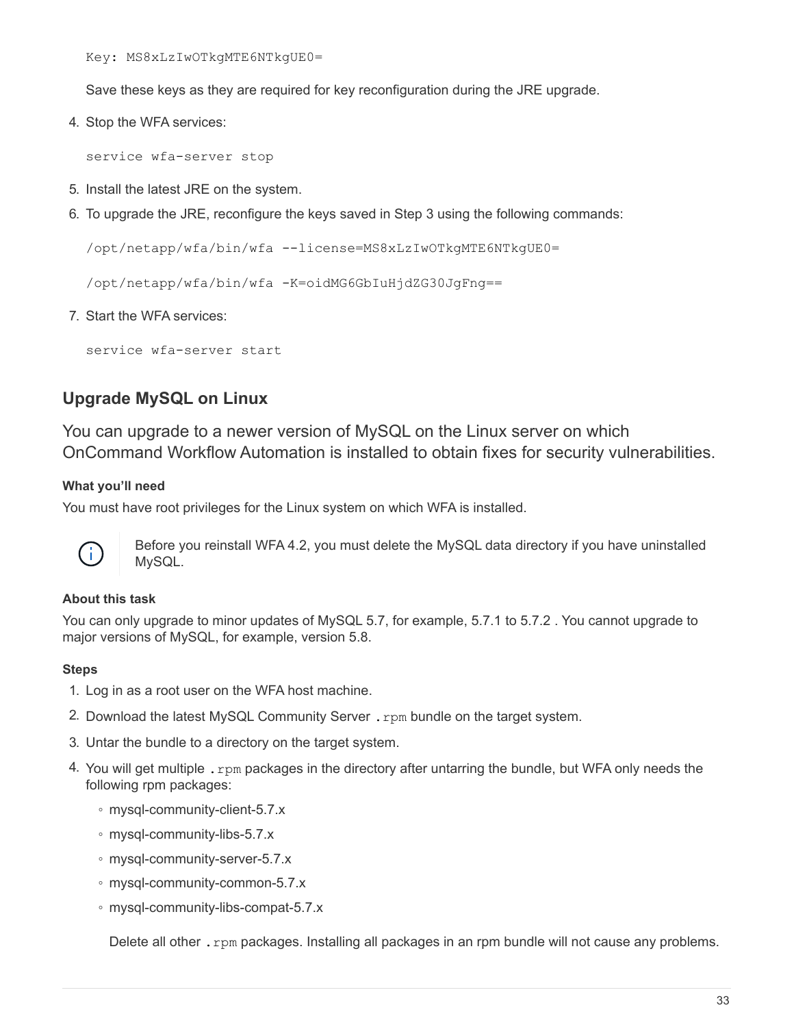```
Key: MS8xLzIwOTkgMTE6NTkgUE0=
```

Save these keys as they are required for key reconfiguration during the JRE upgrade.

4. Stop the WFA services:

```
service wfa-server stop
```

5. Install the latest JRE on the system.
6. To upgrade the JRE, reconfigure the keys saved in Step 3 using the following commands:

```
/opt/netapp/wfa/bin/wfa --license=MS8xLzIwOTkgMTE6NTkgUE0=
```

```
/opt/netapp/wfa/bin/wfa -K=oidMG6GbIuHjdZG30JgFng==
```

7. Start the WFA services:

```
service wfa-server start
```

## Upgrade MySQL on Linux

You can upgrade to a newer version of MySQL on the Linux server on which OnCommand Workflow Automation is installed to obtain fixes for security vulnerabilities.

#### What you'll need

You must have root privileges for the Linux system on which WFA is installed.

> Before you reinstall WFA 4.2, you must delete the MySQL data directory if you have uninstalled MySQL.

#### About this task

You can only upgrade to minor updates of MySQL 5.7, for example, 5.7.1 to 5.7.2 . You cannot upgrade to major versions of MySQL, for example, version 5.8.

#### Steps

1. Log in as a root user on the WFA host machine.
2. Download the latest MySQL Community Server `.rpm` bundle on the target system.
3. Untar the bundle to a directory on the target system.
4. You will get multiple `.rpm` packages in the directory after untarring the bundle, but WFA only needs the following rpm packages:
   - mysql-community-client-5.7.x
   - mysql-community-libs-5.7.x
   - mysql-community-server-5.7.x
   - mysql-community-common-5.7.x
   - mysql-community-libs-compat-5.7.x

   Delete all other `.rpm` packages. Installing all packages in an rpm bundle will not cause any problems.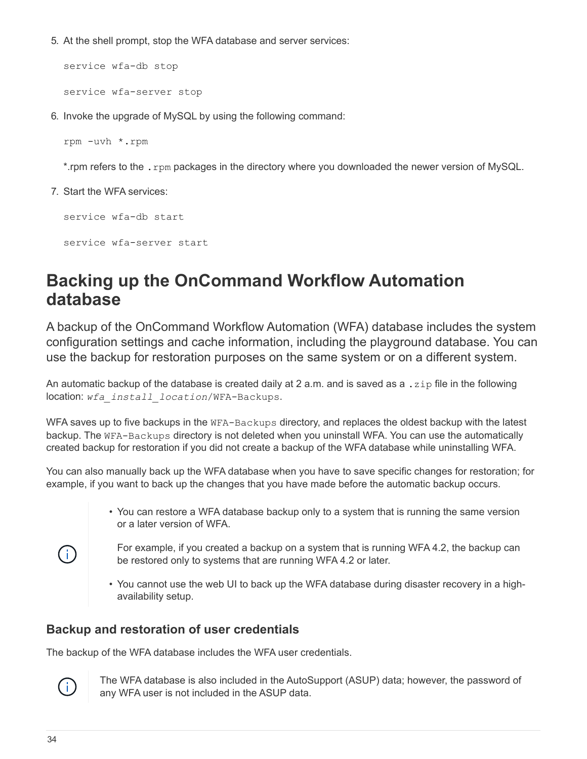5. At the shell prompt, stop the WFA database and server services:

   ```
   service wfa-db stop
   ```

   ```
   service wfa-server stop
   ```

6. Invoke the upgrade of MySQL by using the following command:

   ```
   rpm -uvh *.rpm
   ```

   *.rpm refers to the `.rpm` packages in the directory where you downloaded the newer version of MySQL.

7. Start the WFA services:

   ```
   service wfa-db start
   ```

   ```
   service wfa-server start
   ```

# Backing up the OnCommand Workflow Automation database

A backup of the OnCommand Workflow Automation (WFA) database includes the system configuration settings and cache information, including the playground database. You can use the backup for restoration purposes on the same system or on a different system.

An automatic backup of the database is created daily at 2 a.m. and is saved as a `.zip` file in the following location: `*wfa_install_location*/WFA-Backups`.

WFA saves up to five backups in the `WFA-Backups` directory, and replaces the oldest backup with the latest backup. The `WFA-Backups` directory is not deleted when you uninstall WFA. You can use the automatically created backup for restoration if you did not create a backup of the WFA database while uninstalling WFA.

You can also manually back up the WFA database when you have to save specific changes for restoration; for example, if you want to back up the changes that you have made before the automatic backup occurs.

> - You can restore a WFA database backup only to a system that is running the same version or a later version of WFA.
>
>   For example, if you created a backup on a system that is running WFA 4.2, the backup can be restored only to systems that are running WFA 4.2 or later.
>
> - You cannot use the web UI to back up the WFA database during disaster recovery in a high-availability setup.

## Backup and restoration of user credentials

The backup of the WFA database includes the WFA user credentials.

> The WFA database is also included in the AutoSupport (ASUP) data; however, the password of any WFA user is not included in the ASUP data.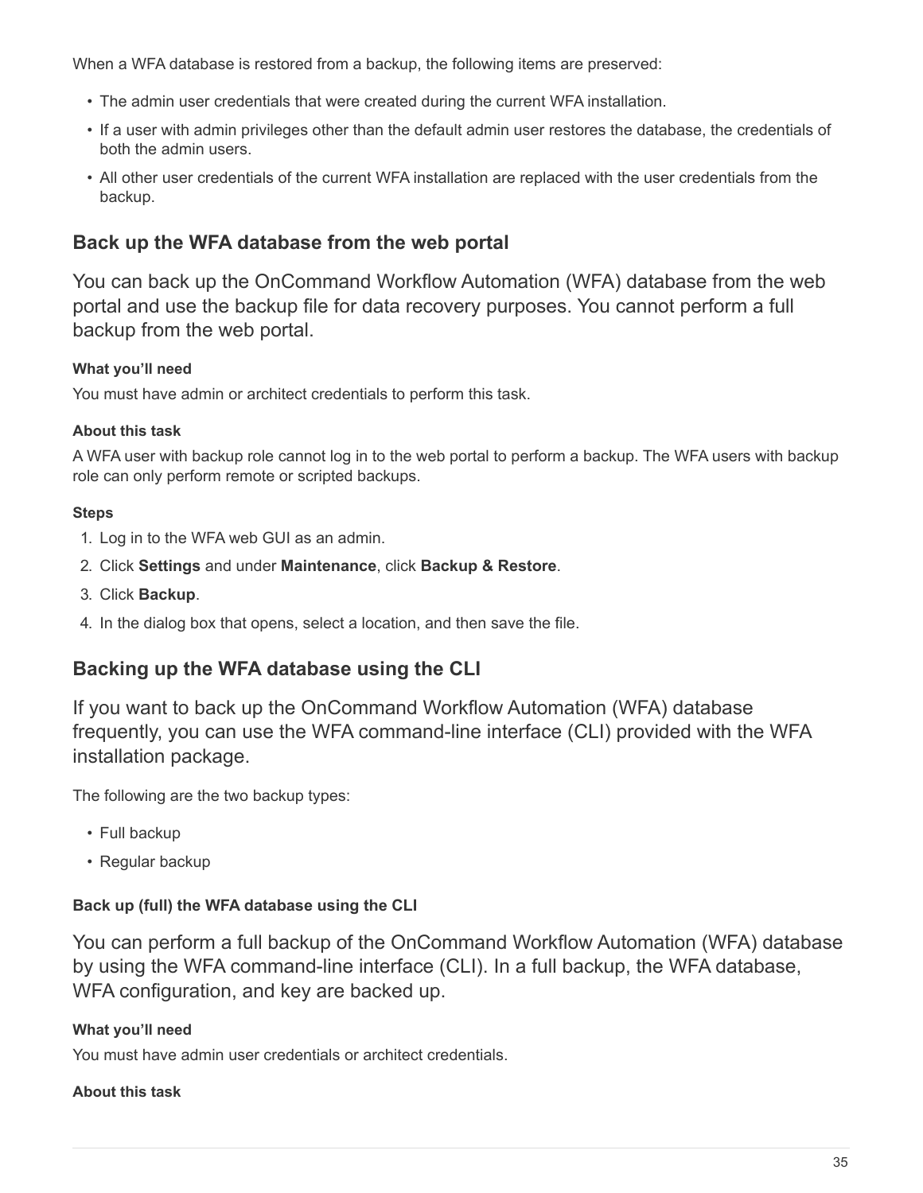When a WFA database is restored from a backup, the following items are preserved:

- The admin user credentials that were created during the current WFA installation.
- If a user with admin privileges other than the default admin user restores the database, the credentials of both the admin users.
- All other user credentials of the current WFA installation are replaced with the user credentials from the backup.

## Back up the WFA database from the web portal

You can back up the OnCommand Workflow Automation (WFA) database from the web portal and use the backup file for data recovery purposes. You cannot perform a full backup from the web portal.

#### What you'll need

You must have admin or architect credentials to perform this task.

#### About this task

A WFA user with backup role cannot log in to the web portal to perform a backup. The WFA users with backup role can only perform remote or scripted backups.

#### Steps

1. Log in to the WFA web GUI as an admin.
2. Click **Settings** and under **Maintenance**, click **Backup & Restore**.
3. Click **Backup**.
4. In the dialog box that opens, select a location, and then save the file.

## Backing up the WFA database using the CLI

If you want to back up the OnCommand Workflow Automation (WFA) database frequently, you can use the WFA command-line interface (CLI) provided with the WFA installation package.

The following are the two backup types:

- Full backup
- Regular backup

### Back up (full) the WFA database using the CLI

You can perform a full backup of the OnCommand Workflow Automation (WFA) database by using the WFA command-line interface (CLI). In a full backup, the WFA database, WFA configuration, and key are backed up.

#### What you'll need

You must have admin user credentials or architect credentials.

#### About this task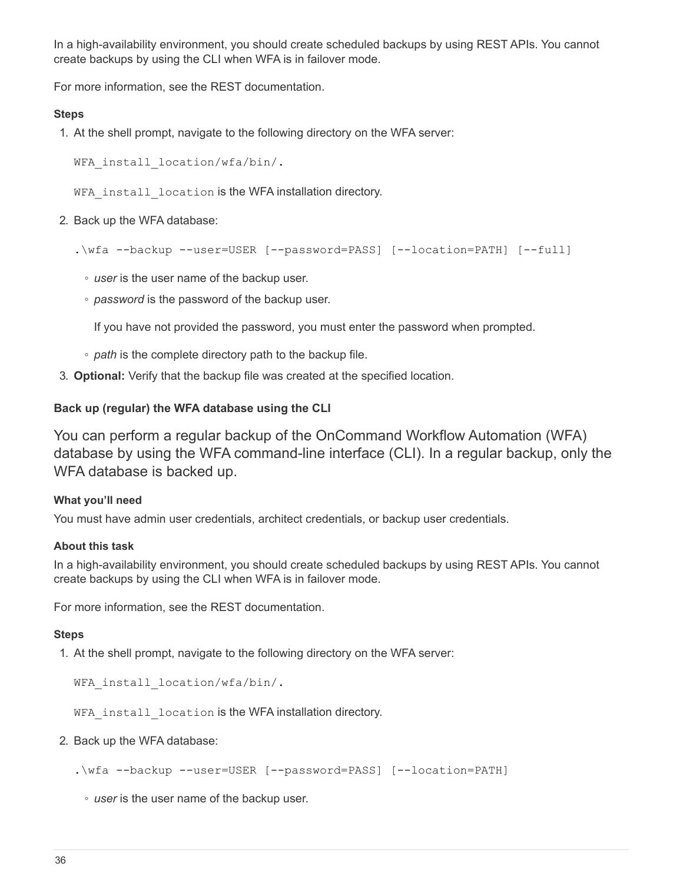In a high-availability environment, you should create scheduled backups by using REST APIs. You cannot create backups by using the CLI when WFA is in failover mode.

For more information, see the REST documentation.

#### Steps

1. At the shell prompt, navigate to the following directory on the WFA server:

   ```
   WFA_install_location/wfa/bin/.
   ```

   `WFA_install_location` is the WFA installation directory.

2. Back up the WFA database:

   ```
   .\wfa --backup --user=USER [--password=PASS] [--location=PATH] [--full]
   ```

   - *user* is the user name of the backup user.
   - *password* is the password of the backup user.

     If you have not provided the password, you must enter the password when prompted.

   - *path* is the complete directory path to the backup file.

3. **Optional:** Verify that the backup file was created at the specified location.

### Back up (regular) the WFA database using the CLI

You can perform a regular backup of the OnCommand Workflow Automation (WFA) database by using the WFA command-line interface (CLI). In a regular backup, only the WFA database is backed up.

#### What you'll need

You must have admin user credentials, architect credentials, or backup user credentials.

#### About this task

In a high-availability environment, you should create scheduled backups by using REST APIs. You cannot create backups by using the CLI when WFA is in failover mode.

For more information, see the REST documentation.

#### Steps

1. At the shell prompt, navigate to the following directory on the WFA server:

   ```
   WFA_install_location/wfa/bin/.
   ```

   `WFA_install_location` is the WFA installation directory.

2. Back up the WFA database:

   ```
   .\wfa --backup --user=USER [--password=PASS] [--location=PATH]
   ```

   - *user* is the user name of the backup user.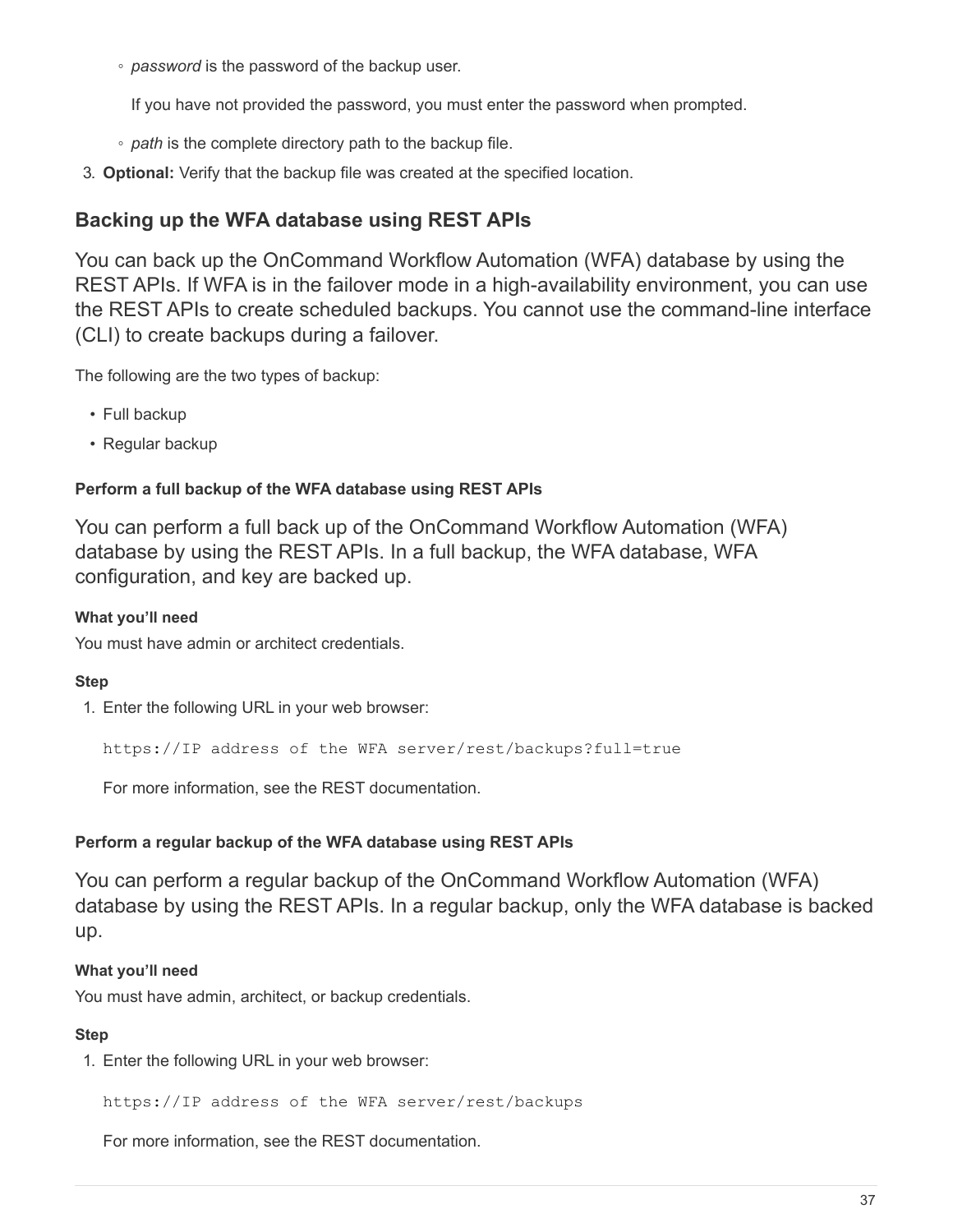- *password* is the password of the backup user.

  If you have not provided the password, you must enter the password when prompted.

- *path* is the complete directory path to the backup file.

3. **Optional:** Verify that the backup file was created at the specified location.

## Backing up the WFA database using REST APIs

You can back up the OnCommand Workflow Automation (WFA) database by using the REST APIs. If WFA is in the failover mode in a high-availability environment, you can use the REST APIs to create scheduled backups. You cannot use the command-line interface (CLI) to create backups during a failover.

The following are the two types of backup:

- Full backup
- Regular backup

### Perform a full backup of the WFA database using REST APIs

You can perform a full back up of the OnCommand Workflow Automation (WFA) database by using the REST APIs. In a full backup, the WFA database, WFA configuration, and key are backed up.

**What you'll need**

You must have admin or architect credentials.

**Step**

1. Enter the following URL in your web browser:

   ```
   https://IP address of the WFA server/rest/backups?full=true
   ```

   For more information, see the REST documentation.

### Perform a regular backup of the WFA database using REST APIs

You can perform a regular backup of the OnCommand Workflow Automation (WFA) database by using the REST APIs. In a regular backup, only the WFA database is backed up.

**What you'll need**

You must have admin, architect, or backup credentials.

**Step**

1. Enter the following URL in your web browser:

   ```
   https://IP address of the WFA server/rest/backups
   ```

   For more information, see the REST documentation.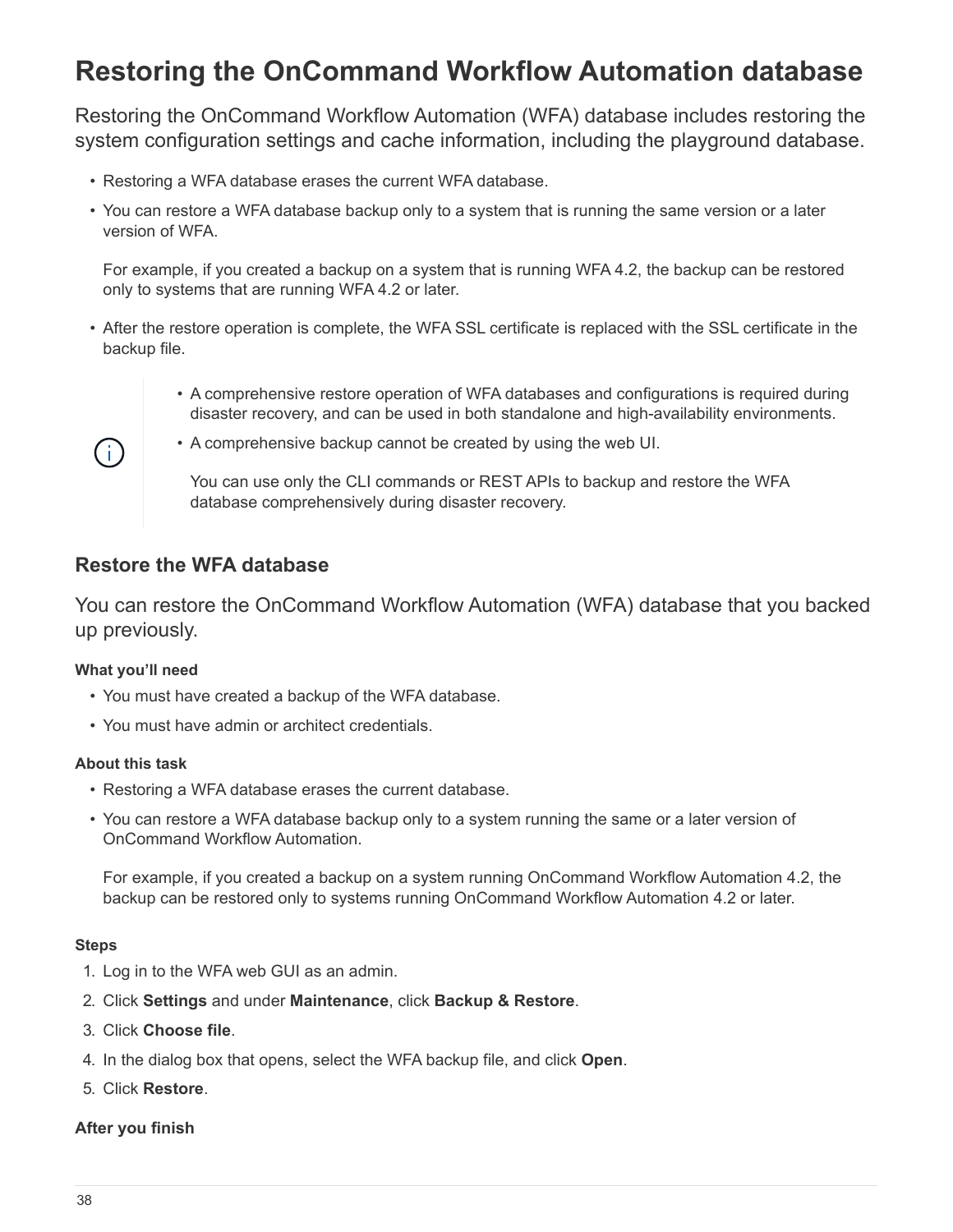# Restoring the OnCommand Workflow Automation database

Restoring the OnCommand Workflow Automation (WFA) database includes restoring the system configuration settings and cache information, including the playground database.

- Restoring a WFA database erases the current WFA database.
- You can restore a WFA database backup only to a system that is running the same version or a later version of WFA.

  For example, if you created a backup on a system that is running WFA 4.2, the backup can be restored only to systems that are running WFA 4.2 or later.

- After the restore operation is complete, the WFA SSL certificate is replaced with the SSL certificate in the backup file.

> - A comprehensive restore operation of WFA databases and configurations is required during disaster recovery, and can be used in both standalone and high-availability environments.
> - A comprehensive backup cannot be created by using the web UI.
>
>   You can use only the CLI commands or REST APIs to backup and restore the WFA database comprehensively during disaster recovery.

## Restore the WFA database

You can restore the OnCommand Workflow Automation (WFA) database that you backed up previously.

**What you'll need**

- You must have created a backup of the WFA database.
- You must have admin or architect credentials.

**About this task**

- Restoring a WFA database erases the current database.
- You can restore a WFA database backup only to a system running the same or a later version of OnCommand Workflow Automation.

  For example, if you created a backup on a system running OnCommand Workflow Automation 4.2, the backup can be restored only to systems running OnCommand Workflow Automation 4.2 or later.

**Steps**

1. Log in to the WFA web GUI as an admin.
2. Click **Settings** and under **Maintenance**, click **Backup & Restore**.
3. Click **Choose file**.
4. In the dialog box that opens, select the WFA backup file, and click **Open**.
5. Click **Restore**.

**After you finish**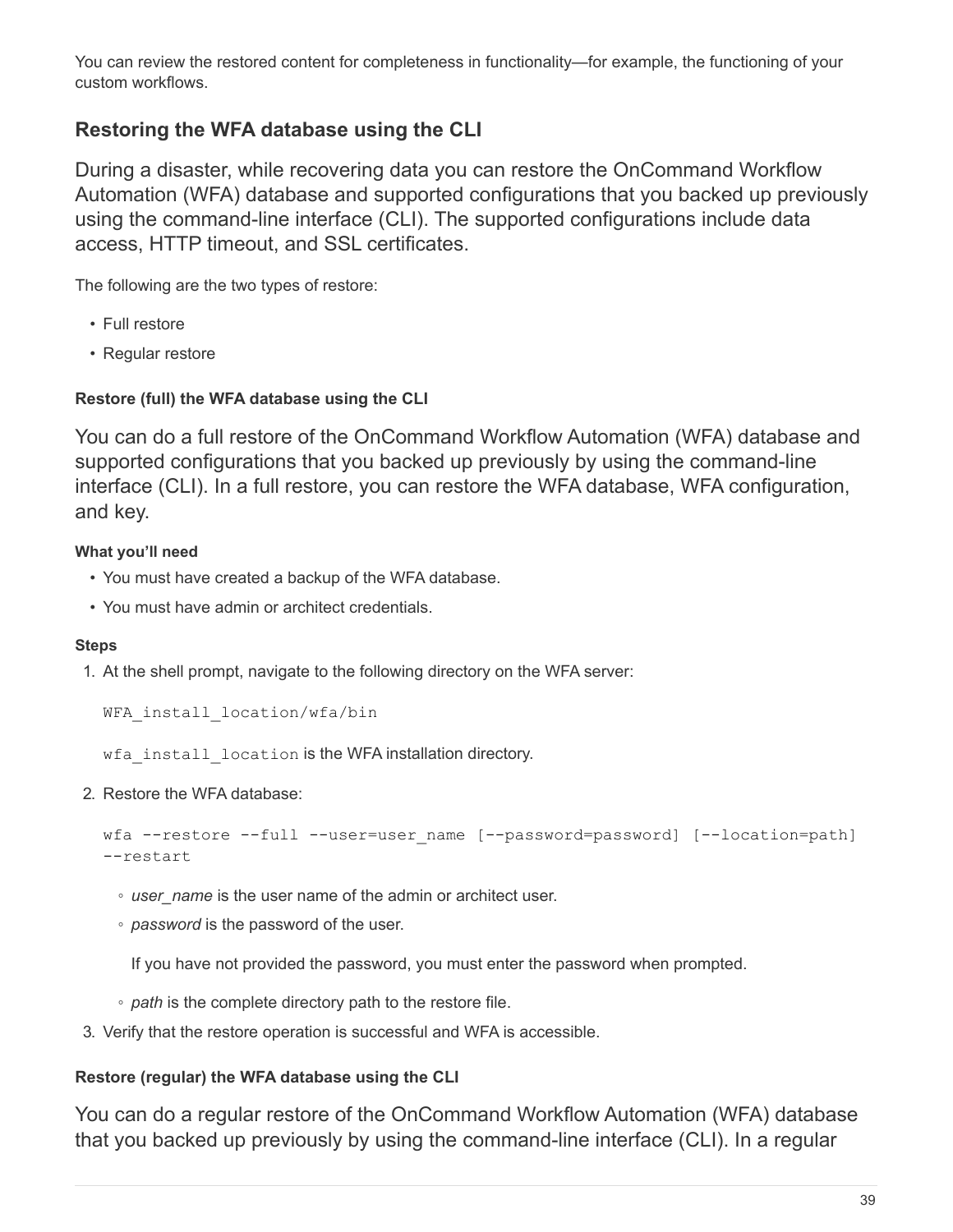You can review the restored content for completeness in functionality—for example, the functioning of your custom workflows.

## Restoring the WFA database using the CLI

During a disaster, while recovering data you can restore the OnCommand Workflow Automation (WFA) database and supported configurations that you backed up previously using the command-line interface (CLI). The supported configurations include data access, HTTP timeout, and SSL certificates.

The following are the two types of restore:

- Full restore
- Regular restore

### Restore (full) the WFA database using the CLI

You can do a full restore of the OnCommand Workflow Automation (WFA) database and supported configurations that you backed up previously by using the command-line interface (CLI). In a full restore, you can restore the WFA database, WFA configuration, and key.

**What you'll need**

- You must have created a backup of the WFA database.
- You must have admin or architect credentials.

**Steps**

1. At the shell prompt, navigate to the following directory on the WFA server:

   ```
   WFA_install_location/wfa/bin
   ```

   `wfa_install_location` is the WFA installation directory.

2. Restore the WFA database:

   ```
   wfa --restore --full --user=user_name [--password=password] [--location=path]
   --restart
   ```

   - *user_name* is the user name of the admin or architect user.
   - *password* is the password of the user.

     If you have not provided the password, you must enter the password when prompted.

   - *path* is the complete directory path to the restore file.

3. Verify that the restore operation is successful and WFA is accessible.

### Restore (regular) the WFA database using the CLI

You can do a regular restore of the OnCommand Workflow Automation (WFA) database that you backed up previously by using the command-line interface (CLI). In a regular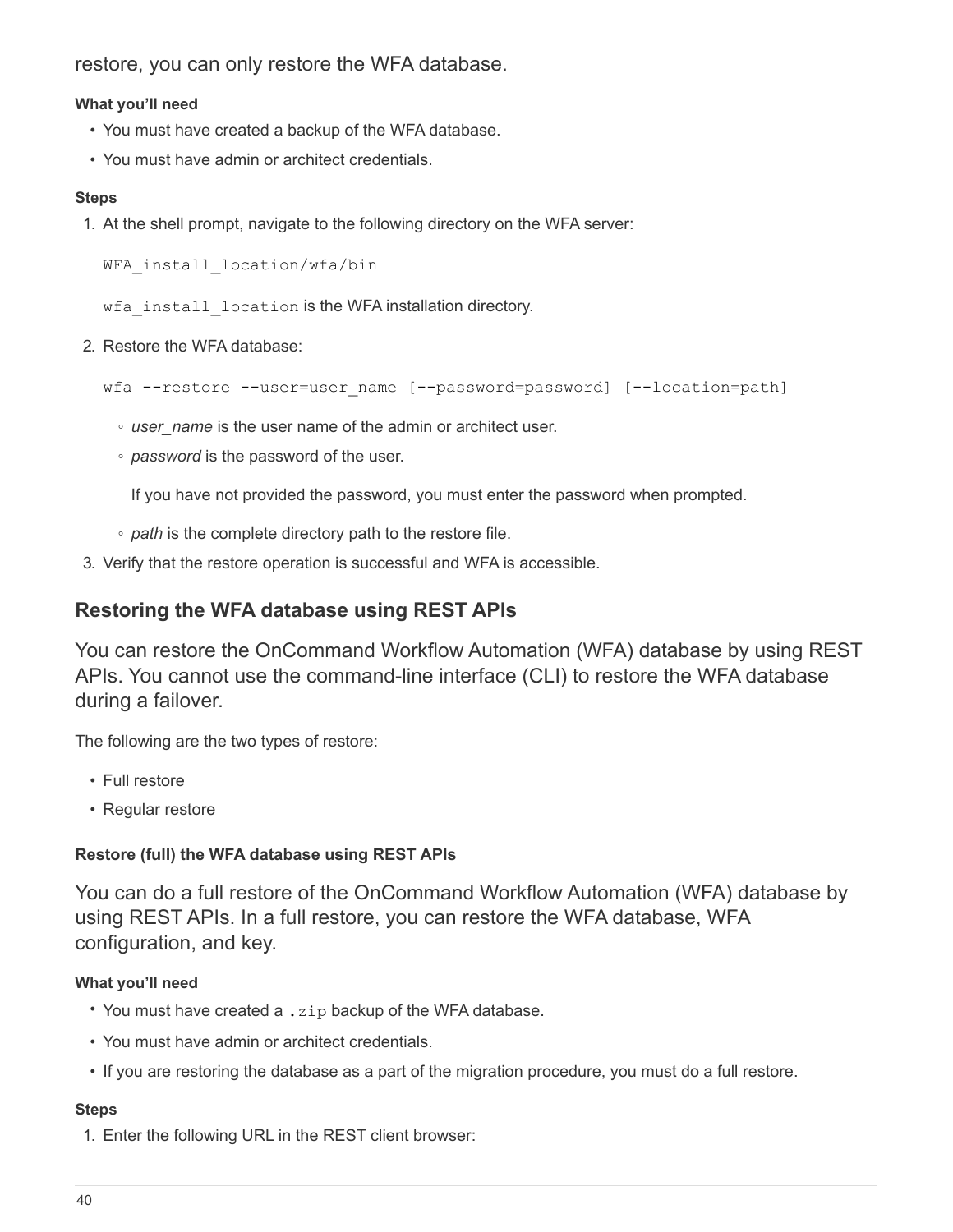restore, you can only restore the WFA database.

**What you'll need**

- You must have created a backup of the WFA database.
- You must have admin or architect credentials.

**Steps**

1. At the shell prompt, navigate to the following directory on the WFA server:

   ```
   WFA_install_location/wfa/bin
   ```

   `wfa_install_location` is the WFA installation directory.

2. Restore the WFA database:

   ```
   wfa --restore --user=user_name [--password=password] [--location=path]
   ```

   - *user_name* is the user name of the admin or architect user.
   - *password* is the password of the user.

     If you have not provided the password, you must enter the password when prompted.

   - *path* is the complete directory path to the restore file.

3. Verify that the restore operation is successful and WFA is accessible.

## Restoring the WFA database using REST APIs

You can restore the OnCommand Workflow Automation (WFA) database by using REST APIs. You cannot use the command-line interface (CLI) to restore the WFA database during a failover.

The following are the two types of restore:

- Full restore
- Regular restore

### Restore (full) the WFA database using REST APIs

You can do a full restore of the OnCommand Workflow Automation (WFA) database by using REST APIs. In a full restore, you can restore the WFA database, WFA configuration, and key.

**What you'll need**

- You must have created a `.zip` backup of the WFA database.
- You must have admin or architect credentials.
- If you are restoring the database as a part of the migration procedure, you must do a full restore.

**Steps**

1. Enter the following URL in the REST client browser: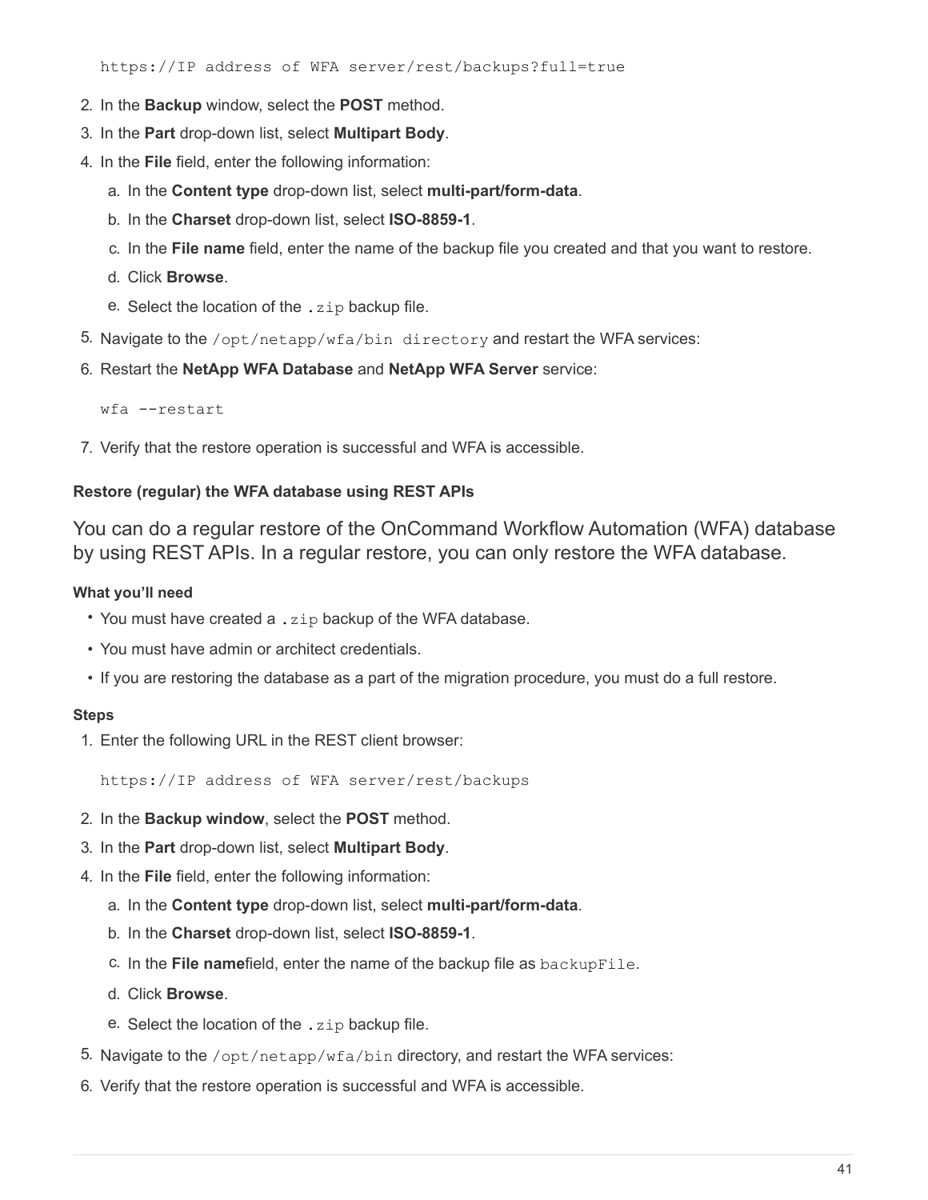```
https://IP address of WFA server/rest/backups?full=true
```

2. In the **Backup** window, select the **POST** method.
3. In the **Part** drop-down list, select **Multipart Body**.
4. In the **File** field, enter the following information:
   a. In the **Content type** drop-down list, select **multi-part/form-data**.
   b. In the **Charset** drop-down list, select **ISO-8859-1**.
   c. In the **File name** field, enter the name of the backup file you created and that you want to restore.
   d. Click **Browse**.
   e. Select the location of the `.zip` backup file.
5. Navigate to the `/opt/netapp/wfa/bin directory` and restart the WFA services:
6. Restart the **NetApp WFA Database** and **NetApp WFA Server** service:

```
wfa --restart
```

7. Verify that the restore operation is successful and WFA is accessible.

#### Restore (regular) the WFA database using REST APIs

You can do a regular restore of the OnCommand Workflow Automation (WFA) database by using REST APIs. In a regular restore, you can only restore the WFA database.

##### What you'll need

- You must have created a `.zip` backup of the WFA database.
- You must have admin or architect credentials.
- If you are restoring the database as a part of the migration procedure, you must do a full restore.

##### Steps

1. Enter the following URL in the REST client browser:

```
https://IP address of WFA server/rest/backups
```

2. In the **Backup window**, select the **POST** method.
3. In the **Part** drop-down list, select **Multipart Body**.
4. In the **File** field, enter the following information:
   a. In the **Content type** drop-down list, select **multi-part/form-data**.
   b. In the **Charset** drop-down list, select **ISO-8859-1**.
   c. In the **File name**field, enter the name of the backup file as `backupFile`.
   d. Click **Browse**.
   e. Select the location of the `.zip` backup file.
5. Navigate to the `/opt/netapp/wfa/bin` directory, and restart the WFA services:
6. Verify that the restore operation is successful and WFA is accessible.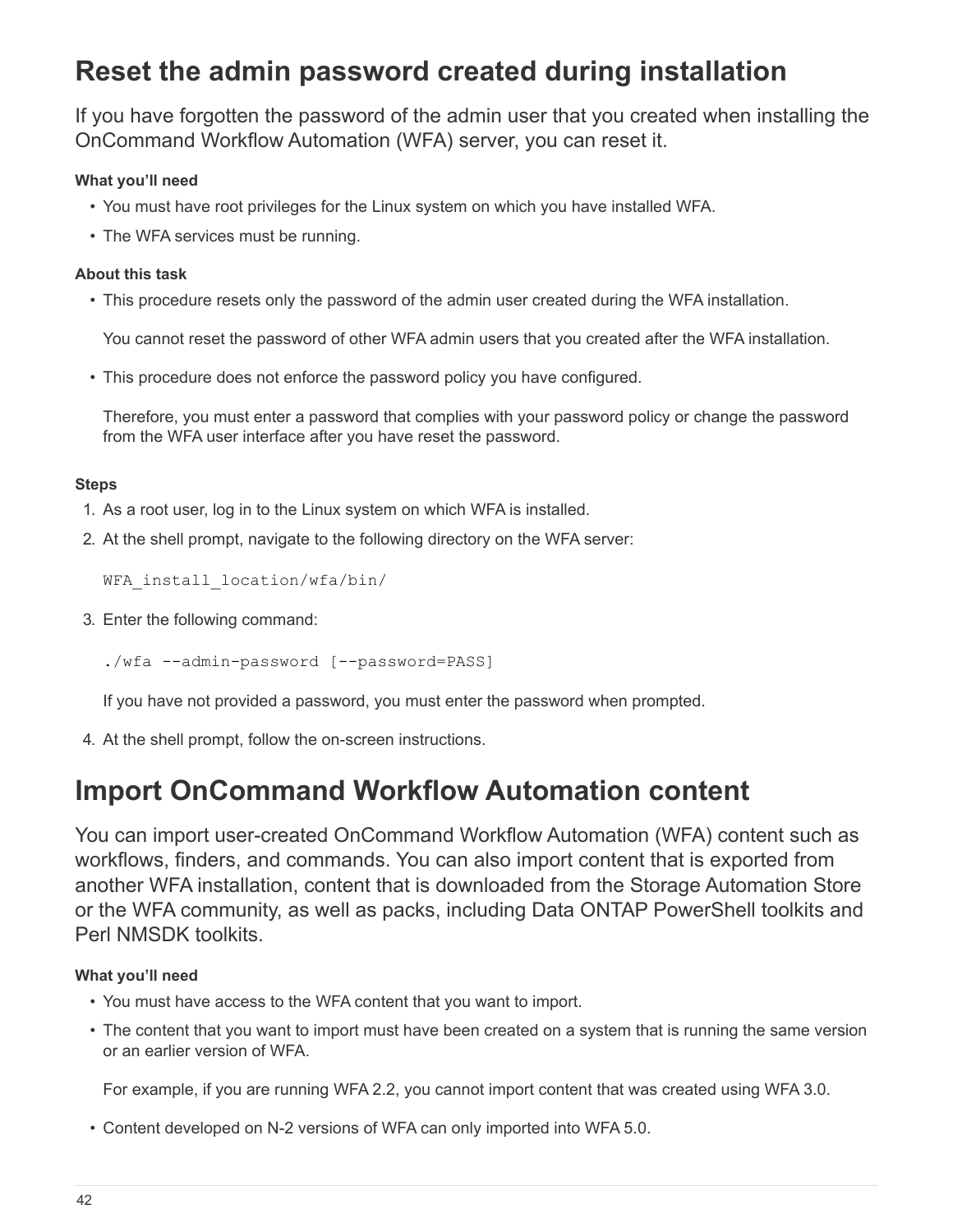# Reset the admin password created during installation

If you have forgotten the password of the admin user that you created when installing the OnCommand Workflow Automation (WFA) server, you can reset it.

#### What you'll need

- You must have root privileges for the Linux system on which you have installed WFA.
- The WFA services must be running.

#### About this task

- This procedure resets only the password of the admin user created during the WFA installation.

  You cannot reset the password of other WFA admin users that you created after the WFA installation.

- This procedure does not enforce the password policy you have configured.

  Therefore, you must enter a password that complies with your password policy or change the password from the WFA user interface after you have reset the password.

#### Steps

1. As a root user, log in to the Linux system on which WFA is installed.
2. At the shell prompt, navigate to the following directory on the WFA server:

   ```
   WFA_install_location/wfa/bin/
   ```

3. Enter the following command:

   ```
   ./wfa --admin-password [--password=PASS]
   ```

   If you have not provided a password, you must enter the password when prompted.

4. At the shell prompt, follow the on-screen instructions.

# Import OnCommand Workflow Automation content

You can import user-created OnCommand Workflow Automation (WFA) content such as workflows, finders, and commands. You can also import content that is exported from another WFA installation, content that is downloaded from the Storage Automation Store or the WFA community, as well as packs, including Data ONTAP PowerShell toolkits and Perl NMSDK toolkits.

#### What you'll need

- You must have access to the WFA content that you want to import.
- The content that you want to import must have been created on a system that is running the same version or an earlier version of WFA.

  For example, if you are running WFA 2.2, you cannot import content that was created using WFA 3.0.

- Content developed on N-2 versions of WFA can only imported into WFA 5.0.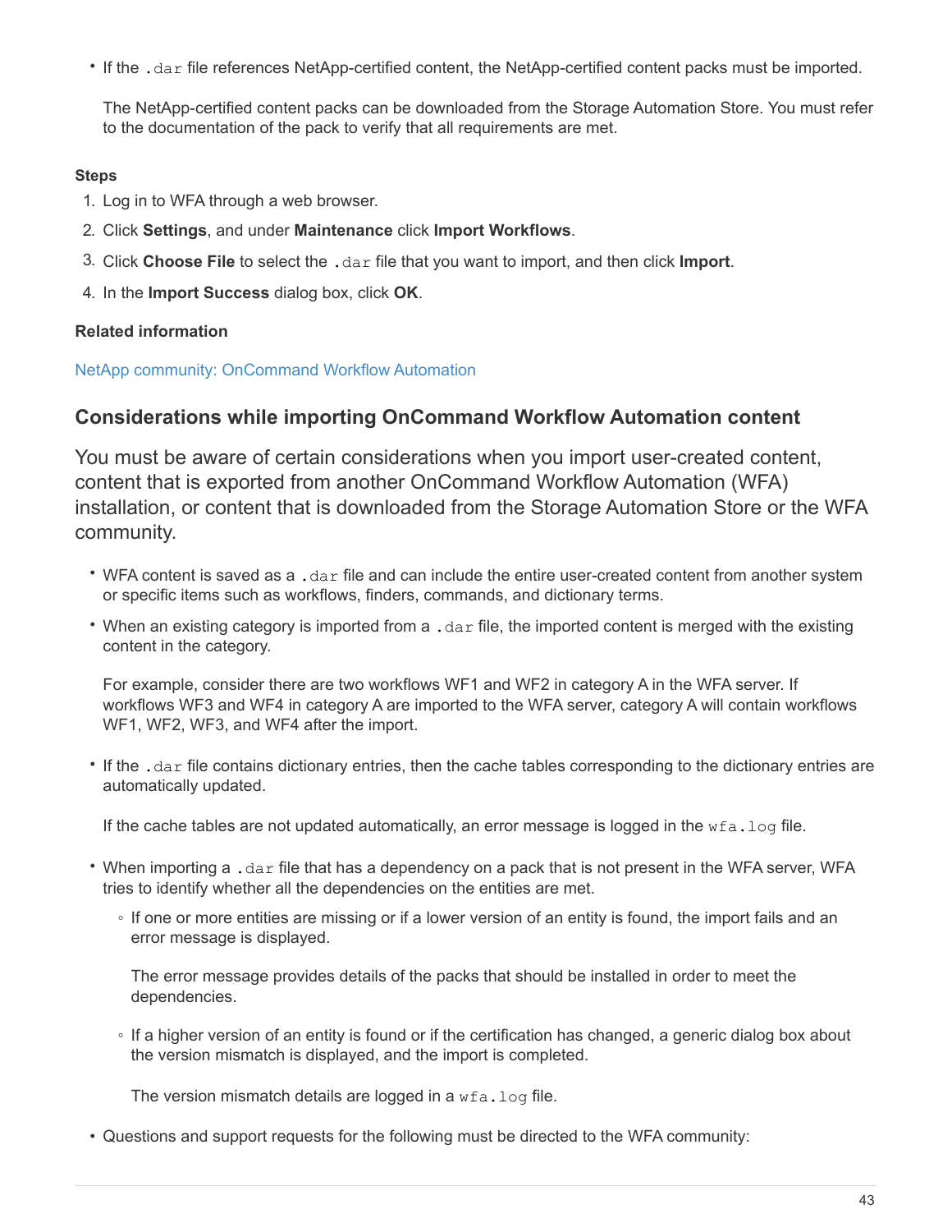- If the `.dar` file references NetApp-certified content, the NetApp-certified content packs must be imported.

  The NetApp-certified content packs can be downloaded from the Storage Automation Store. You must refer to the documentation of the pack to verify that all requirements are met.

**Steps**

1. Log in to WFA through a web browser.
2. Click **Settings**, and under **Maintenance** click **Import Workflows**.
3. Click **Choose File** to select the `.dar` file that you want to import, and then click **Import**.
4. In the **Import Success** dialog box, click **OK**.

**Related information**

NetApp community: OnCommand Workflow Automation

## Considerations while importing OnCommand Workflow Automation content

You must be aware of certain considerations when you import user-created content, content that is exported from another OnCommand Workflow Automation (WFA) installation, or content that is downloaded from the Storage Automation Store or the WFA community.

- WFA content is saved as a `.dar` file and can include the entire user-created content from another system or specific items such as workflows, finders, commands, and dictionary terms.
- When an existing category is imported from a `.dar` file, the imported content is merged with the existing content in the category.

  For example, consider there are two workflows WF1 and WF2 in category A in the WFA server. If workflows WF3 and WF4 in category A are imported to the WFA server, category A will contain workflows WF1, WF2, WF3, and WF4 after the import.

- If the `.dar` file contains dictionary entries, then the cache tables corresponding to the dictionary entries are automatically updated.

  If the cache tables are not updated automatically, an error message is logged in the `wfa.log` file.

- When importing a `.dar` file that has a dependency on a pack that is not present in the WFA server, WFA tries to identify whether all the dependencies on the entities are met.
  - If one or more entities are missing or if a lower version of an entity is found, the import fails and an error message is displayed.

    The error message provides details of the packs that should be installed in order to meet the dependencies.

  - If a higher version of an entity is found or if the certification has changed, a generic dialog box about the version mismatch is displayed, and the import is completed.

    The version mismatch details are logged in a `wfa.log` file.

- Questions and support requests for the following must be directed to the WFA community: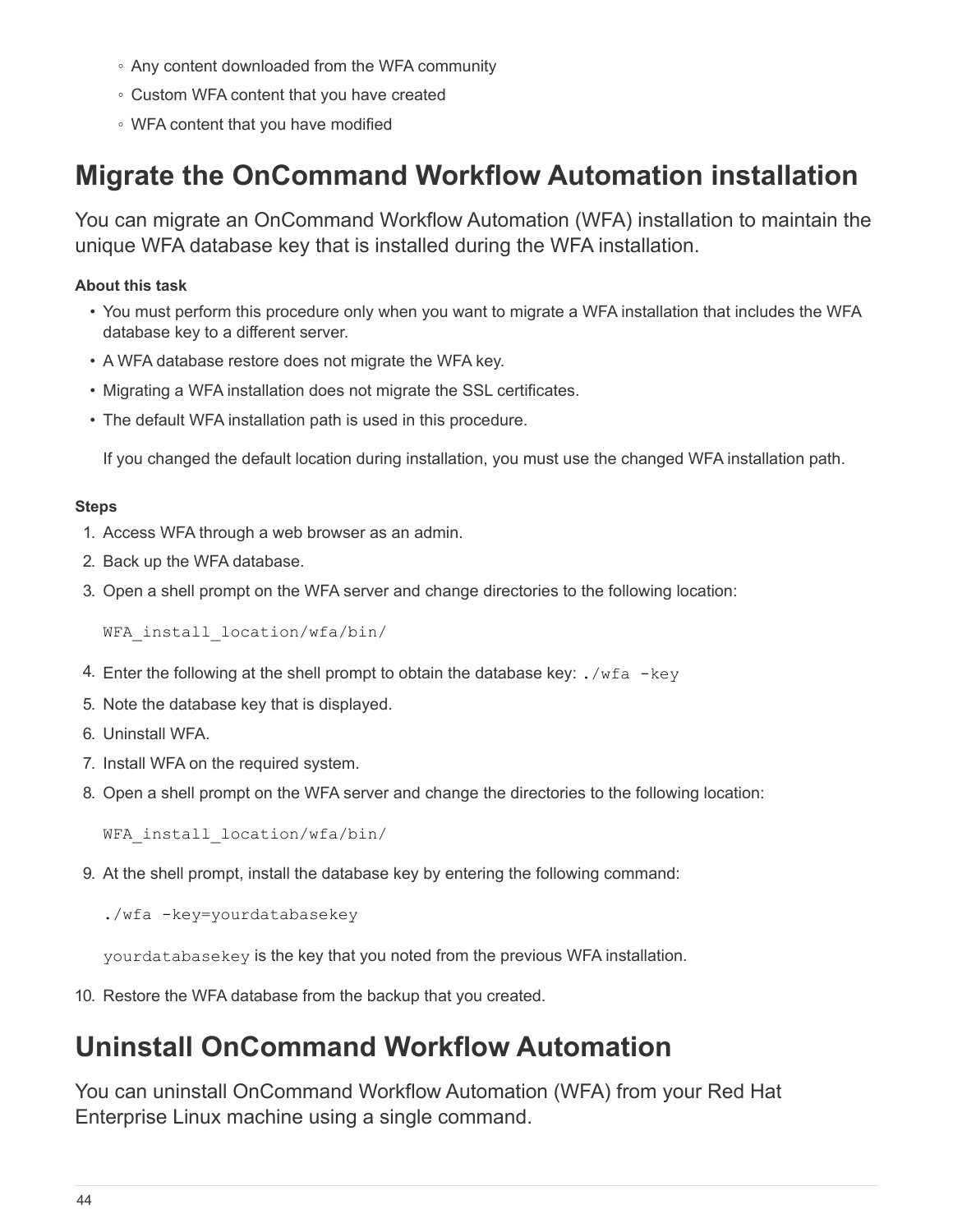- Any content downloaded from the WFA community
- Custom WFA content that you have created
- WFA content that you have modified

# Migrate the OnCommand Workflow Automation installation

You can migrate an OnCommand Workflow Automation (WFA) installation to maintain the unique WFA database key that is installed during the WFA installation.

**About this task**

- You must perform this procedure only when you want to migrate a WFA installation that includes the WFA database key to a different server.
- A WFA database restore does not migrate the WFA key.
- Migrating a WFA installation does not migrate the SSL certificates.
- The default WFA installation path is used in this procedure.

  If you changed the default location during installation, you must use the changed WFA installation path.

**Steps**

1. Access WFA through a web browser as an admin.
2. Back up the WFA database.
3. Open a shell prompt on the WFA server and change directories to the following location:

   ```
   WFA_install_location/wfa/bin/
   ```

4. Enter the following at the shell prompt to obtain the database key: `./wfa -key`
5. Note the database key that is displayed.
6. Uninstall WFA.
7. Install WFA on the required system.
8. Open a shell prompt on the WFA server and change the directories to the following location:

   ```
   WFA_install_location/wfa/bin/
   ```

9. At the shell prompt, install the database key by entering the following command:

   ```
   ./wfa -key=yourdatabasekey
   ```

   `yourdatabasekey` is the key that you noted from the previous WFA installation.

10. Restore the WFA database from the backup that you created.

# Uninstall OnCommand Workflow Automation

You can uninstall OnCommand Workflow Automation (WFA) from your Red Hat Enterprise Linux machine using a single command.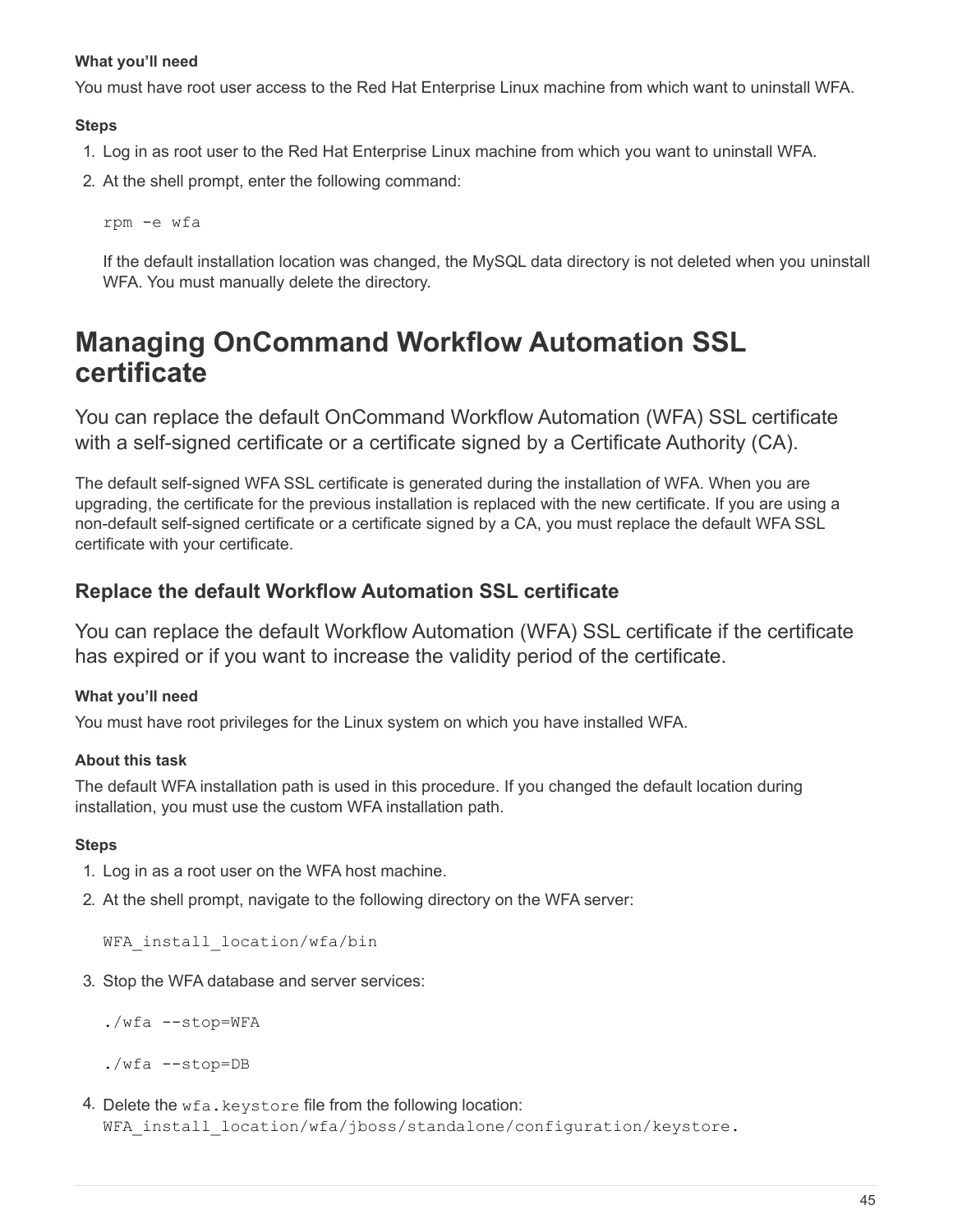**What you'll need**

You must have root user access to the Red Hat Enterprise Linux machine from which want to uninstall WFA.

**Steps**

1. Log in as root user to the Red Hat Enterprise Linux machine from which you want to uninstall WFA.
2. At the shell prompt, enter the following command:

   ```
   rpm -e wfa
   ```

   If the default installation location was changed, the MySQL data directory is not deleted when you uninstall WFA. You must manually delete the directory.

# Managing OnCommand Workflow Automation SSL certificate

You can replace the default OnCommand Workflow Automation (WFA) SSL certificate with a self-signed certificate or a certificate signed by a Certificate Authority (CA).

The default self-signed WFA SSL certificate is generated during the installation of WFA. When you are upgrading, the certificate for the previous installation is replaced with the new certificate. If you are using a non-default self-signed certificate or a certificate signed by a CA, you must replace the default WFA SSL certificate with your certificate.

## Replace the default Workflow Automation SSL certificate

You can replace the default Workflow Automation (WFA) SSL certificate if the certificate has expired or if you want to increase the validity period of the certificate.

**What you'll need**

You must have root privileges for the Linux system on which you have installed WFA.

**About this task**

The default WFA installation path is used in this procedure. If you changed the default location during installation, you must use the custom WFA installation path.

**Steps**

1. Log in as a root user on the WFA host machine.
2. At the shell prompt, navigate to the following directory on the WFA server:

   ```
   WFA_install_location/wfa/bin
   ```

3. Stop the WFA database and server services:

   ```
   ./wfa --stop=WFA
   ```

   ```
   ./wfa --stop=DB
   ```

4. Delete the `wfa.keystore` file from the following location: `WFA_install_location/wfa/jboss/standalone/configuration/keystore.`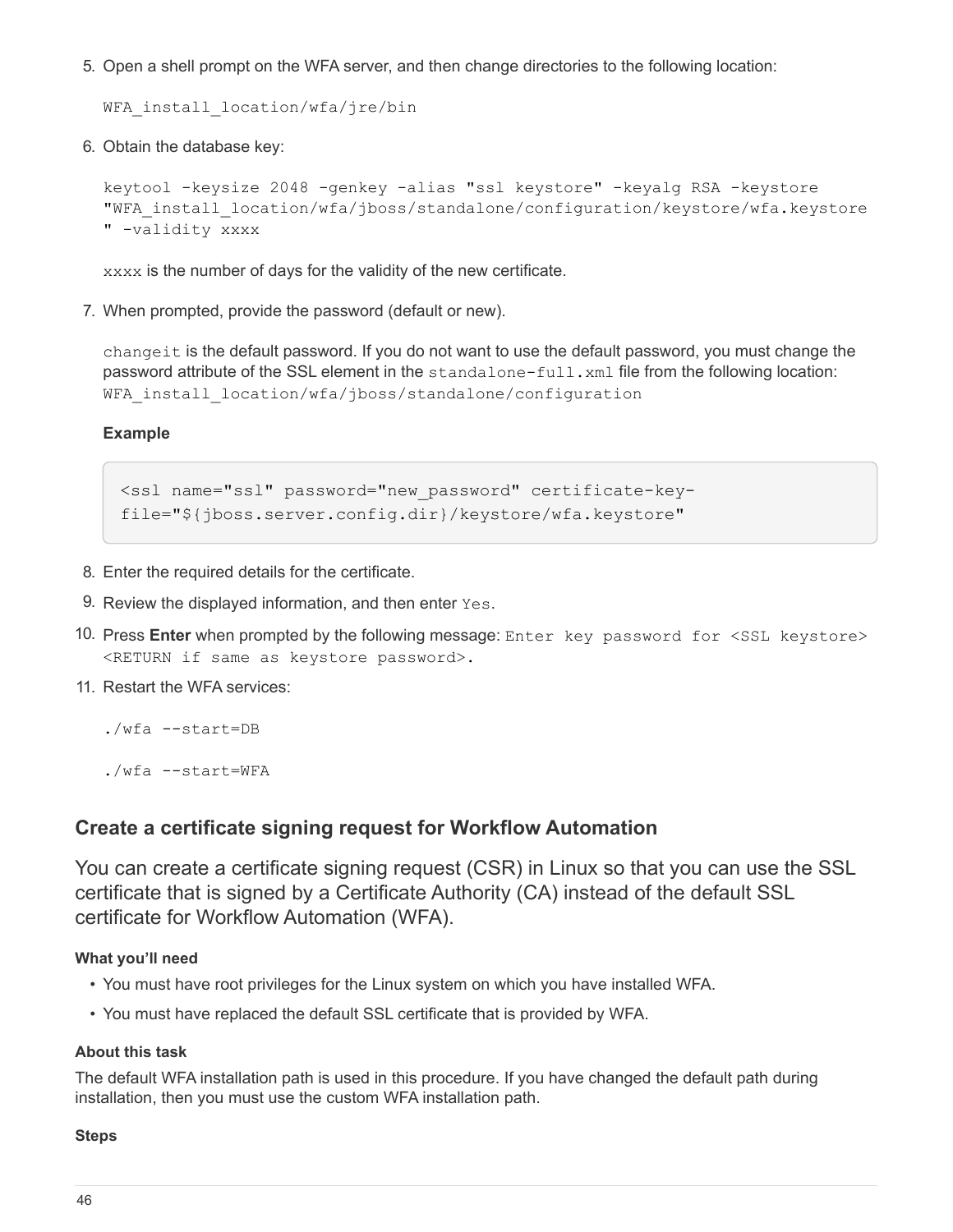5. Open a shell prompt on the WFA server, and then change directories to the following location:

   `WFA_install_location/wfa/jre/bin`

6. Obtain the database key:

   ```
   keytool -keysize 2048 -genkey -alias "ssl keystore" -keyalg RSA -keystore
   "WFA_install_location/wfa/jboss/standalone/configuration/keystore/wfa.keystore
   " -validity xxxx
   ```

   `xxxx` is the number of days for the validity of the new certificate.

7. When prompted, provide the password (default or new).

   `changeit` is the default password. If you do not want to use the default password, you must change the password attribute of the SSL element in the `standalone-full.xml` file from the following location: `WFA_install_location/wfa/jboss/standalone/configuration`

   **Example**

   ```
   <ssl name="ssl" password="new_password" certificate-key-
   file="${jboss.server.config.dir}/keystore/wfa.keystore"
   ```

8. Enter the required details for the certificate.
9. Review the displayed information, and then enter `Yes`.
10. Press **Enter** when prompted by the following message: `Enter key password for <SSL keystore> <RETURN if same as keystore password>.`
11. Restart the WFA services:

    `./wfa --start=DB`

    `./wfa --start=WFA`

## Create a certificate signing request for Workflow Automation

You can create a certificate signing request (CSR) in Linux so that you can use the SSL certificate that is signed by a Certificate Authority (CA) instead of the default SSL certificate for Workflow Automation (WFA).

#### What you'll need

- You must have root privileges for the Linux system on which you have installed WFA.
- You must have replaced the default SSL certificate that is provided by WFA.

#### About this task

The default WFA installation path is used in this procedure. If you have changed the default path during installation, then you must use the custom WFA installation path.

#### Steps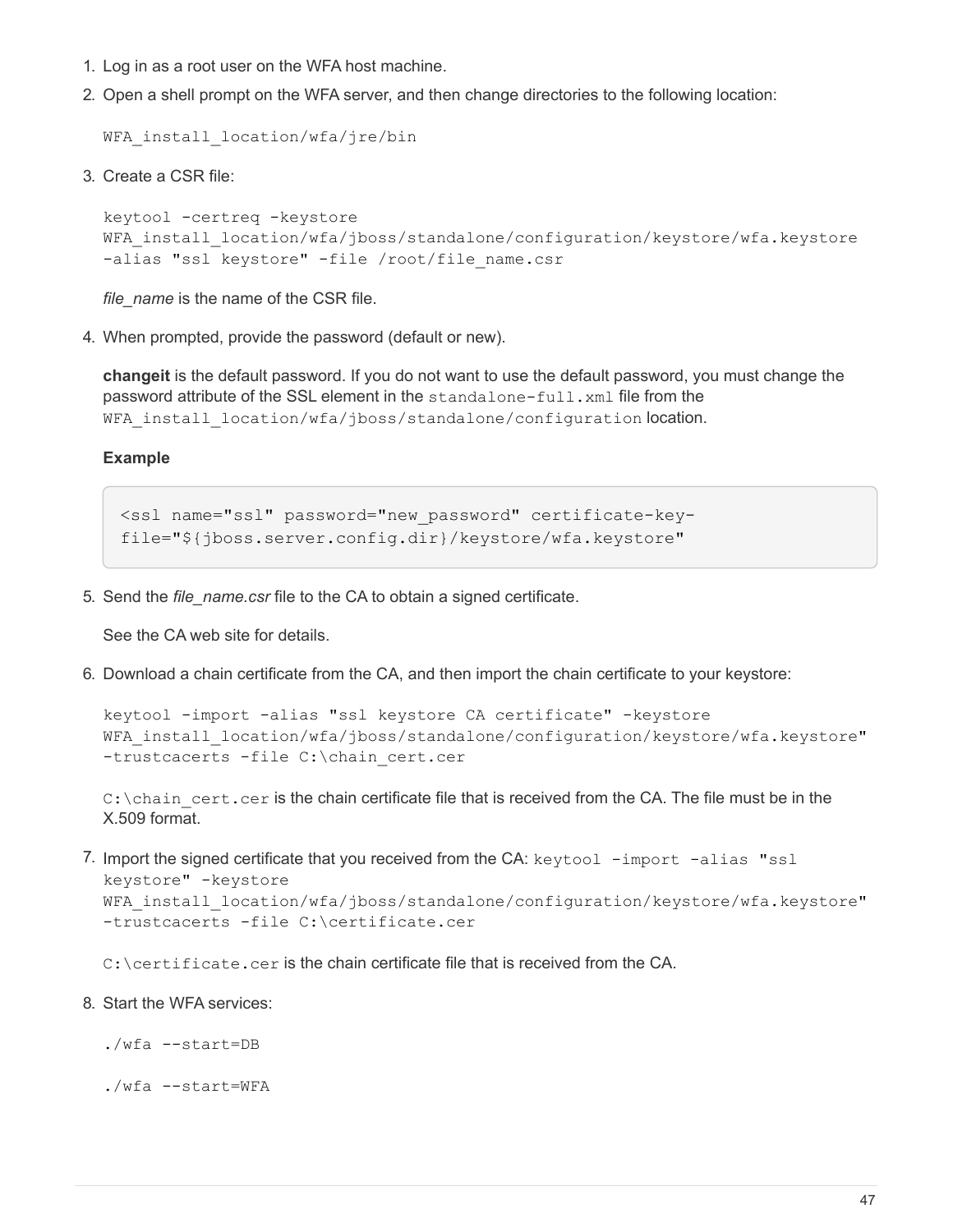1. Log in as a root user on the WFA host machine.
2. Open a shell prompt on the WFA server, and then change directories to the following location:

   ```
   WFA_install_location/wfa/jre/bin
   ```

3. Create a CSR file:

   ```
   keytool -certreq -keystore
   WFA_install_location/wfa/jboss/standalone/configuration/keystore/wfa.keystore
   -alias "ssl keystore" -file /root/file_name.csr
   ```

   *file_name* is the name of the CSR file.

4. When prompted, provide the password (default or new).

   **changeit** is the default password. If you do not want to use the default password, you must change the password attribute of the SSL element in the `standalone-full.xml` file from the `WFA_install_location/wfa/jboss/standalone/configuration` location.

   **Example**

   ```
   <ssl name="ssl" password="new_password" certificate-key-
   file="${jboss.server.config.dir}/keystore/wfa.keystore"
   ```

5. Send the *file_name.csr* file to the CA to obtain a signed certificate.

   See the CA web site for details.

6. Download a chain certificate from the CA, and then import the chain certificate to your keystore:

   ```
   keytool -import -alias "ssl keystore CA certificate" -keystore
   WFA_install_location/wfa/jboss/standalone/configuration/keystore/wfa.keystore"
   -trustcacerts -file C:\chain_cert.cer
   ```

   `C:\chain_cert.cer` is the chain certificate file that is received from the CA. The file must be in the X.509 format.

7. Import the signed certificate that you received from the CA: `keytool -import -alias "ssl keystore" -keystore WFA_install_location/wfa/jboss/standalone/configuration/keystore/wfa.keystore" -trustcacerts -file C:\certificate.cer`

   `C:\certificate.cer` is the chain certificate file that is received from the CA.

8. Start the WFA services:

   ```
   ./wfa --start=DB
   ```

   ```
   ./wfa --start=WFA
   ```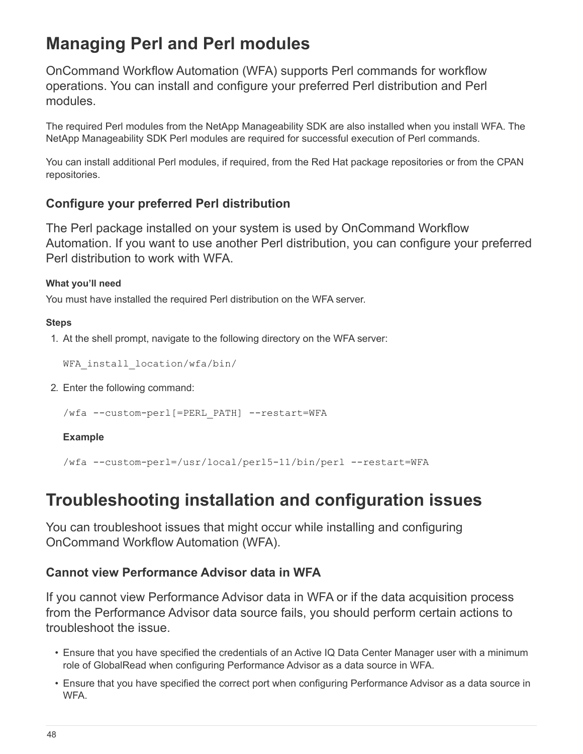# Managing Perl and Perl modules

OnCommand Workflow Automation (WFA) supports Perl commands for workflow operations. You can install and configure your preferred Perl distribution and Perl modules.

The required Perl modules from the NetApp Manageability SDK are also installed when you install WFA. The NetApp Manageability SDK Perl modules are required for successful execution of Perl commands.

You can install additional Perl modules, if required, from the Red Hat package repositories or from the CPAN repositories.

## Configure your preferred Perl distribution

The Perl package installed on your system is used by OnCommand Workflow Automation. If you want to use another Perl distribution, you can configure your preferred Perl distribution to work with WFA.

**What you'll need**

You must have installed the required Perl distribution on the WFA server.

**Steps**

1. At the shell prompt, navigate to the following directory on the WFA server:

   ```
   WFA_install_location/wfa/bin/
   ```

2. Enter the following command:

   ```
   /wfa --custom-perl[=PERL_PATH] --restart=WFA
   ```

   **Example**

   ```
   /wfa --custom-perl=/usr/local/perl5-11/bin/perl --restart=WFA
   ```

# Troubleshooting installation and configuration issues

You can troubleshoot issues that might occur while installing and configuring OnCommand Workflow Automation (WFA).

## Cannot view Performance Advisor data in WFA

If you cannot view Performance Advisor data in WFA or if the data acquisition process from the Performance Advisor data source fails, you should perform certain actions to troubleshoot the issue.

- Ensure that you have specified the credentials of an Active IQ Data Center Manager user with a minimum role of GlobalRead when configuring Performance Advisor as a data source in WFA.
- Ensure that you have specified the correct port when configuring Performance Advisor as a data source in WFA.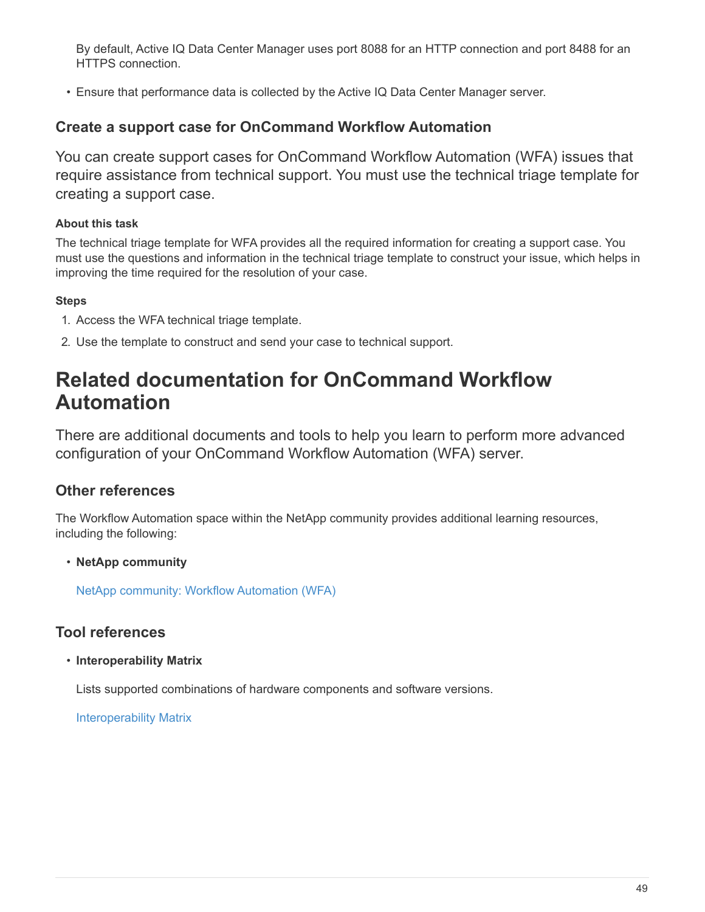By default, Active IQ Data Center Manager uses port 8088 for an HTTP connection and port 8488 for an HTTPS connection.

- Ensure that performance data is collected by the Active IQ Data Center Manager server.

### Create a support case for OnCommand Workflow Automation

You can create support cases for OnCommand Workflow Automation (WFA) issues that require assistance from technical support. You must use the technical triage template for creating a support case.

**About this task**

The technical triage template for WFA provides all the required information for creating a support case. You must use the questions and information in the technical triage template to construct your issue, which helps in improving the time required for the resolution of your case.

**Steps**

1. Access the WFA technical triage template.
2. Use the template to construct and send your case to technical support.

## Related documentation for OnCommand Workflow Automation

There are additional documents and tools to help you learn to perform more advanced configuration of your OnCommand Workflow Automation (WFA) server.

### Other references

The Workflow Automation space within the NetApp community provides additional learning resources, including the following:

- **NetApp community**

  NetApp community: Workflow Automation (WFA)

### Tool references

- **Interoperability Matrix**

  Lists supported combinations of hardware components and software versions.

  Interoperability Matrix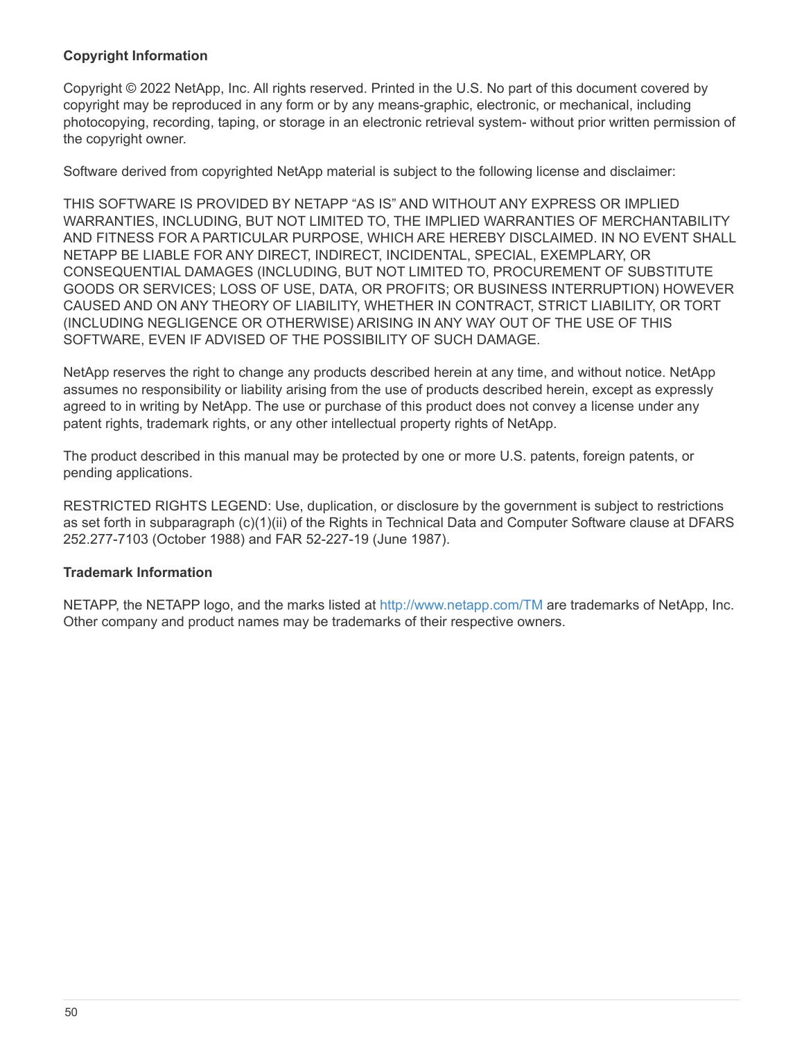**Copyright Information**

Copyright © 2022 NetApp, Inc. All rights reserved. Printed in the U.S. No part of this document covered by copyright may be reproduced in any form or by any means-graphic, electronic, or mechanical, including photocopying, recording, taping, or storage in an electronic retrieval system- without prior written permission of the copyright owner.

Software derived from copyrighted NetApp material is subject to the following license and disclaimer:

THIS SOFTWARE IS PROVIDED BY NETAPP “AS IS” AND WITHOUT ANY EXPRESS OR IMPLIED WARRANTIES, INCLUDING, BUT NOT LIMITED TO, THE IMPLIED WARRANTIES OF MERCHANTABILITY AND FITNESS FOR A PARTICULAR PURPOSE, WHICH ARE HEREBY DISCLAIMED. IN NO EVENT SHALL NETAPP BE LIABLE FOR ANY DIRECT, INDIRECT, INCIDENTAL, SPECIAL, EXEMPLARY, OR CONSEQUENTIAL DAMAGES (INCLUDING, BUT NOT LIMITED TO, PROCUREMENT OF SUBSTITUTE GOODS OR SERVICES; LOSS OF USE, DATA, OR PROFITS; OR BUSINESS INTERRUPTION) HOWEVER CAUSED AND ON ANY THEORY OF LIABILITY, WHETHER IN CONTRACT, STRICT LIABILITY, OR TORT (INCLUDING NEGLIGENCE OR OTHERWISE) ARISING IN ANY WAY OUT OF THE USE OF THIS SOFTWARE, EVEN IF ADVISED OF THE POSSIBILITY OF SUCH DAMAGE.

NetApp reserves the right to change any products described herein at any time, and without notice. NetApp assumes no responsibility or liability arising from the use of products described herein, except as expressly agreed to in writing by NetApp. The use or purchase of this product does not convey a license under any patent rights, trademark rights, or any other intellectual property rights of NetApp.

The product described in this manual may be protected by one or more U.S. patents, foreign patents, or pending applications.

RESTRICTED RIGHTS LEGEND: Use, duplication, or disclosure by the government is subject to restrictions as set forth in subparagraph (c)(1)(ii) of the Rights in Technical Data and Computer Software clause at DFARS 252.277-7103 (October 1988) and FAR 52-227-19 (June 1987).

**Trademark Information**

NETAPP, the NETAPP logo, and the marks listed at http://www.netapp.com/TM are trademarks of NetApp, Inc. Other company and product names may be trademarks of their respective owners.